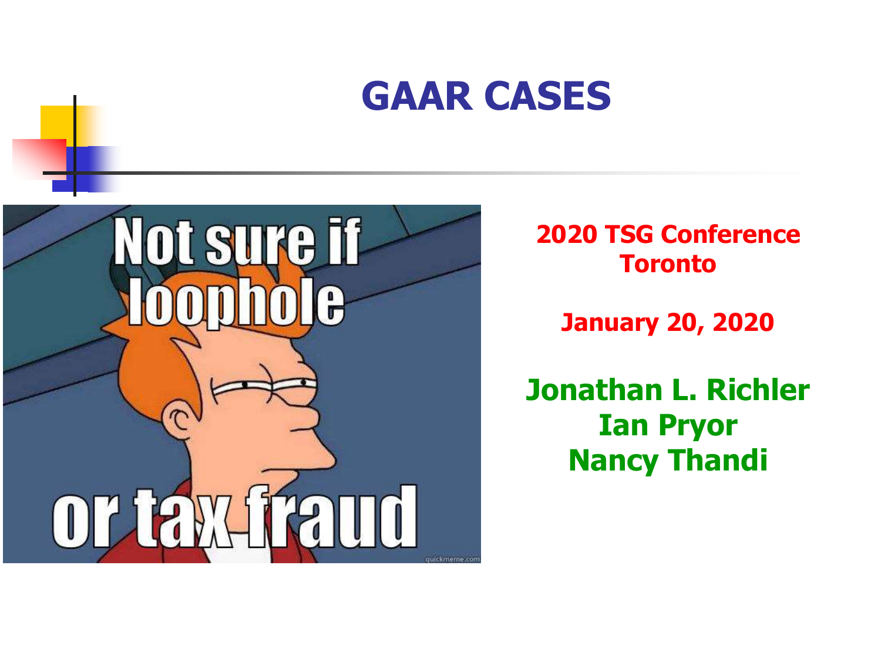# GAAR CASES

**2020 TSG Conference**
**Toronto**

**January 20, 2020**

**Jonathan L. Richler**
**Ian Pryor**
**Nancy Thandi**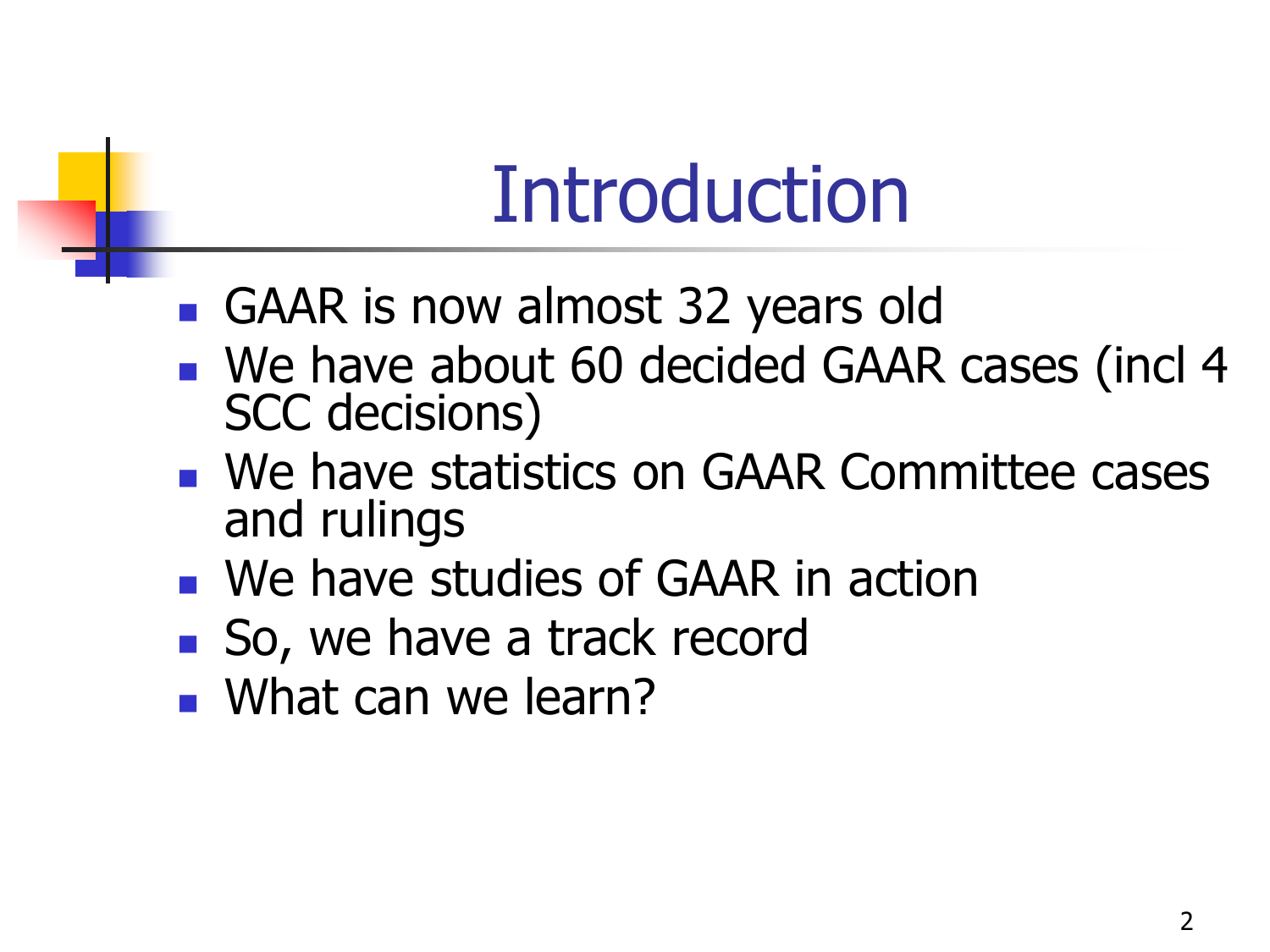# Introduction

- GAAR is now almost 32 years old
- We have about 60 decided GAAR cases (incl 4 SCC decisions)
- We have statistics on GAAR Committee cases and rulings
- We have studies of GAAR in action
- So, we have a track record
- What can we learn?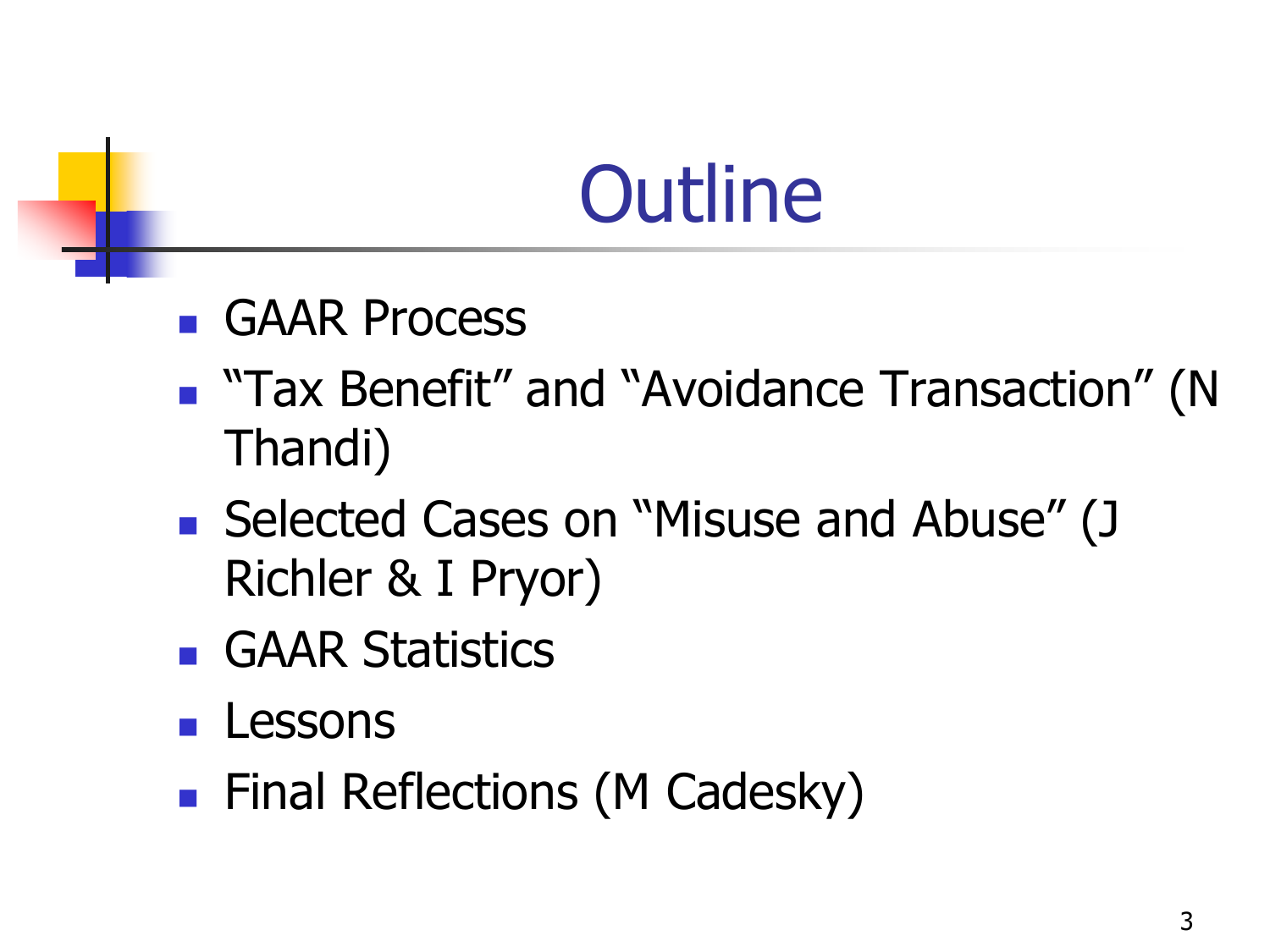# Outline

- GAAR Process
- "Tax Benefit" and "Avoidance Transaction" (N Thandi)
- Selected Cases on "Misuse and Abuse" (J Richler & I Pryor)
- GAAR Statistics
- Lessons
- Final Reflections (M Cadesky)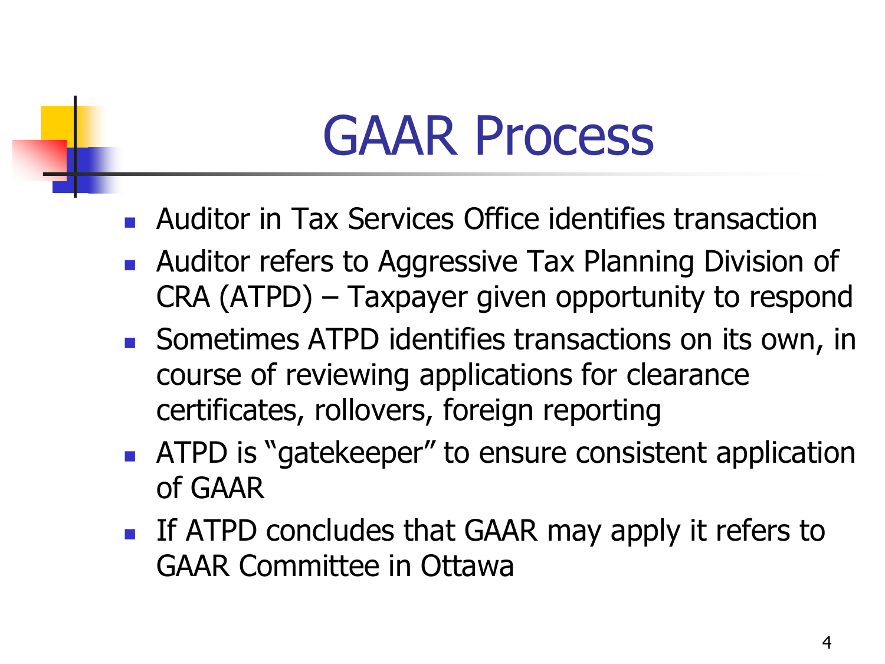# GAAR Process

- Auditor in Tax Services Office identifies transaction
- Auditor refers to Aggressive Tax Planning Division of CRA (ATPD) – Taxpayer given opportunity to respond
- Sometimes ATPD identifies transactions on its own, in course of reviewing applications for clearance certificates, rollovers, foreign reporting
- ATPD is "gatekeeper" to ensure consistent application of GAAR
- If ATPD concludes that GAAR may apply it refers to GAAR Committee in Ottawa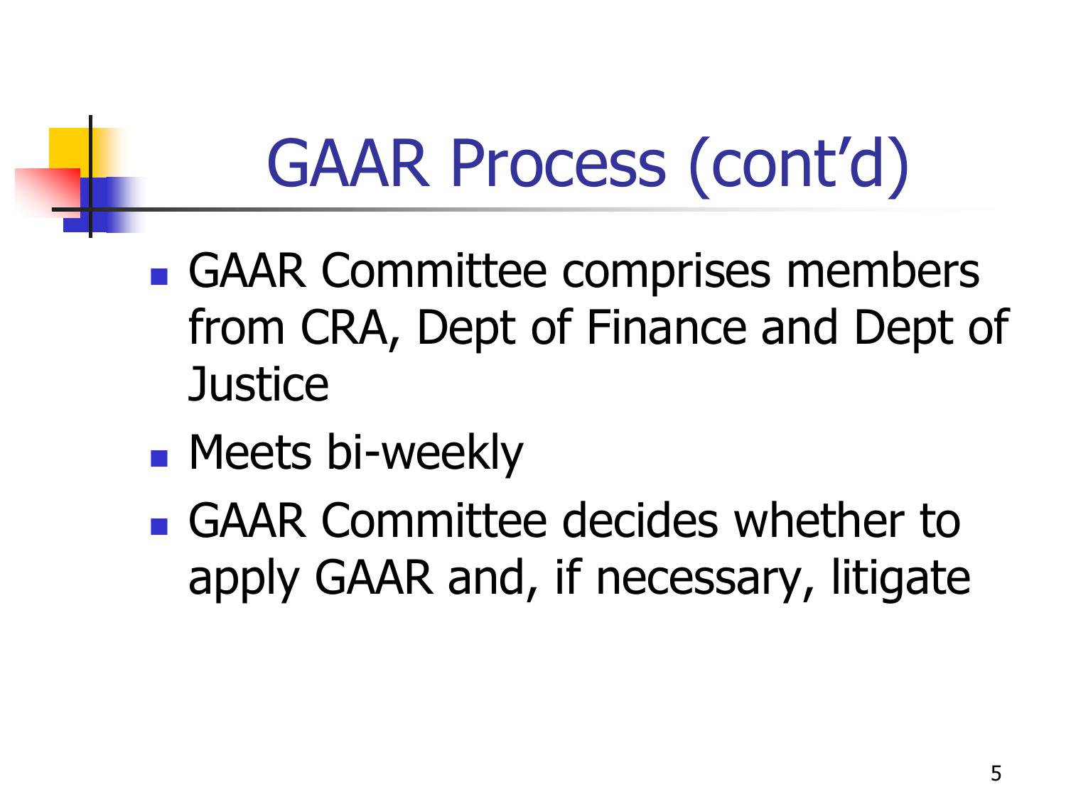# GAAR Process (cont'd)

- GAAR Committee comprises members from CRA, Dept of Finance and Dept of Justice
- Meets bi-weekly
- GAAR Committee decides whether to apply GAAR and, if necessary, litigate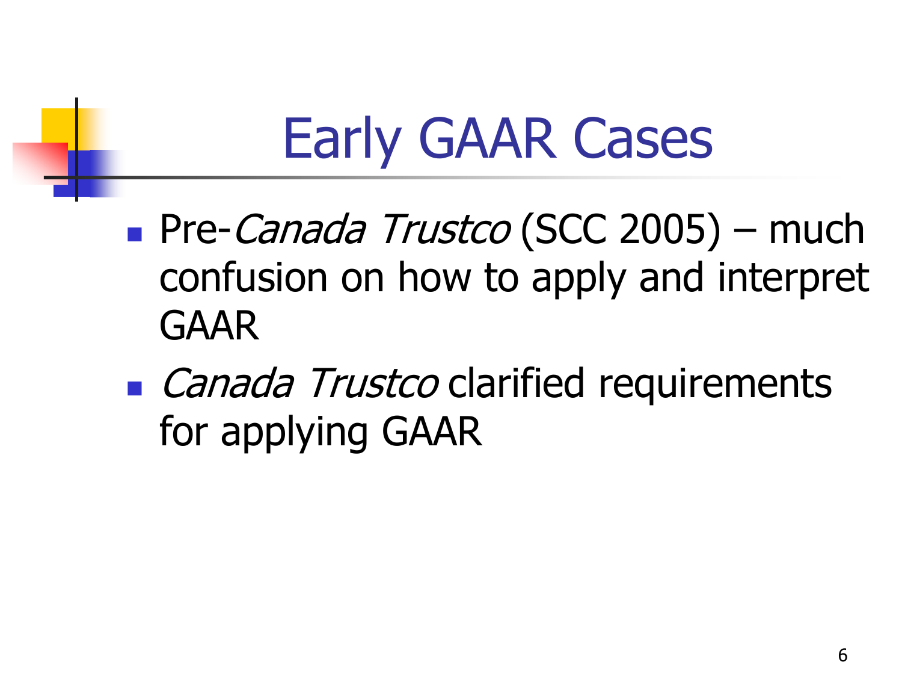# Early GAAR Cases

- Pre-*Canada Trustco* (SCC 2005) – much confusion on how to apply and interpret GAAR
- *Canada Trustco* clarified requirements for applying GAAR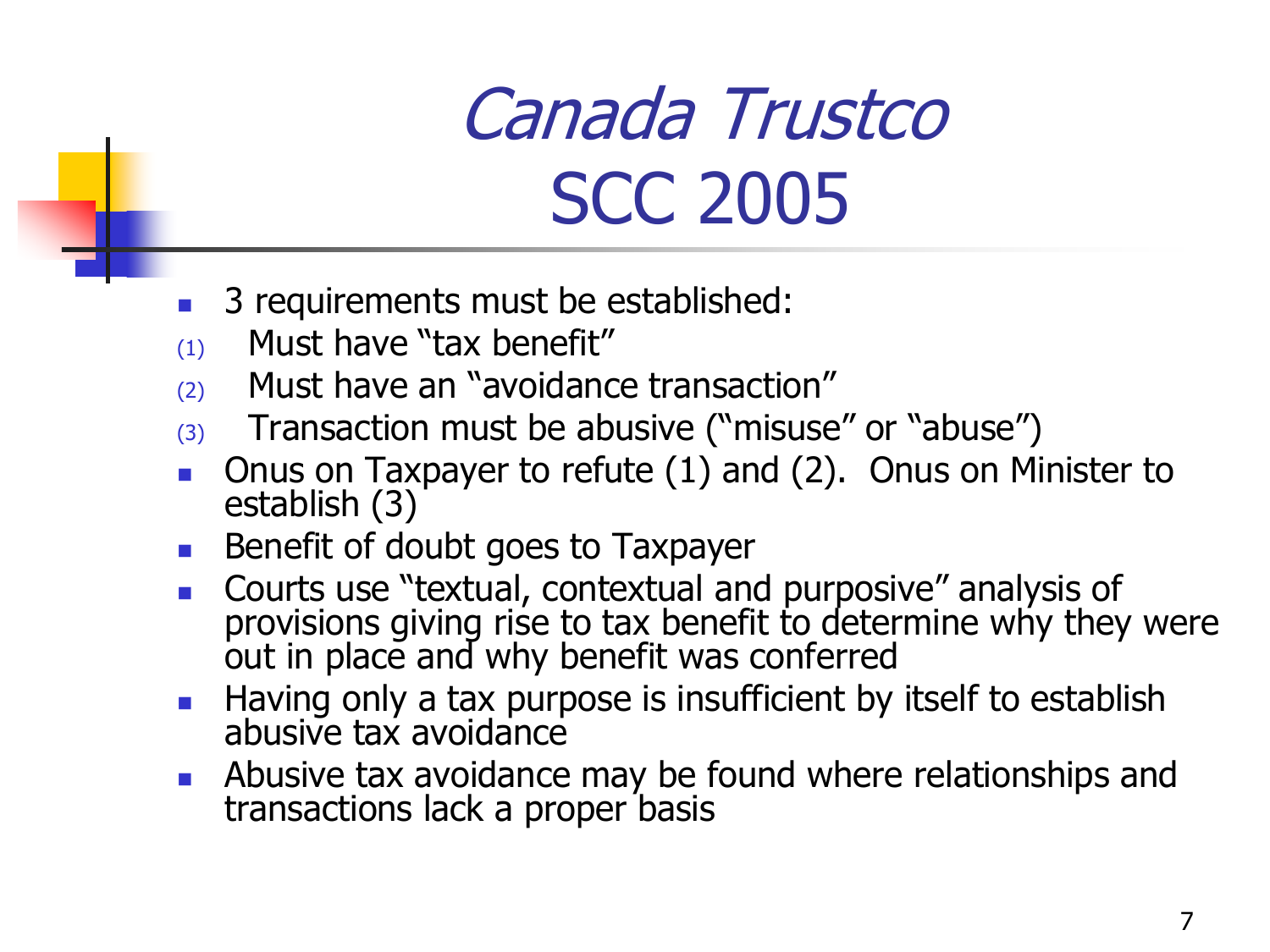# *Canada Trustco* SCC 2005

- 3 requirements must be established:
  1. Must have "tax benefit"
  2. Must have an "avoidance transaction"
  3. Transaction must be abusive ("misuse" or "abuse")
- Onus on Taxpayer to refute (1) and (2). Onus on Minister to establish (3)
- Benefit of doubt goes to Taxpayer
- Courts use "textual, contextual and purposive" analysis of provisions giving rise to tax benefit to determine why they were out in place and why benefit was conferred
- Having only a tax purpose is insufficient by itself to establish abusive tax avoidance
- Abusive tax avoidance may be found where relationships and transactions lack a proper basis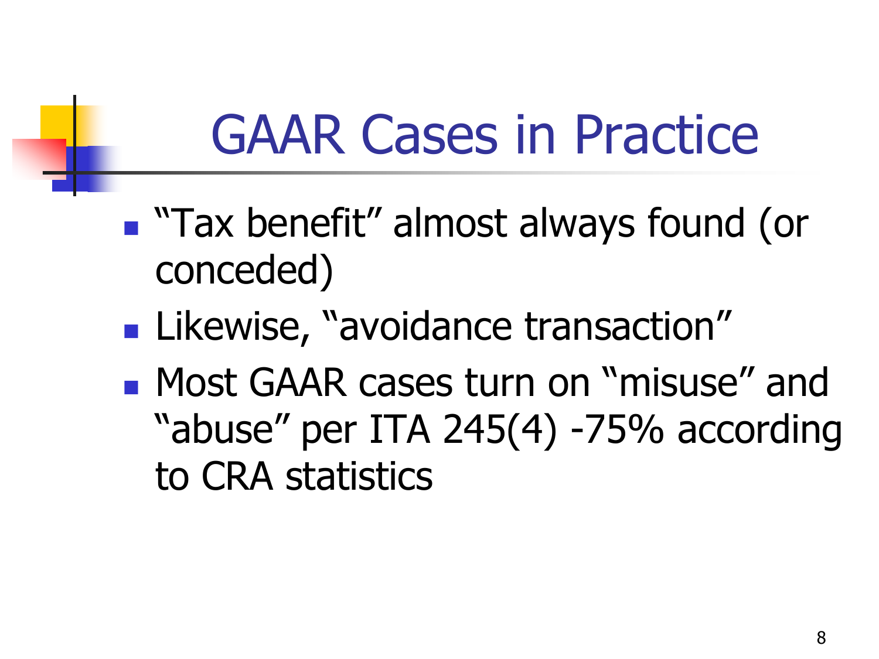# GAAR Cases in Practice

- "Tax benefit" almost always found (or conceded)
- Likewise, "avoidance transaction"
- Most GAAR cases turn on "misuse" and "abuse" per ITA 245(4) -75% according to CRA statistics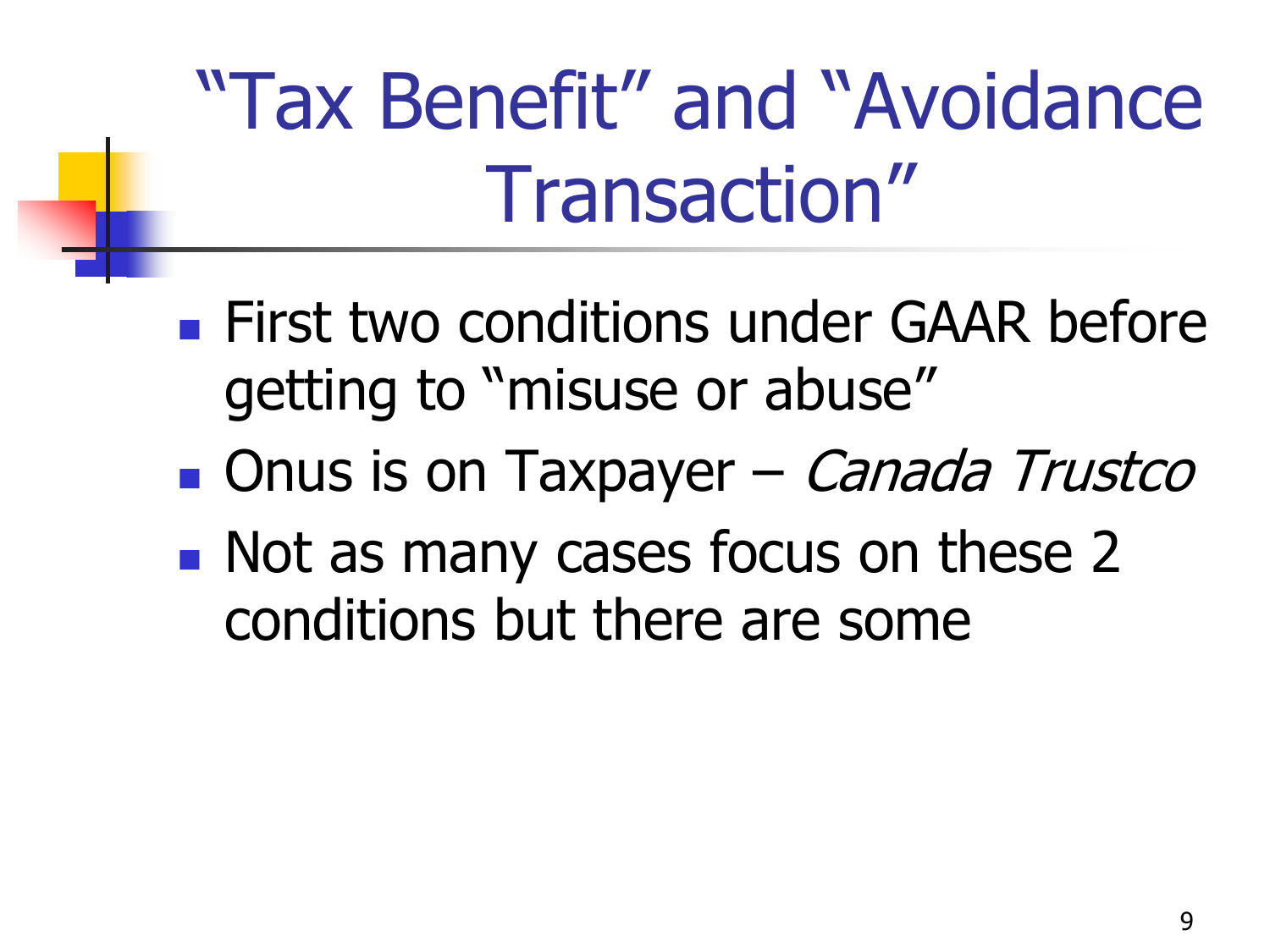# "Tax Benefit" and "Avoidance Transaction"

- First two conditions under GAAR before getting to "misuse or abuse"
- Onus is on Taxpayer – *Canada Trustco*
- Not as many cases focus on these 2 conditions but there are some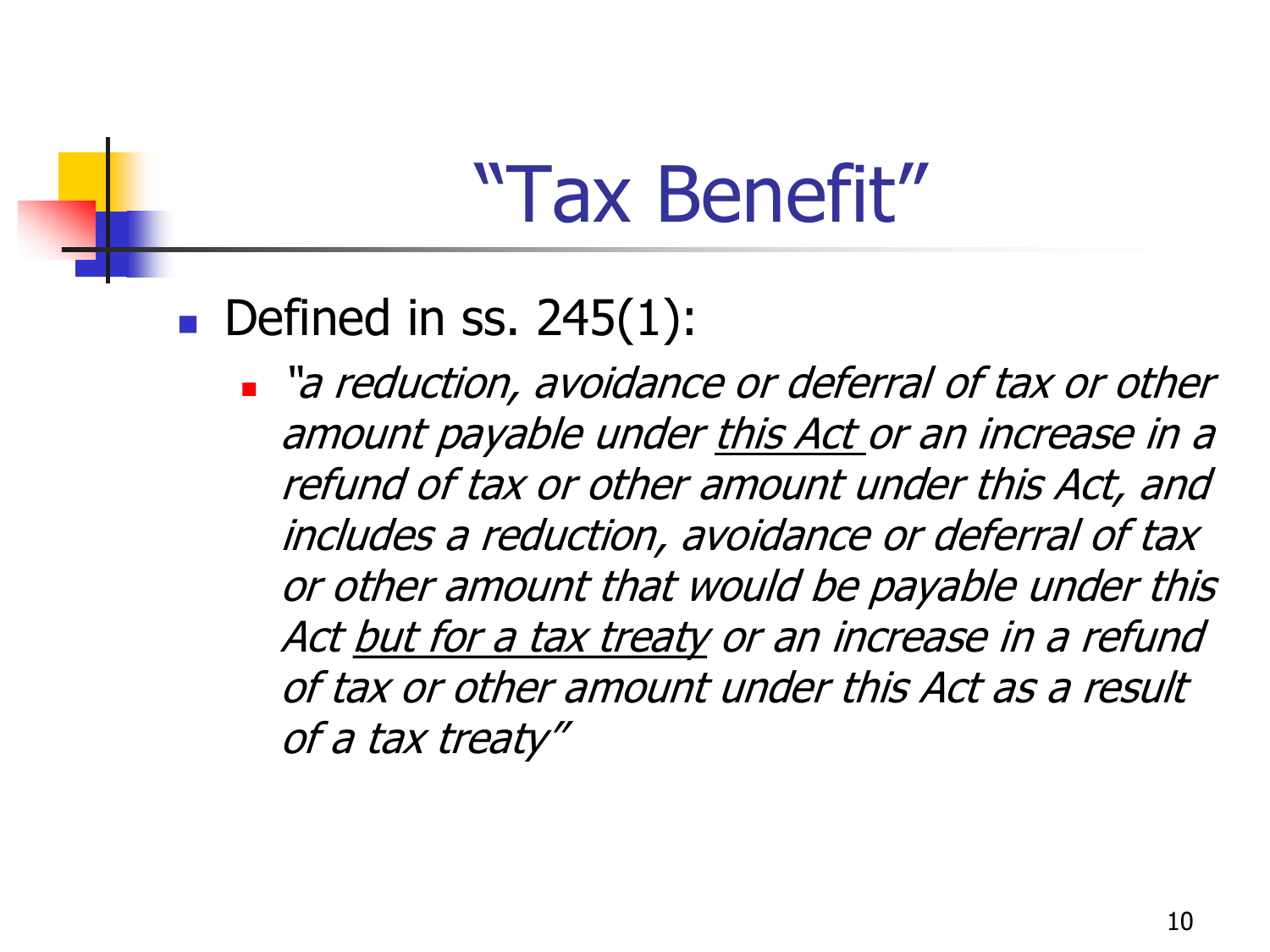# "Tax Benefit"

- Defined in ss. 245(1):
  - *"a reduction, avoidance or deferral of tax or other amount payable under <u>this Act</u> or an increase in a refund of tax or other amount under this Act, and includes a reduction, avoidance or deferral of tax or other amount that would be payable under this Act <u>but for a tax treaty</u> or an increase in a refund of tax or other amount under this Act as a result of a tax treaty"*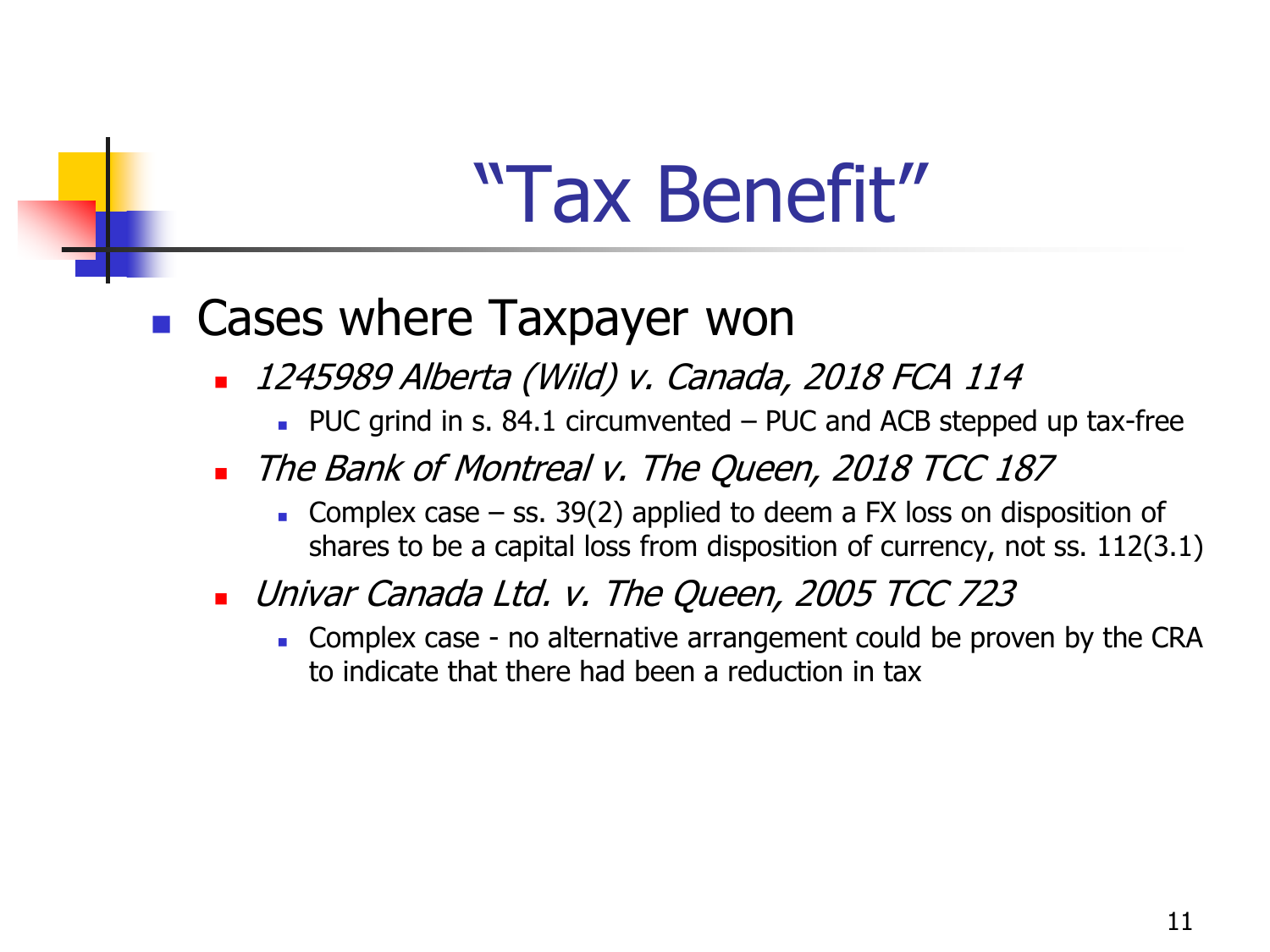# "Tax Benefit"

- Cases where Taxpayer won
  - *1245989 Alberta (Wild) v. Canada, 2018 FCA 114*
    - PUC grind in s. 84.1 circumvented – PUC and ACB stepped up tax-free
  - *The Bank of Montreal v. The Queen, 2018 TCC 187*
    - Complex case – ss. 39(2) applied to deem a FX loss on disposition of shares to be a capital loss from disposition of currency, not ss. 112(3.1)
  - *Univar Canada Ltd. v. The Queen, 2005 TCC 723*
    - Complex case - no alternative arrangement could be proven by the CRA to indicate that there had been a reduction in tax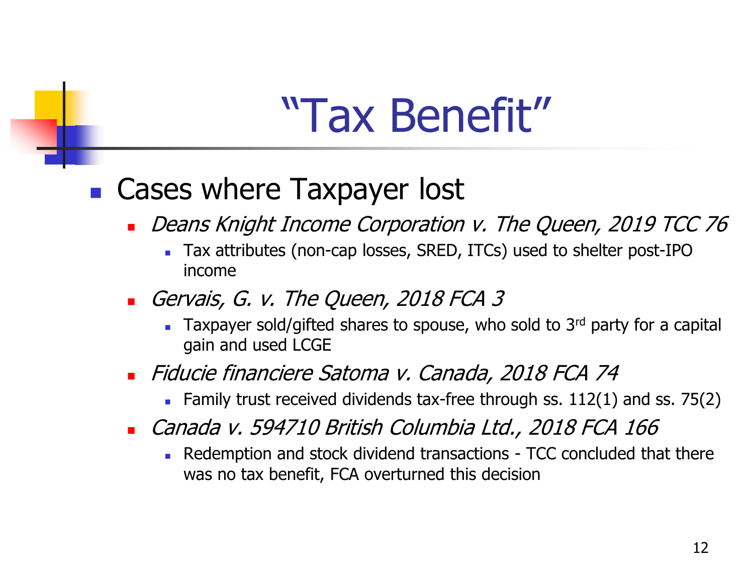# "Tax Benefit"

- Cases where Taxpayer lost
  - *Deans Knight Income Corporation v. The Queen, 2019 TCC 76*
    - Tax attributes (non-cap losses, SRED, ITCs) used to shelter post-IPO income
  - *Gervais, G. v. The Queen, 2018 FCA 3*
    - Taxpayer sold/gifted shares to spouse, who sold to 3rd party for a capital gain and used LCGE
  - *Fiducie financiere Satoma v. Canada, 2018 FCA 74*
    - Family trust received dividends tax-free through ss. 112(1) and ss. 75(2)
  - *Canada v. 594710 British Columbia Ltd., 2018 FCA 166*
    - Redemption and stock dividend transactions - TCC concluded that there was no tax benefit, FCA overturned this decision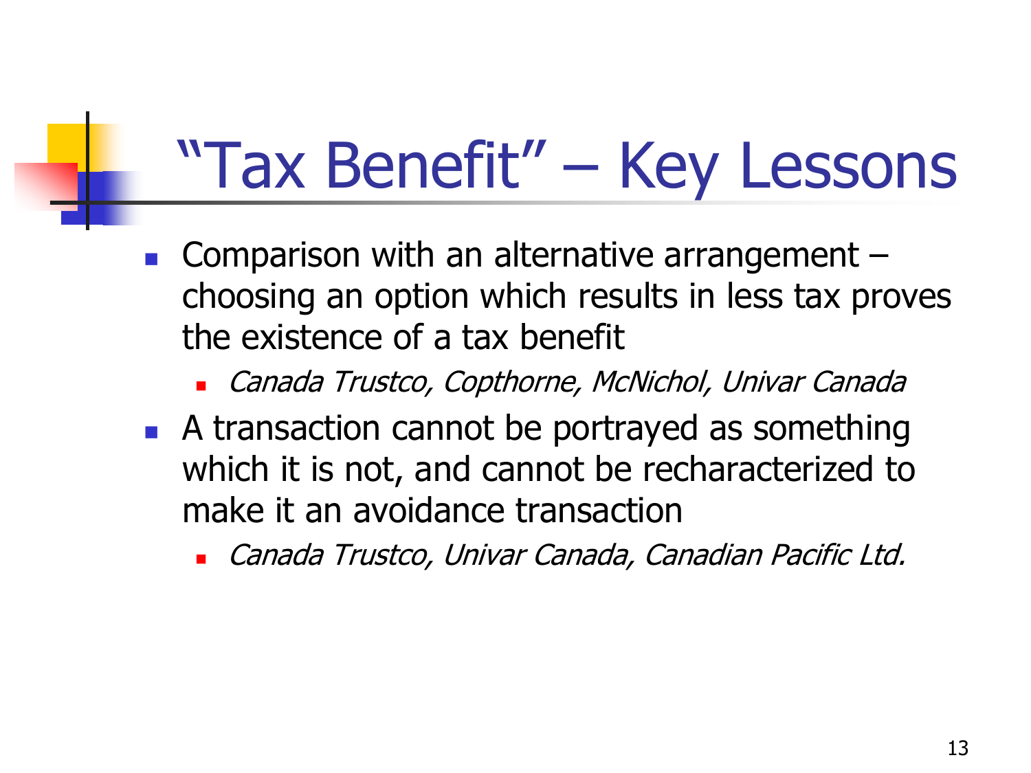# "Tax Benefit" – Key Lessons

- Comparison with an alternative arrangement – choosing an option which results in less tax proves the existence of a tax benefit
  - *Canada Trustco, Copthorne, McNichol, Univar Canada*
- A transaction cannot be portrayed as something which it is not, and cannot be recharacterized to make it an avoidance transaction
  - *Canada Trustco, Univar Canada, Canadian Pacific Ltd.*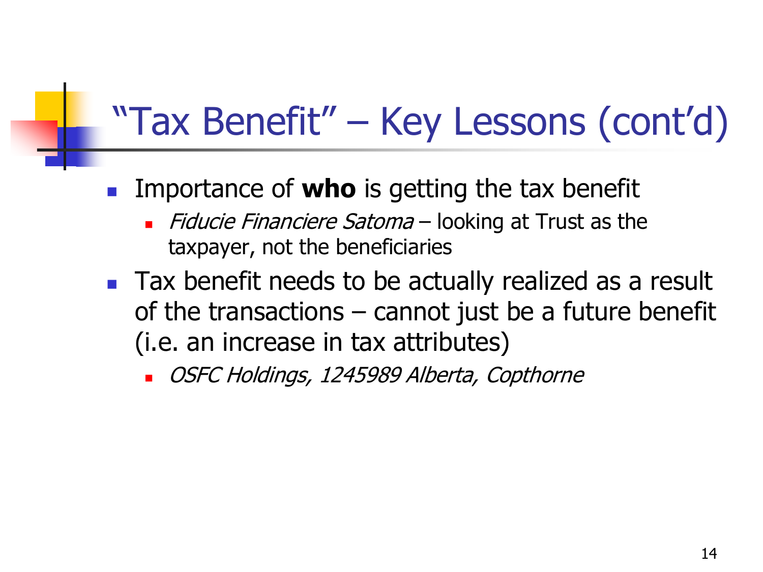# "Tax Benefit" – Key Lessons (cont'd)

- Importance of **who** is getting the tax benefit
  - *Fiducie Financiere Satoma* – looking at Trust as the taxpayer, not the beneficiaries
- Tax benefit needs to be actually realized as a result of the transactions – cannot just be a future benefit (i.e. an increase in tax attributes)
  - *OSFC Holdings, 1245989 Alberta, Copthorne*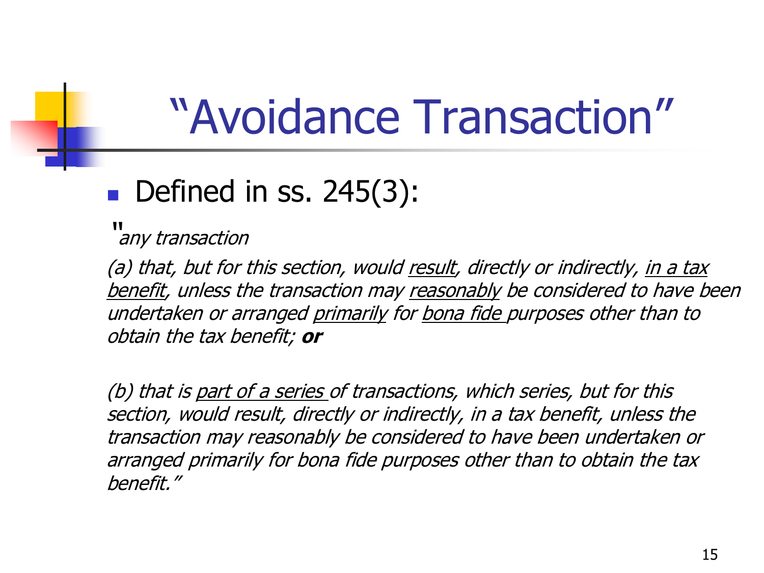# "Avoidance Transaction"

- Defined in ss. 245(3):

"*any transaction*

*(a) that, but for this section, would <u>result</u>, directly or indirectly, <u>in a tax benefit</u>, unless the transaction may <u>reasonably</u> be considered to have been undertaken or arranged <u>primarily</u> for <u>bona fide</u> purposes other than to obtain the tax benefit;* ***or***

*(b) that is <u>part of a series</u> of transactions, which series, but for this section, would result, directly or indirectly, in a tax benefit, unless the transaction may reasonably be considered to have been undertaken or arranged primarily for bona fide purposes other than to obtain the tax benefit."*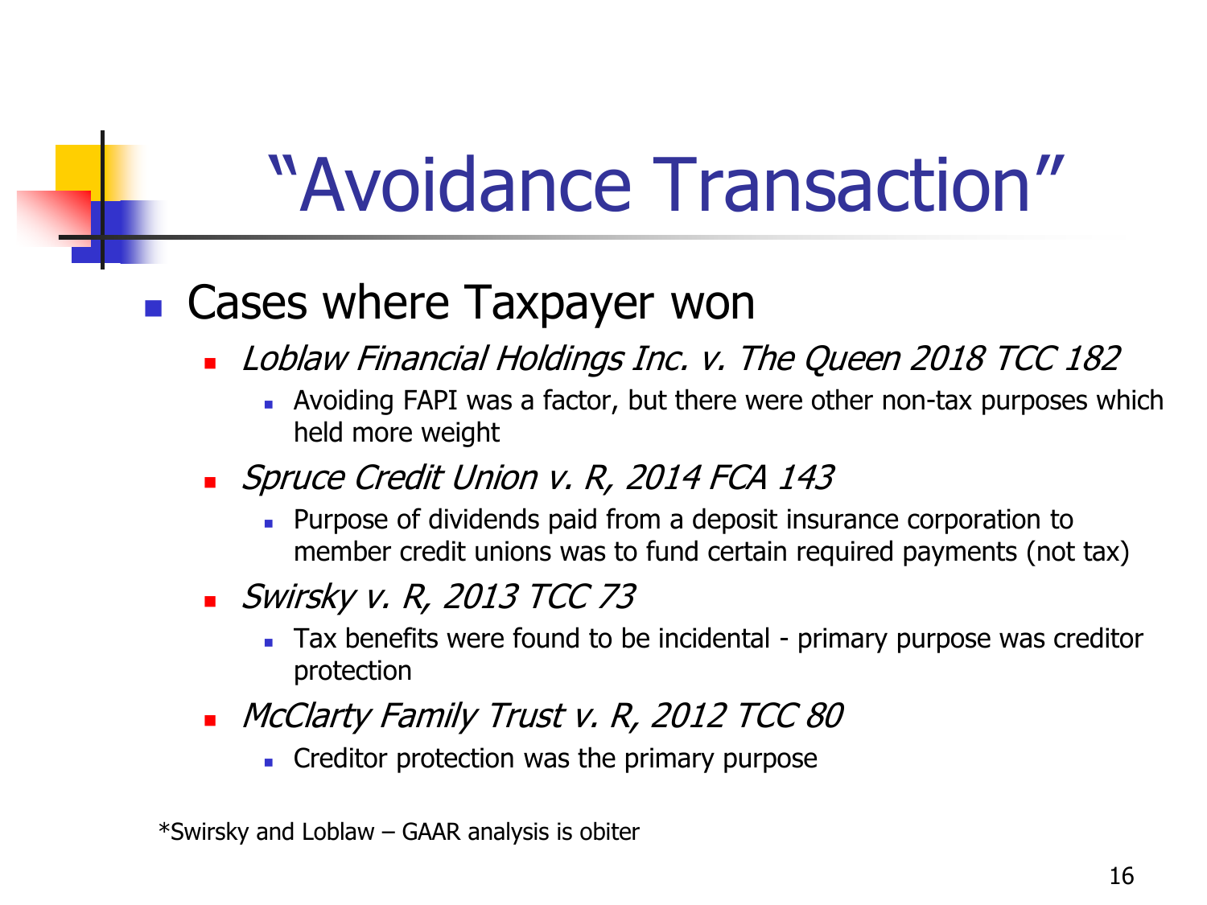# "Avoidance Transaction"

- Cases where Taxpayer won
  - *Loblaw Financial Holdings Inc. v. The Queen 2018 TCC 182*
    - Avoiding FAPI was a factor, but there were other non-tax purposes which held more weight
  - *Spruce Credit Union v. R, 2014 FCA 143*
    - Purpose of dividends paid from a deposit insurance corporation to member credit unions was to fund certain required payments (not tax)
  - *Swirsky v. R, 2013 TCC 73*
    - Tax benefits were found to be incidental - primary purpose was creditor protection
  - *McClarty Family Trust v. R, 2012 TCC 80*
    - Creditor protection was the primary purpose

*Swirsky and Loblaw – GAAR analysis is obiter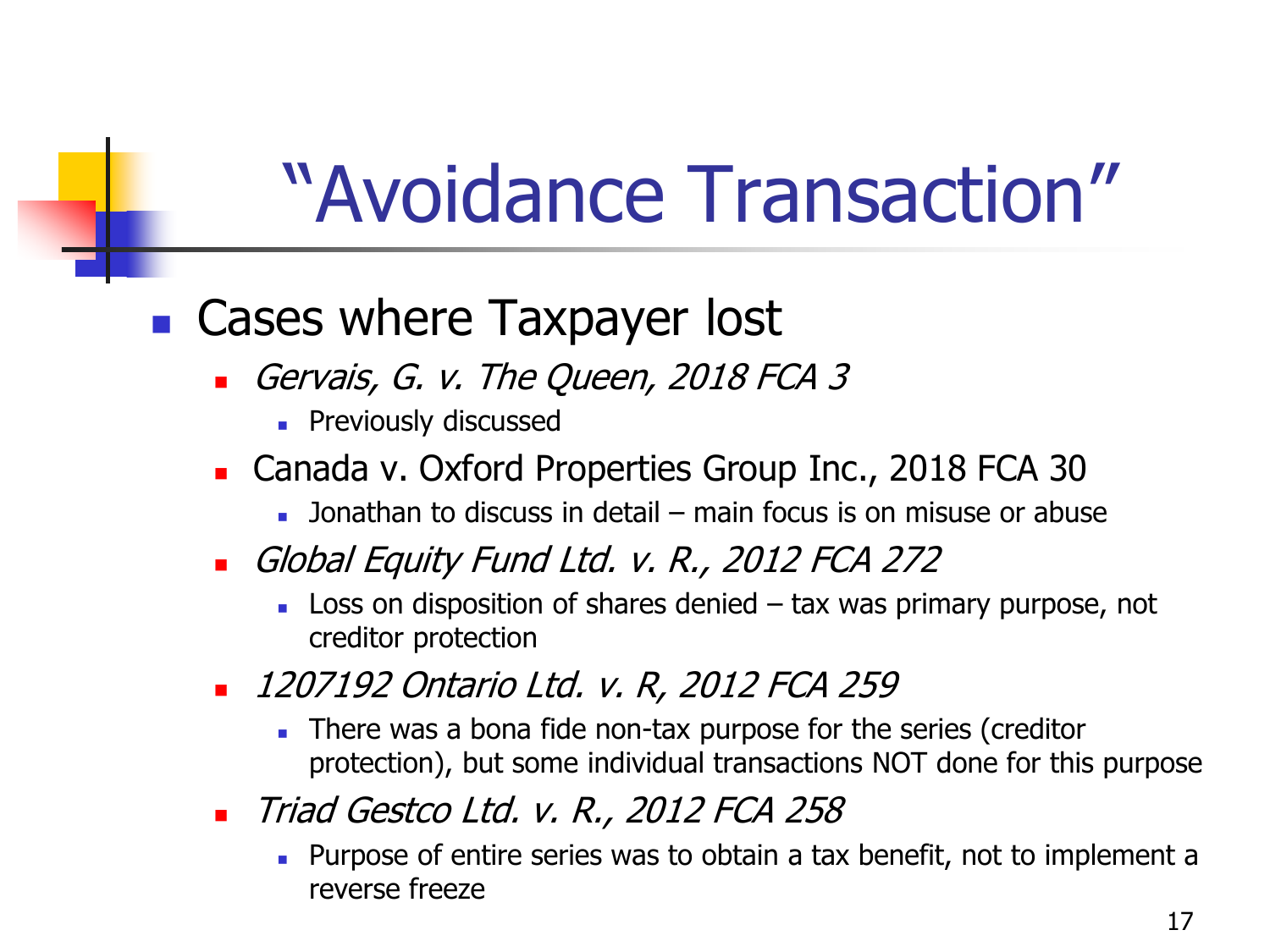# "Avoidance Transaction"

- Cases where Taxpayer lost
  - *Gervais, G. v. The Queen, 2018 FCA 3*
    - Previously discussed
  - Canada v. Oxford Properties Group Inc., 2018 FCA 30
    - Jonathan to discuss in detail – main focus is on misuse or abuse
  - *Global Equity Fund Ltd. v. R., 2012 FCA 272*
    - Loss on disposition of shares denied – tax was primary purpose, not creditor protection
  - *1207192 Ontario Ltd. v. R, 2012 FCA 259*
    - There was a bona fide non-tax purpose for the series (creditor protection), but some individual transactions NOT done for this purpose
  - *Triad Gestco Ltd. v. R., 2012 FCA 258*
    - Purpose of entire series was to obtain a tax benefit, not to implement a reverse freeze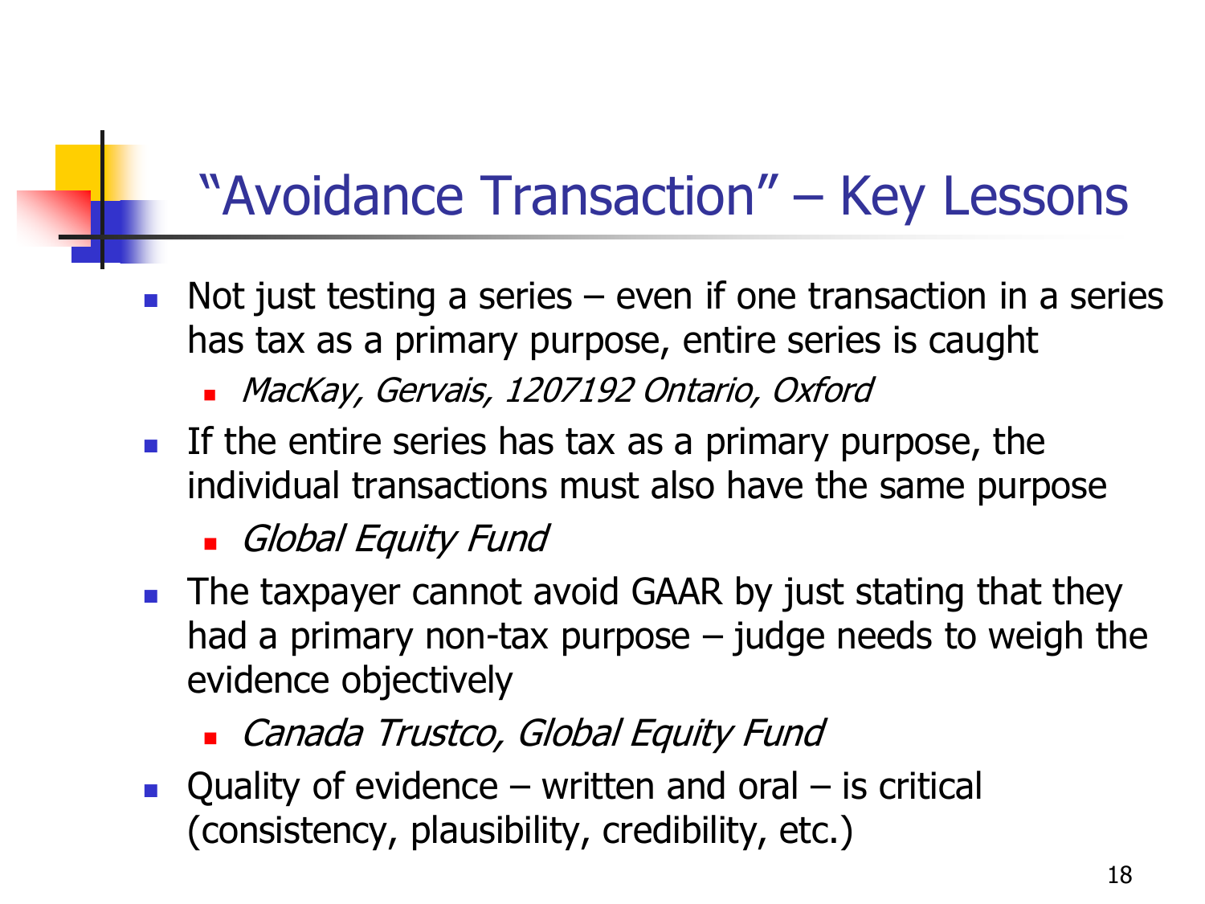# "Avoidance Transaction" – Key Lessons

- Not just testing a series – even if one transaction in a series has tax as a primary purpose, entire series is caught
  - *MacKay, Gervais, 1207192 Ontario, Oxford*
- If the entire series has tax as a primary purpose, the individual transactions must also have the same purpose
  - *Global Equity Fund*
- The taxpayer cannot avoid GAAR by just stating that they had a primary non-tax purpose – judge needs to weigh the evidence objectively
  - *Canada Trustco, Global Equity Fund*
- Quality of evidence – written and oral – is critical (consistency, plausibility, credibility, etc.)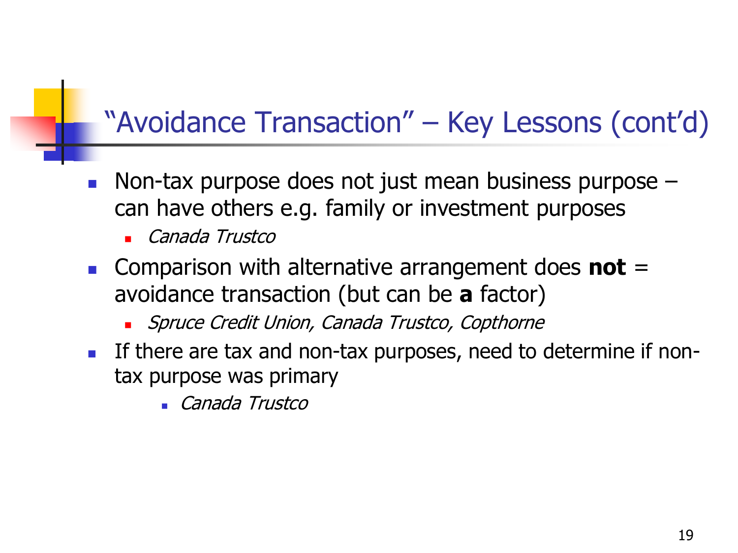# "Avoidance Transaction" – Key Lessons (cont'd)

- Non-tax purpose does not just mean business purpose – can have others e.g. family or investment purposes
  - *Canada Trustco*
- Comparison with alternative arrangement does **not** = avoidance transaction (but can be **a** factor)
  - *Spruce Credit Union, Canada Trustco, Copthorne*
- If there are tax and non-tax purposes, need to determine if non-tax purpose was primary
  - *Canada Trustco*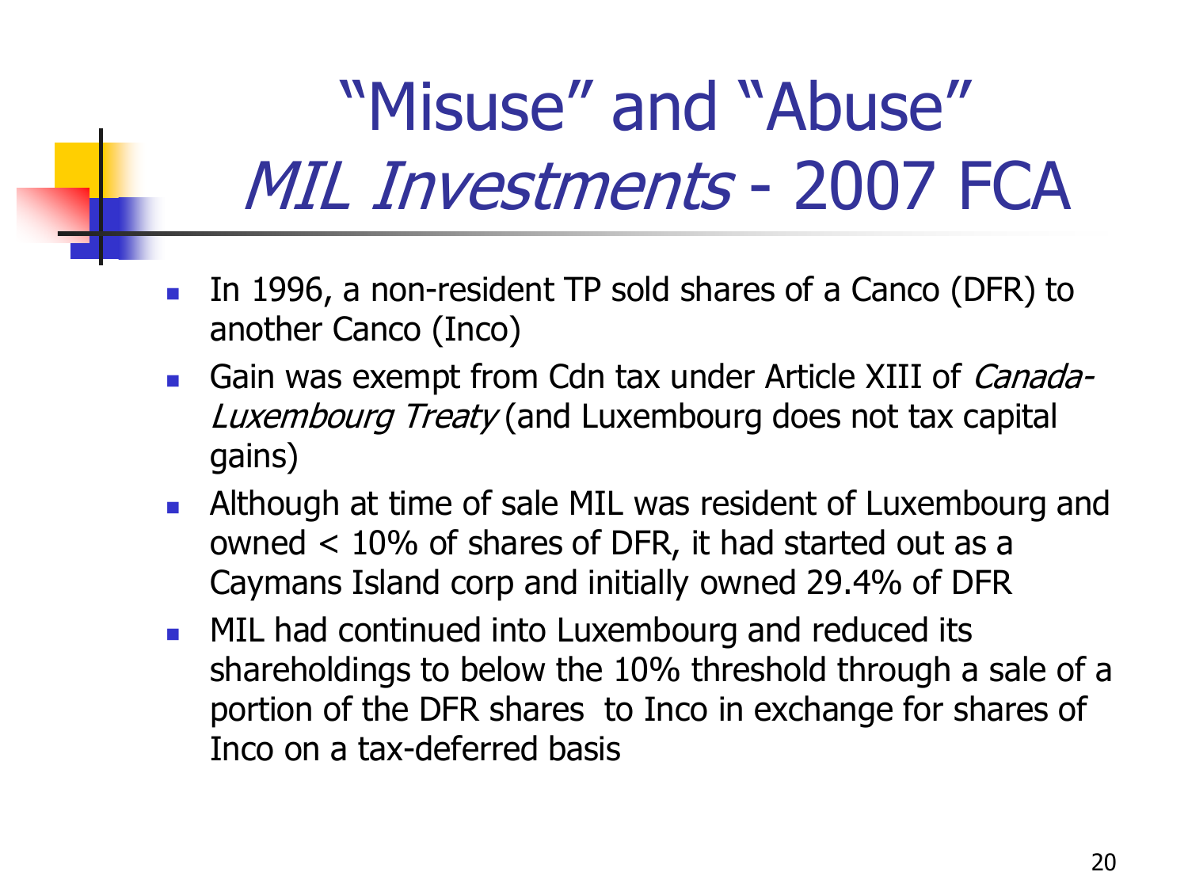# "Misuse" and "Abuse" *MIL Investments* - 2007 FCA

- In 1996, a non-resident TP sold shares of a Canco (DFR) to another Canco (Inco)
- Gain was exempt from Cdn tax under Article XIII of *Canada-Luxembourg Treaty* (and Luxembourg does not tax capital gains)
- Although at time of sale MIL was resident of Luxembourg and owned < 10% of shares of DFR, it had started out as a Caymans Island corp and initially owned 29.4% of DFR
- MIL had continued into Luxembourg and reduced its shareholdings to below the 10% threshold through a sale of a portion of the DFR shares to Inco in exchange for shares of Inco on a tax-deferred basis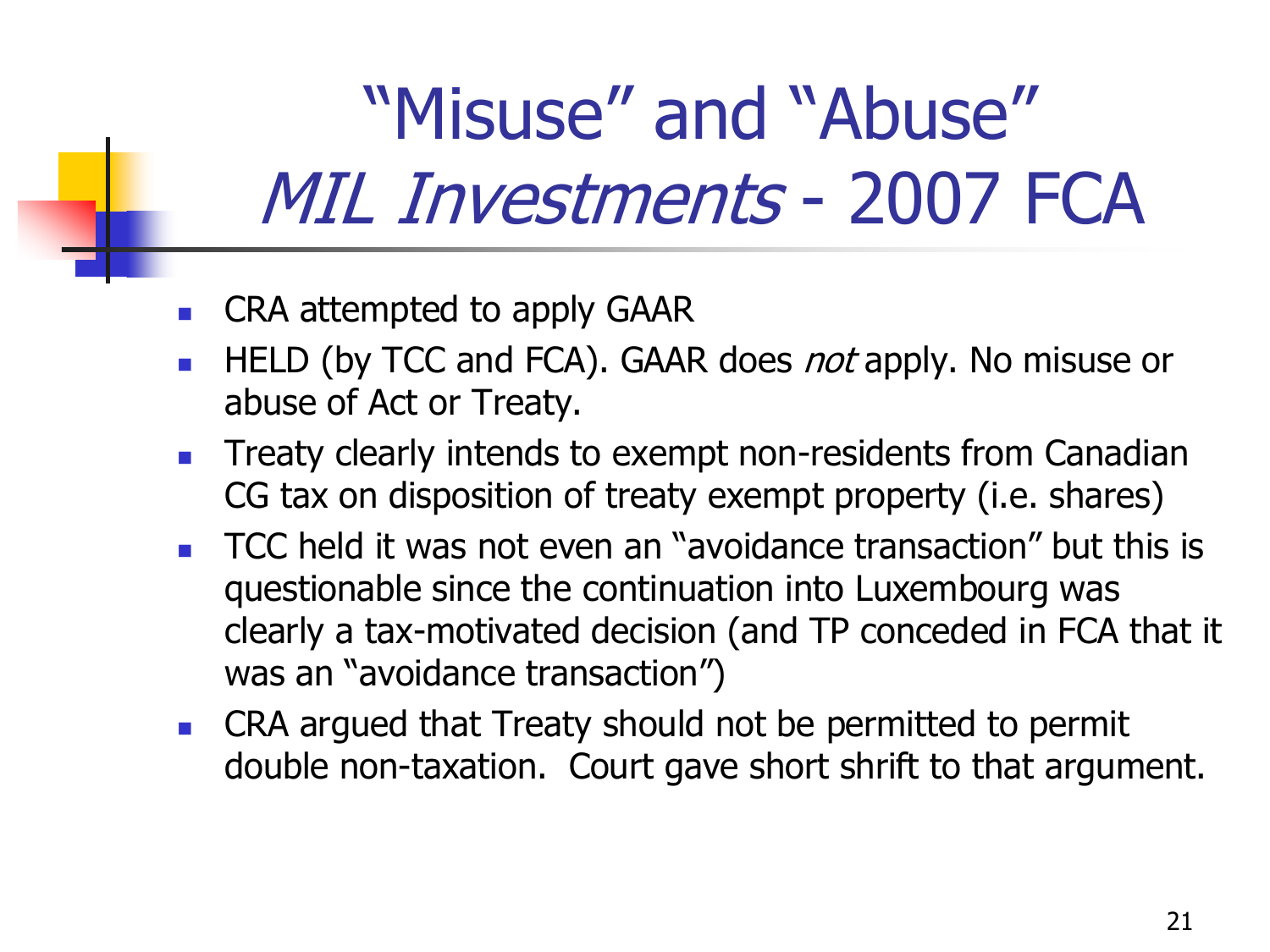# "Misuse" and "Abuse" *MIL Investments* - 2007 FCA

- CRA attempted to apply GAAR
- HELD (by TCC and FCA). GAAR does *not* apply. No misuse or abuse of Act or Treaty.
- Treaty clearly intends to exempt non-residents from Canadian CG tax on disposition of treaty exempt property (i.e. shares)
- TCC held it was not even an "avoidance transaction" but this is questionable since the continuation into Luxembourg was clearly a tax-motivated decision (and TP conceded in FCA that it was an "avoidance transaction")
- CRA argued that Treaty should not be permitted to permit double non-taxation. Court gave short shrift to that argument.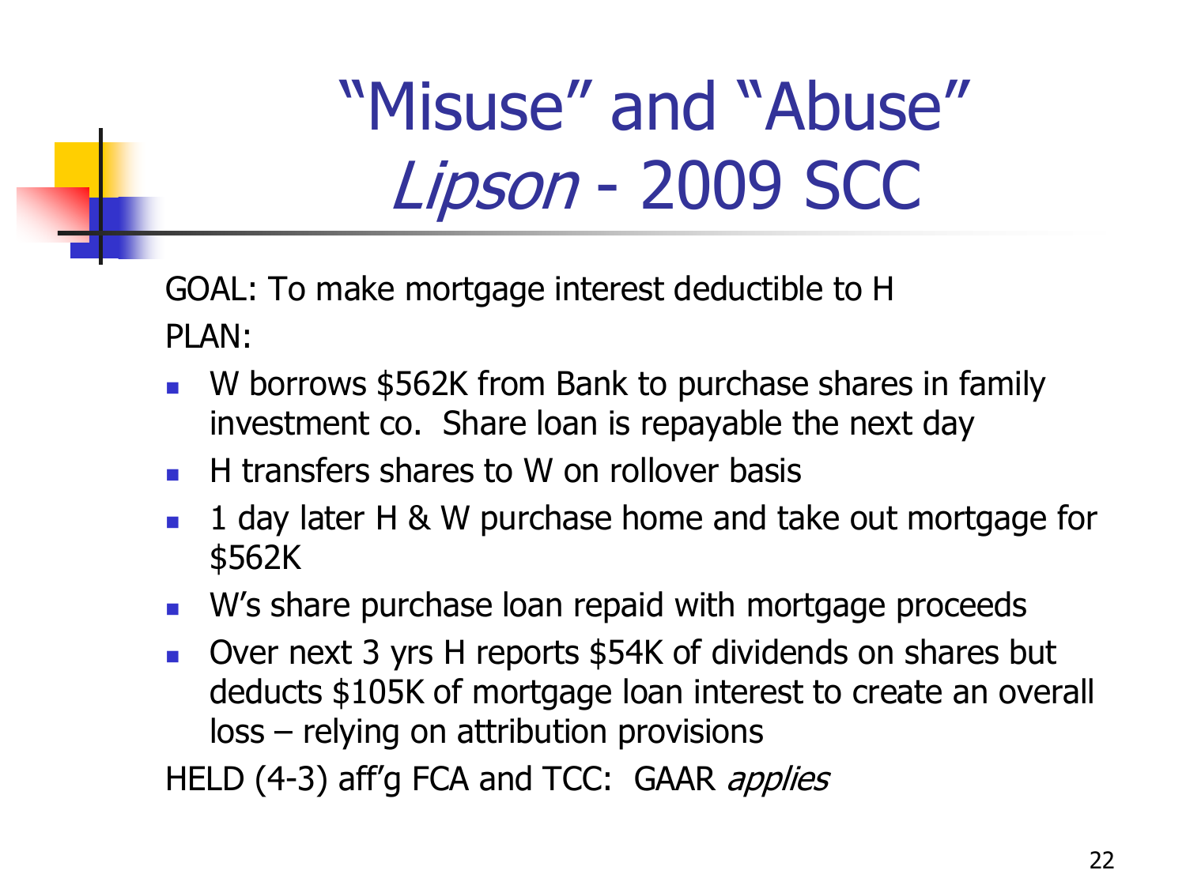# "Misuse" and "Abuse" *Lipson* - 2009 SCC

GOAL: To make mortgage interest deductible to H

PLAN:

- W borrows $562K from Bank to purchase shares in family investment co. Share loan is repayable the next day
- H transfers shares to W on rollover basis
- 1 day later H & W purchase home and take out mortgage for $562K
- W's share purchase loan repaid with mortgage proceeds
- Over next 3 yrs H reports $54K of dividends on shares but deducts $105K of mortgage loan interest to create an overall loss – relying on attribution provisions

HELD (4-3) aff'g FCA and TCC: GAAR *applies*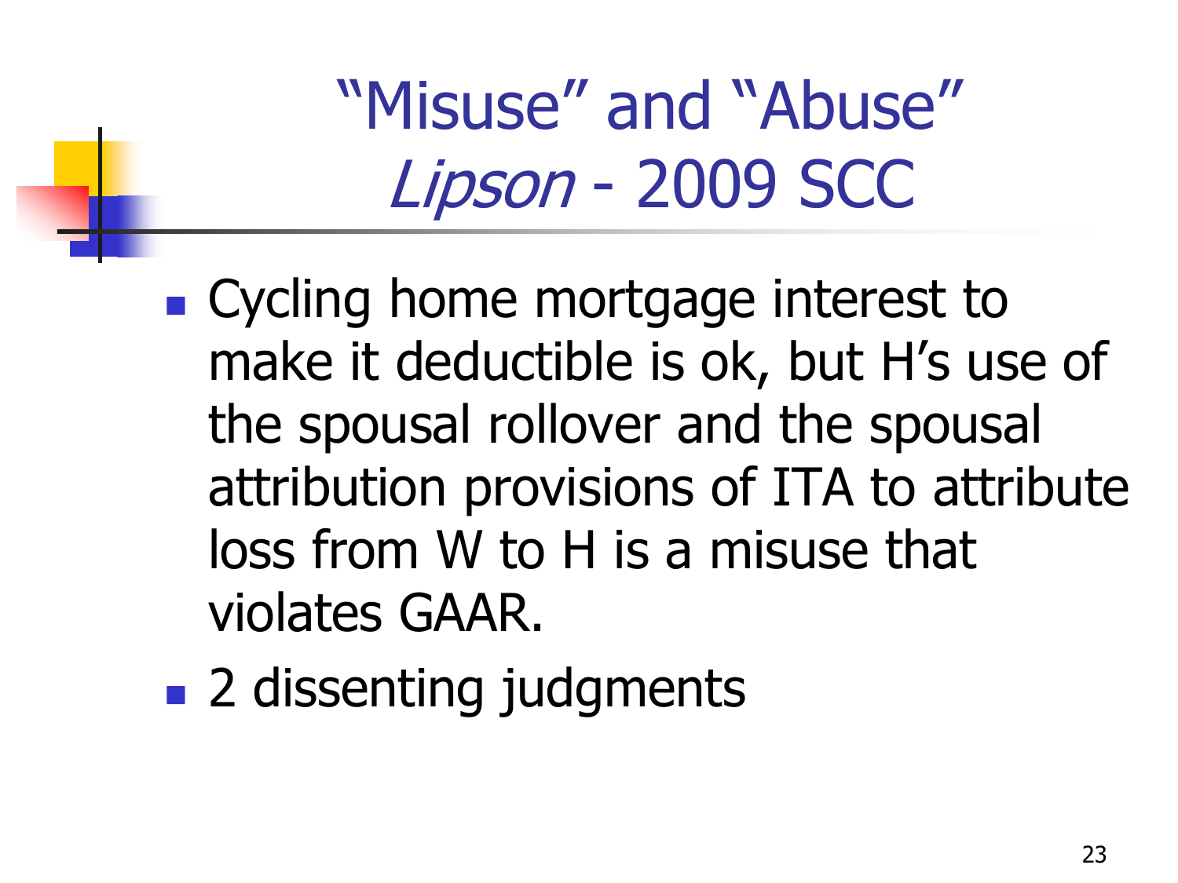# "Misuse" and "Abuse" *Lipson* - 2009 SCC

- Cycling home mortgage interest to make it deductible is ok, but H's use of the spousal rollover and the spousal attribution provisions of ITA to attribute loss from W to H is a misuse that violates GAAR.
- 2 dissenting judgments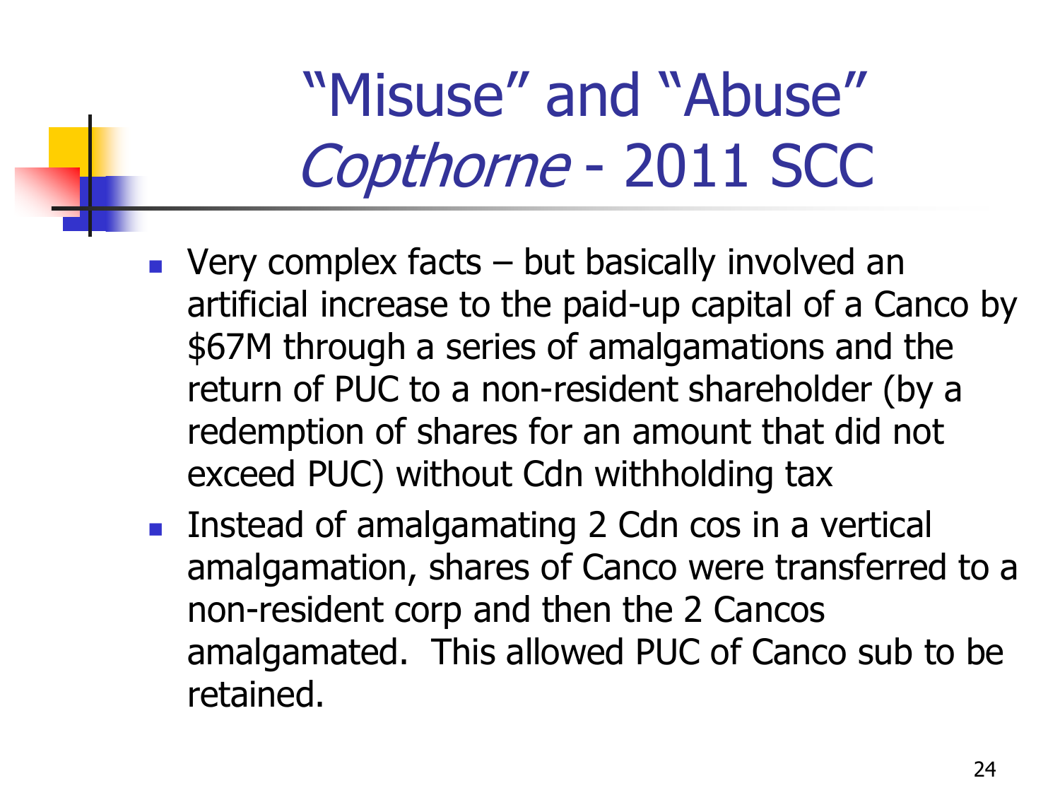# "Misuse" and "Abuse" *Copthorne* - 2011 SCC

- Very complex facts – but basically involved an artificial increase to the paid-up capital of a Canco by $67M through a series of amalgamations and the return of PUC to a non-resident shareholder (by a redemption of shares for an amount that did not exceed PUC) without Cdn withholding tax
- Instead of amalgamating 2 Cdn cos in a vertical amalgamation, shares of Canco were transferred to a non-resident corp and then the 2 Cancos amalgamated. This allowed PUC of Canco sub to be retained.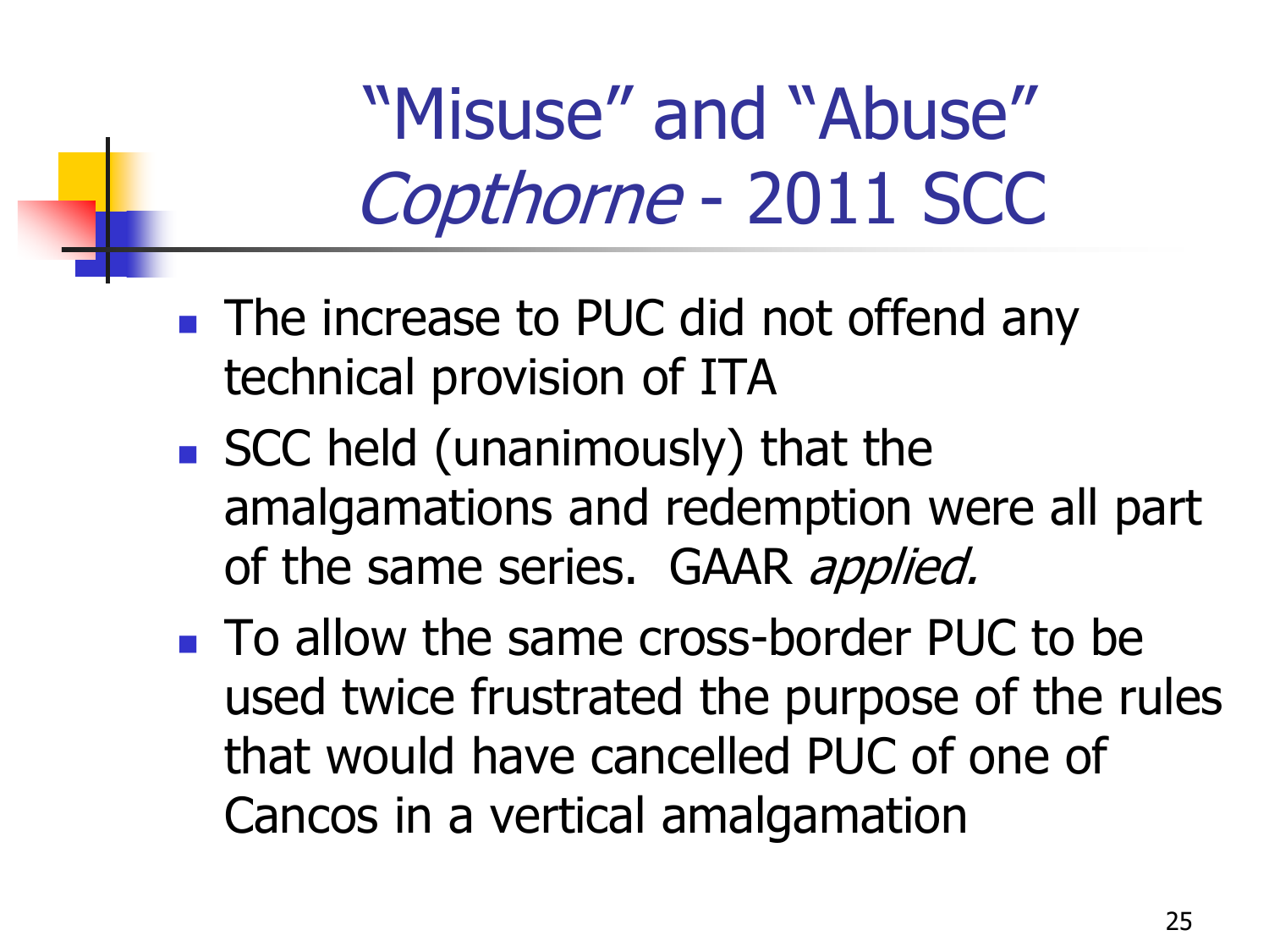# "Misuse" and "Abuse" *Copthorne* - 2011 SCC

- The increase to PUC did not offend any technical provision of ITA
- SCC held (unanimously) that the amalgamations and redemption were all part of the same series. GAAR *applied.*
- To allow the same cross-border PUC to be used twice frustrated the purpose of the rules that would have cancelled PUC of one of Cancos in a vertical amalgamation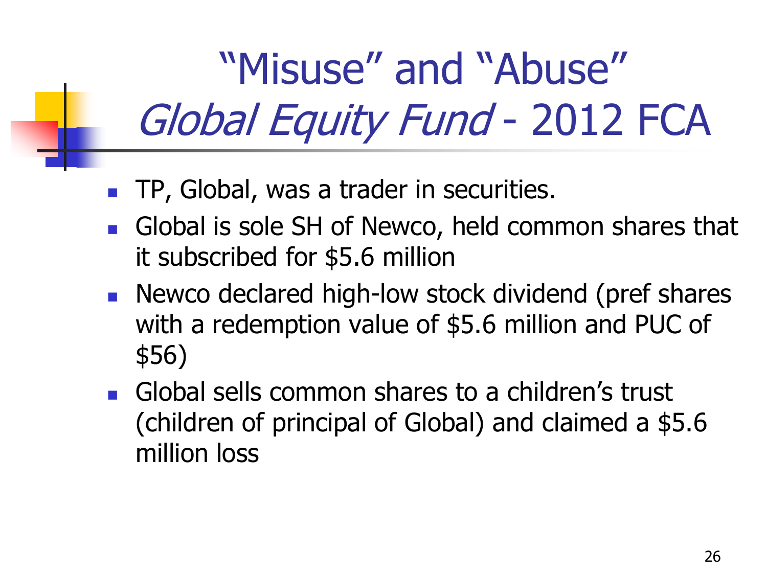# "Misuse" and "Abuse" *Global Equity Fund* - 2012 FCA

- TP, Global, was a trader in securities.
- Global is sole SH of Newco, held common shares that it subscribed for $5.6 million
- Newco declared high-low stock dividend (pref shares with a redemption value of $5.6 million and PUC of $56)
- Global sells common shares to a children's trust (children of principal of Global) and claimed a $5.6 million loss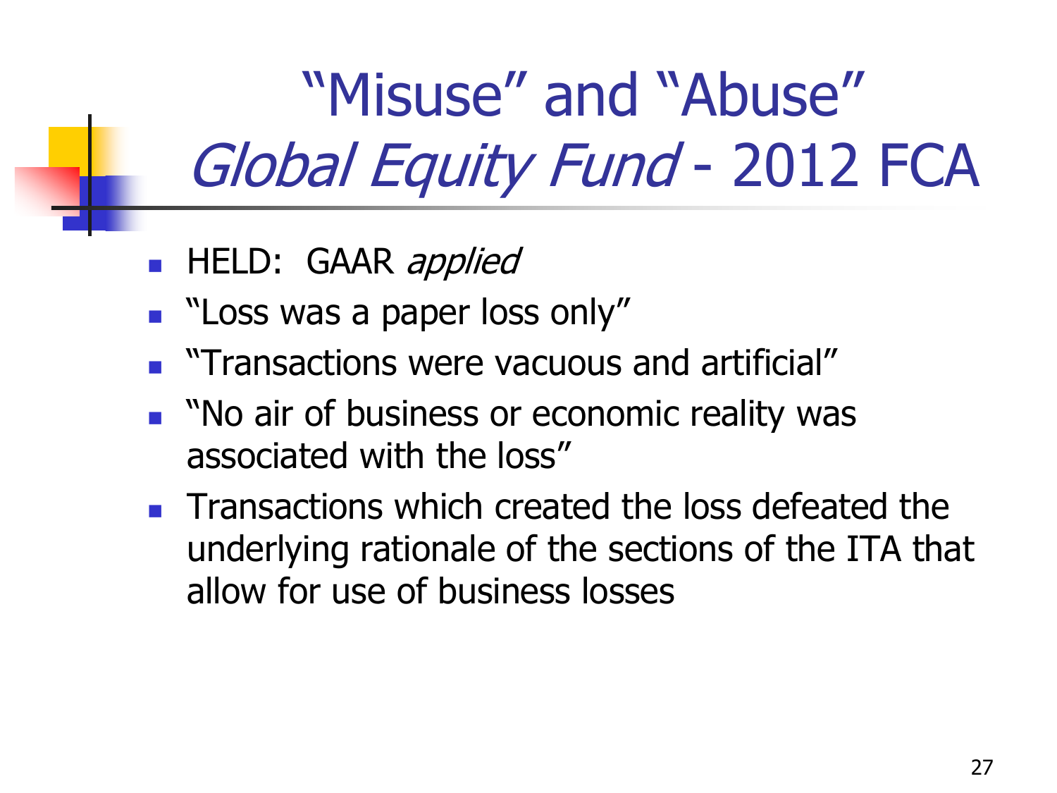# "Misuse" and "Abuse" *Global Equity Fund* - 2012 FCA

- HELD: GAAR *applied*
- "Loss was a paper loss only"
- "Transactions were vacuous and artificial"
- "No air of business or economic reality was associated with the loss"
- Transactions which created the loss defeated the underlying rationale of the sections of the ITA that allow for use of business losses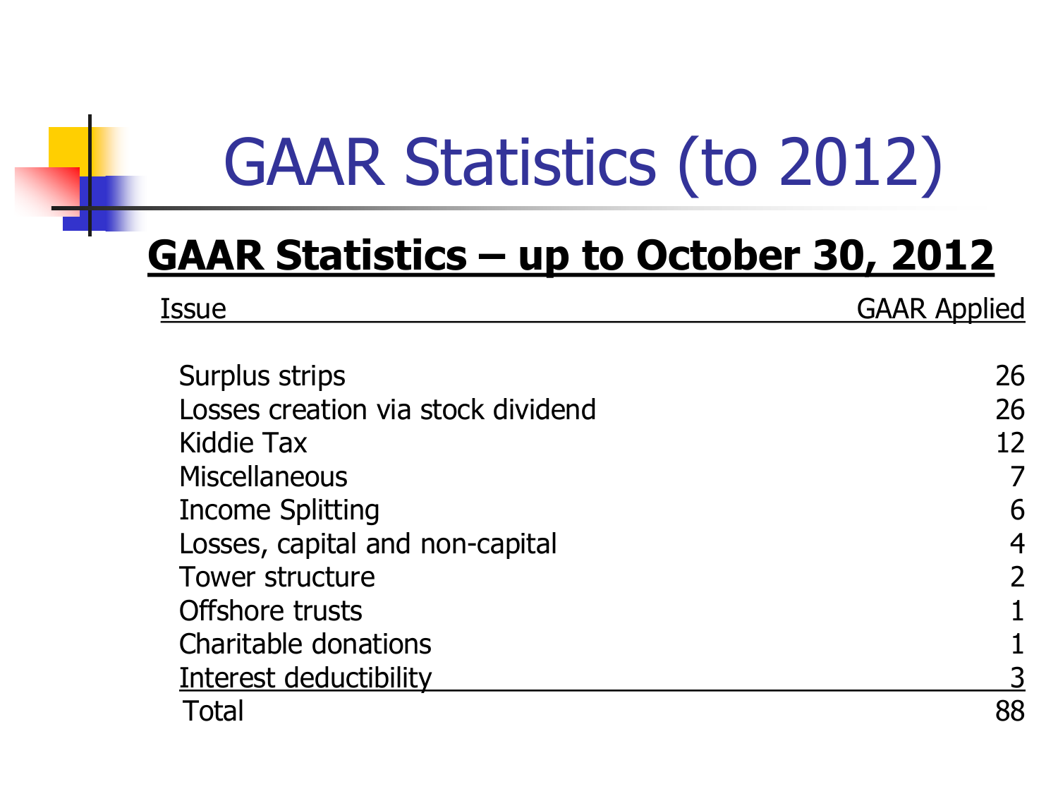# GAAR Statistics (to 2012)

## GAAR Statistics – up to October 30, 2012

| Issue | GAAR Applied |
|---|---|
| Surplus strips | 26 |
| Losses creation via stock dividend | 26 |
| Kiddie Tax | 12 |
| Miscellaneous | 7 |
| Income Splitting | 6 |
| Losses, capital and non-capital | 4 |
| Tower structure | 2 |
| Offshore trusts | 1 |
| Charitable donations | 1 |
| Interest deductibility | 3 |
| Total | 88 |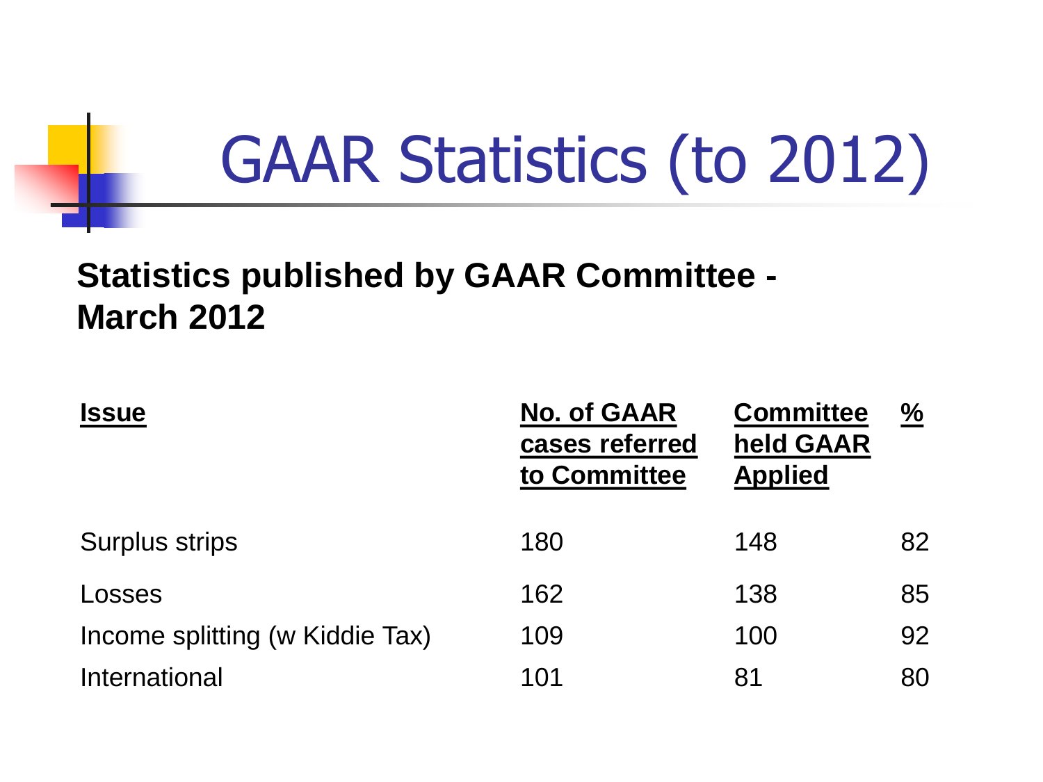# GAAR Statistics (to 2012)

**Statistics published by GAAR Committee - March 2012**

| Issue | No. of GAAR cases referred to Committee | Committee held GAAR Applied | % |
|---|---|---|---|
| Surplus strips | 180 | 148 | 82 |
| Losses | 162 | 138 | 85 |
| Income splitting (w Kiddie Tax) | 109 | 100 | 92 |
| International | 101 | 81 | 80 |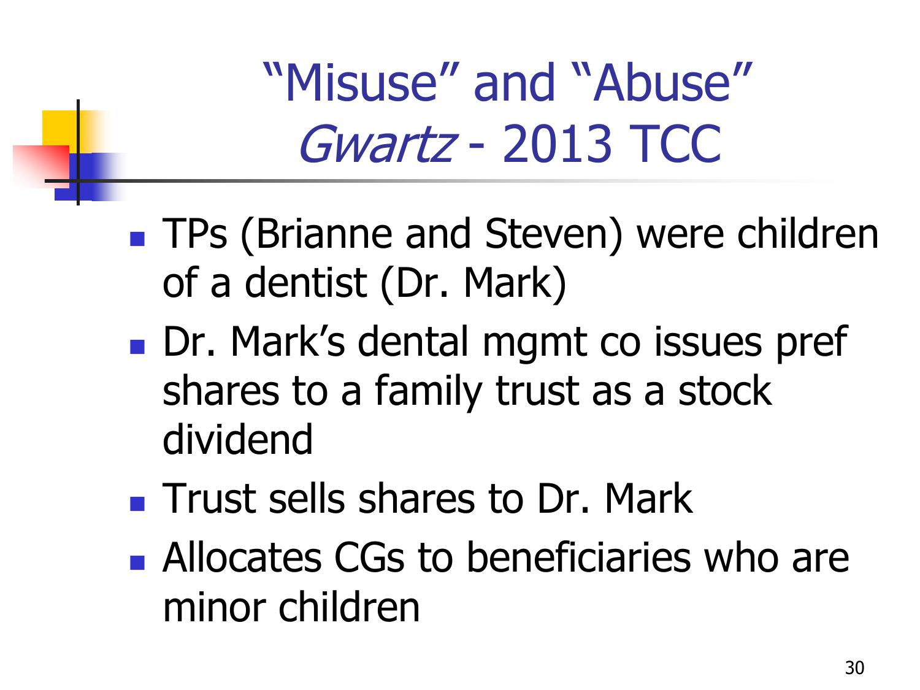# "Misuse" and "Abuse" *Gwartz* - 2013 TCC

- TPs (Brianne and Steven) were children of a dentist (Dr. Mark)
- Dr. Mark's dental mgmt co issues pref shares to a family trust as a stock dividend
- Trust sells shares to Dr. Mark
- Allocates CGs to beneficiaries who are minor children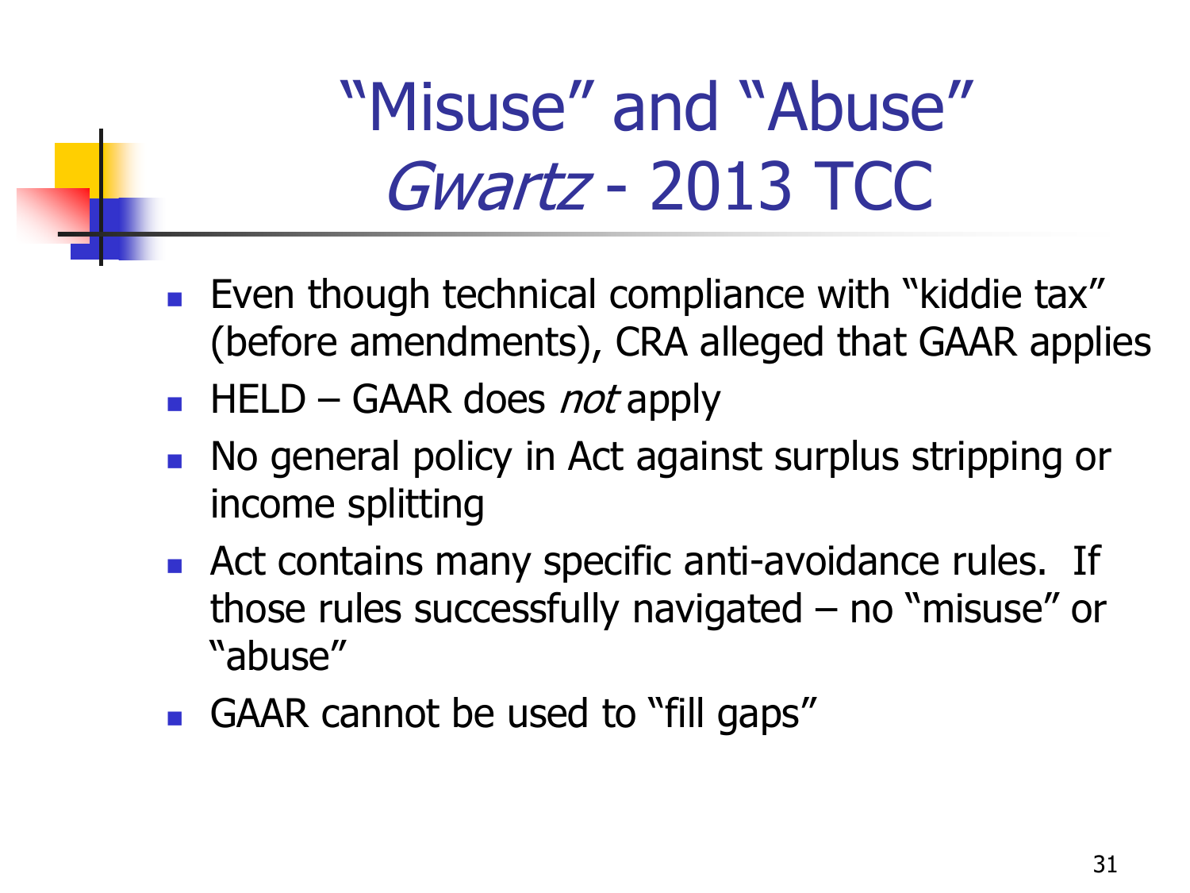# "Misuse" and "Abuse" *Gwartz* - 2013 TCC

- Even though technical compliance with "kiddie tax" (before amendments), CRA alleged that GAAR applies
- HELD – GAAR does *not* apply
- No general policy in Act against surplus stripping or income splitting
- Act contains many specific anti-avoidance rules. If those rules successfully navigated – no "misuse" or "abuse"
- GAAR cannot be used to "fill gaps"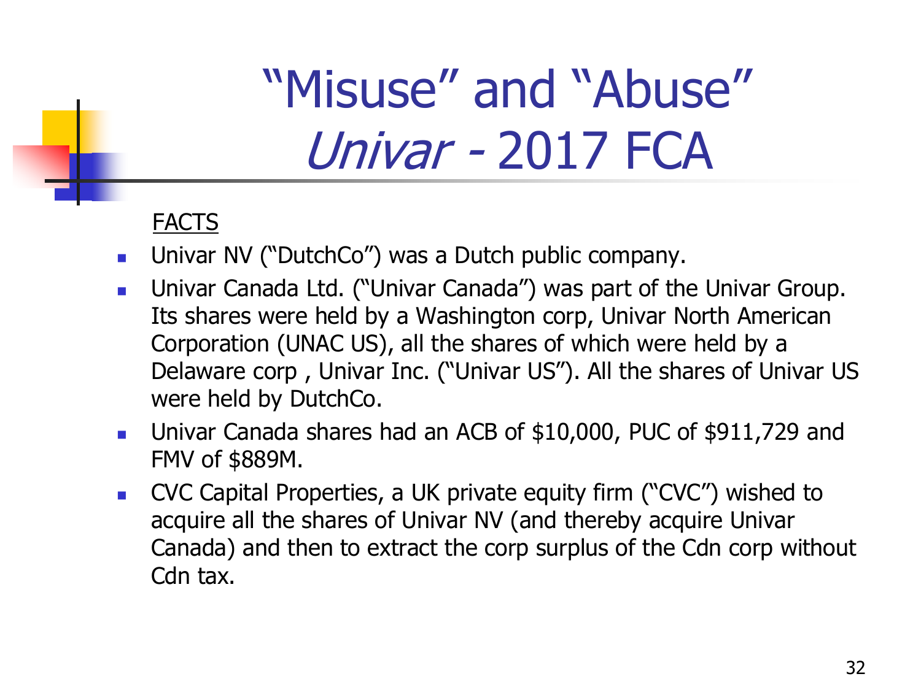# "Misuse" and "Abuse" *Univar* - 2017 FCA

<u>FACTS</u>

- Univar NV ("DutchCo") was a Dutch public company.
- Univar Canada Ltd. ("Univar Canada") was part of the Univar Group. Its shares were held by a Washington corp, Univar North American Corporation (UNAC US), all the shares of which were held by a Delaware corp , Univar Inc. ("Univar US"). All the shares of Univar US were held by DutchCo.
- Univar Canada shares had an ACB of $10,000, PUC of $911,729 and FMV of $889M.
- CVC Capital Properties, a UK private equity firm ("CVC") wished to acquire all the shares of Univar NV (and thereby acquire Univar Canada) and then to extract the corp surplus of the Cdn corp without Cdn tax.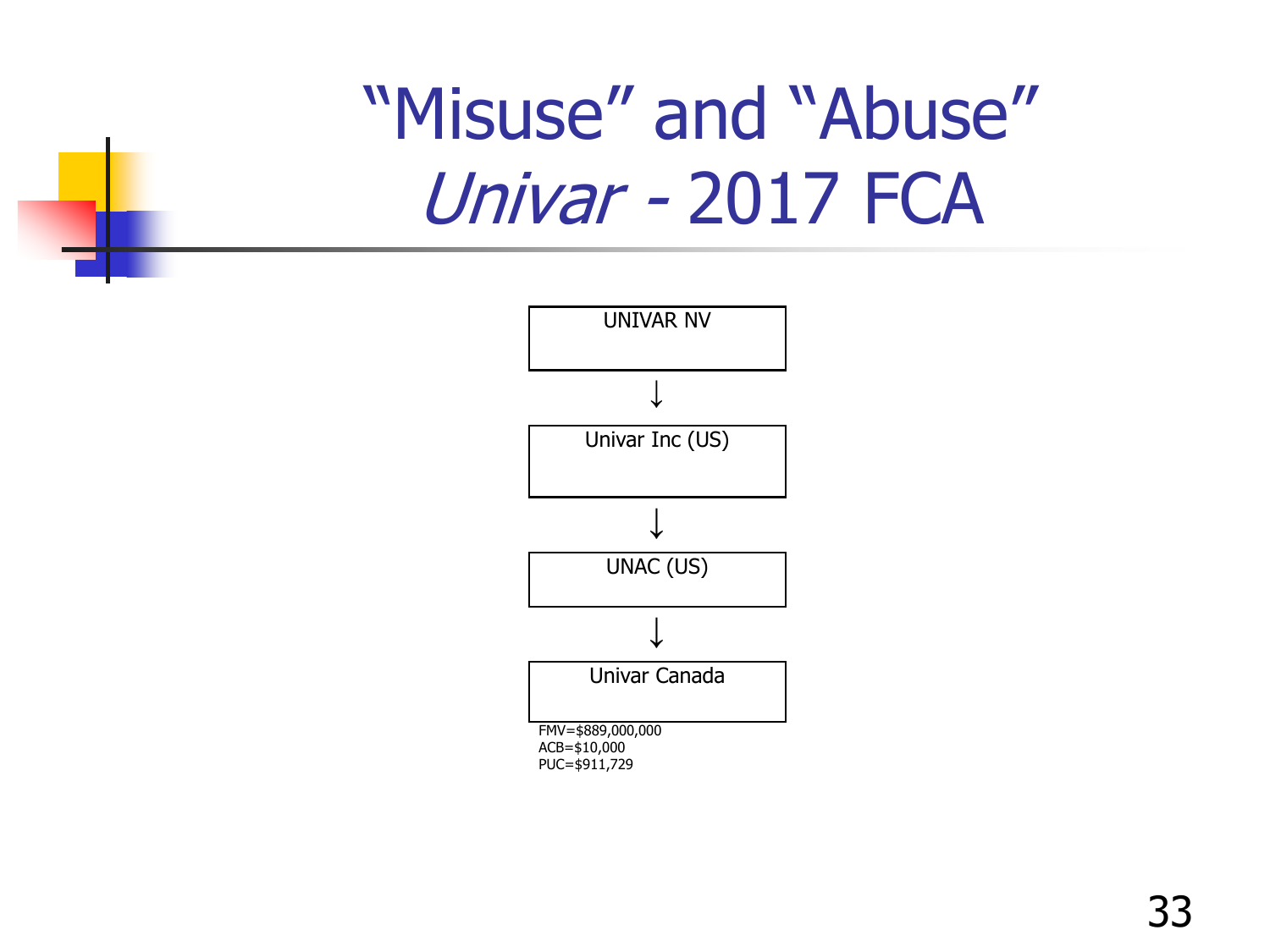# "Misuse" and "Abuse" *Univar* - 2017 FCA

UNIVAR NV

↓

Univar Inc (US)

↓

UNAC (US)

↓

Univar Canada

FMV=$889,000,000
ACB=$10,000
PUC=$911,729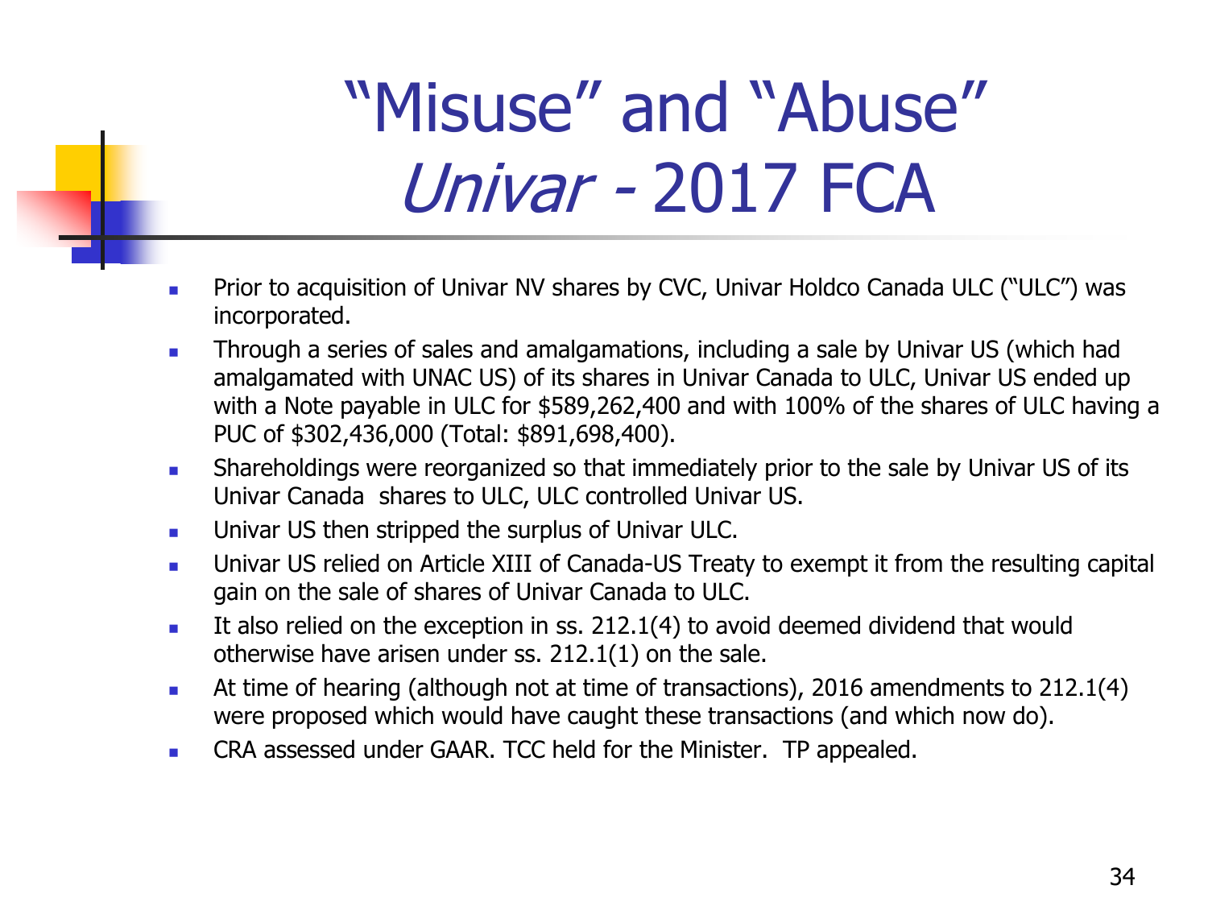# "Misuse" and "Abuse" *Univar* - 2017 FCA

- Prior to acquisition of Univar NV shares by CVC, Univar Holdco Canada ULC ("ULC") was incorporated.
- Through a series of sales and amalgamations, including a sale by Univar US (which had amalgamated with UNAC US) of its shares in Univar Canada to ULC, Univar US ended up with a Note payable in ULC for $589,262,400 and with 100% of the shares of ULC having a PUC of $302,436,000 (Total: $891,698,400).
- Shareholdings were reorganized so that immediately prior to the sale by Univar US of its Univar Canada shares to ULC, ULC controlled Univar US.
- Univar US then stripped the surplus of Univar ULC.
- Univar US relied on Article XIII of Canada-US Treaty to exempt it from the resulting capital gain on the sale of shares of Univar Canada to ULC.
- It also relied on the exception in ss. 212.1(4) to avoid deemed dividend that would otherwise have arisen under ss. 212.1(1) on the sale.
- At time of hearing (although not at time of transactions), 2016 amendments to 212.1(4) were proposed which would have caught these transactions (and which now do).
- CRA assessed under GAAR. TCC held for the Minister. TP appealed.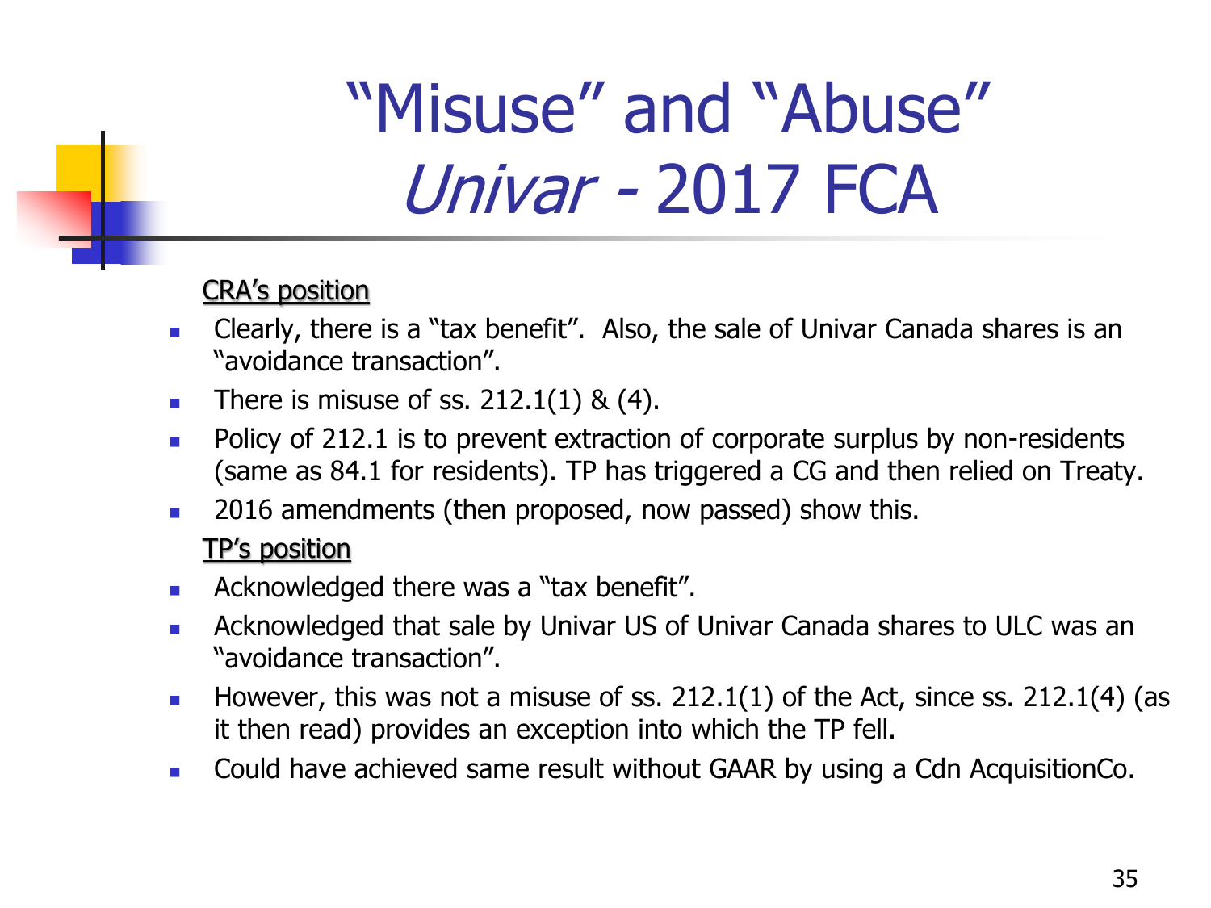# "Misuse" and "Abuse" *Univar* - 2017 FCA

<u>CRA's position</u>

- Clearly, there is a "tax benefit". Also, the sale of Univar Canada shares is an "avoidance transaction".
- There is misuse of ss. 212.1(1) & (4).
- Policy of 212.1 is to prevent extraction of corporate surplus by non-residents (same as 84.1 for residents). TP has triggered a CG and then relied on Treaty.
- 2016 amendments (then proposed, now passed) show this.

<u>TP's position</u>

- Acknowledged there was a "tax benefit".
- Acknowledged that sale by Univar US of Univar Canada shares to ULC was an "avoidance transaction".
- However, this was not a misuse of ss. 212.1(1) of the Act, since ss. 212.1(4) (as it then read) provides an exception into which the TP fell.
- Could have achieved same result without GAAR by using a Cdn AcquisitionCo.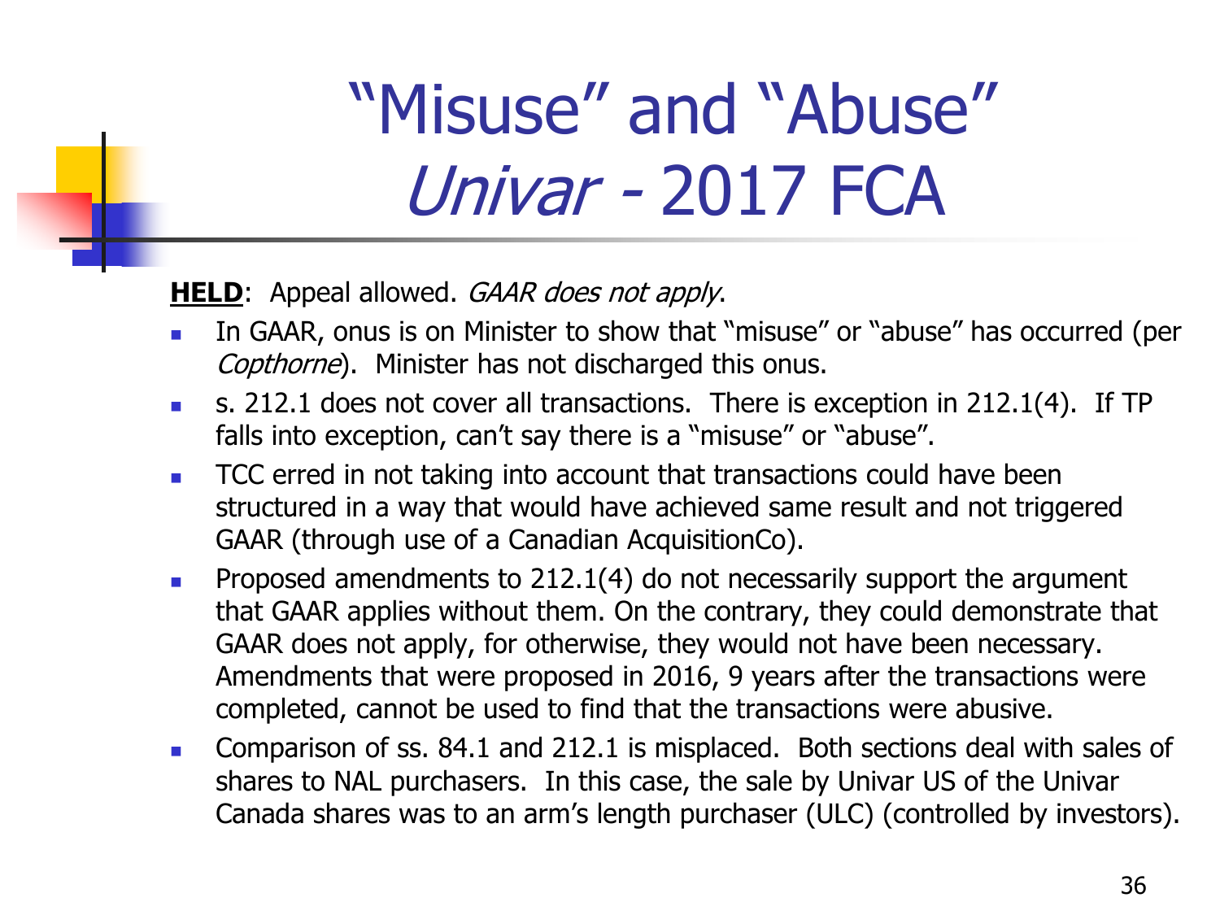# "Misuse" and "Abuse" *Univar* - 2017 FCA

**HELD**: Appeal allowed. *GAAR does not apply*.

- In GAAR, onus is on Minister to show that "misuse" or "abuse" has occurred (per *Copthorne*). Minister has not discharged this onus.
- s. 212.1 does not cover all transactions. There is exception in 212.1(4). If TP falls into exception, can't say there is a "misuse" or "abuse".
- TCC erred in not taking into account that transactions could have been structured in a way that would have achieved same result and not triggered GAAR (through use of a Canadian AcquisitionCo).
- Proposed amendments to 212.1(4) do not necessarily support the argument that GAAR applies without them. On the contrary, they could demonstrate that GAAR does not apply, for otherwise, they would not have been necessary. Amendments that were proposed in 2016, 9 years after the transactions were completed, cannot be used to find that the transactions were abusive.
- Comparison of ss. 84.1 and 212.1 is misplaced. Both sections deal with sales of shares to NAL purchasers. In this case, the sale by Univar US of the Univar Canada shares was to an arm's length purchaser (ULC) (controlled by investors).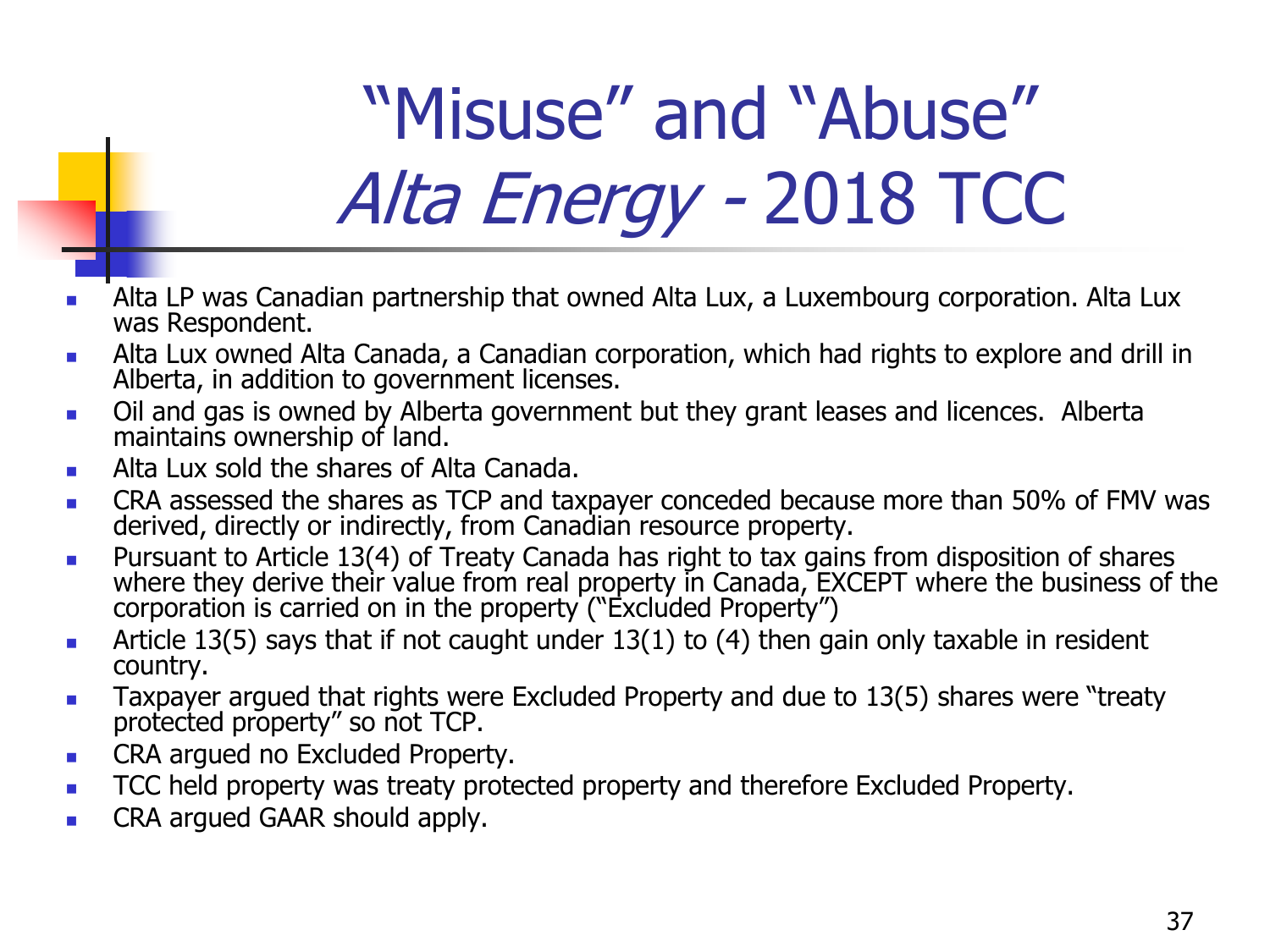# "Misuse" and "Abuse" *Alta Energy* - 2018 TCC

- Alta LP was Canadian partnership that owned Alta Lux, a Luxembourg corporation. Alta Lux was Respondent.
- Alta Lux owned Alta Canada, a Canadian corporation, which had rights to explore and drill in Alberta, in addition to government licenses.
- Oil and gas is owned by Alberta government but they grant leases and licences. Alberta maintains ownership of land.
- Alta Lux sold the shares of Alta Canada.
- CRA assessed the shares as TCP and taxpayer conceded because more than 50% of FMV was derived, directly or indirectly, from Canadian resource property.
- Pursuant to Article 13(4) of Treaty Canada has right to tax gains from disposition of shares where they derive their value from real property in Canada, EXCEPT where the business of the corporation is carried on in the property ("Excluded Property")
- Article 13(5) says that if not caught under 13(1) to (4) then gain only taxable in resident country.
- Taxpayer argued that rights were Excluded Property and due to 13(5) shares were "treaty protected property" so not TCP.
- CRA argued no Excluded Property.
- TCC held property was treaty protected property and therefore Excluded Property.
- CRA argued GAAR should apply.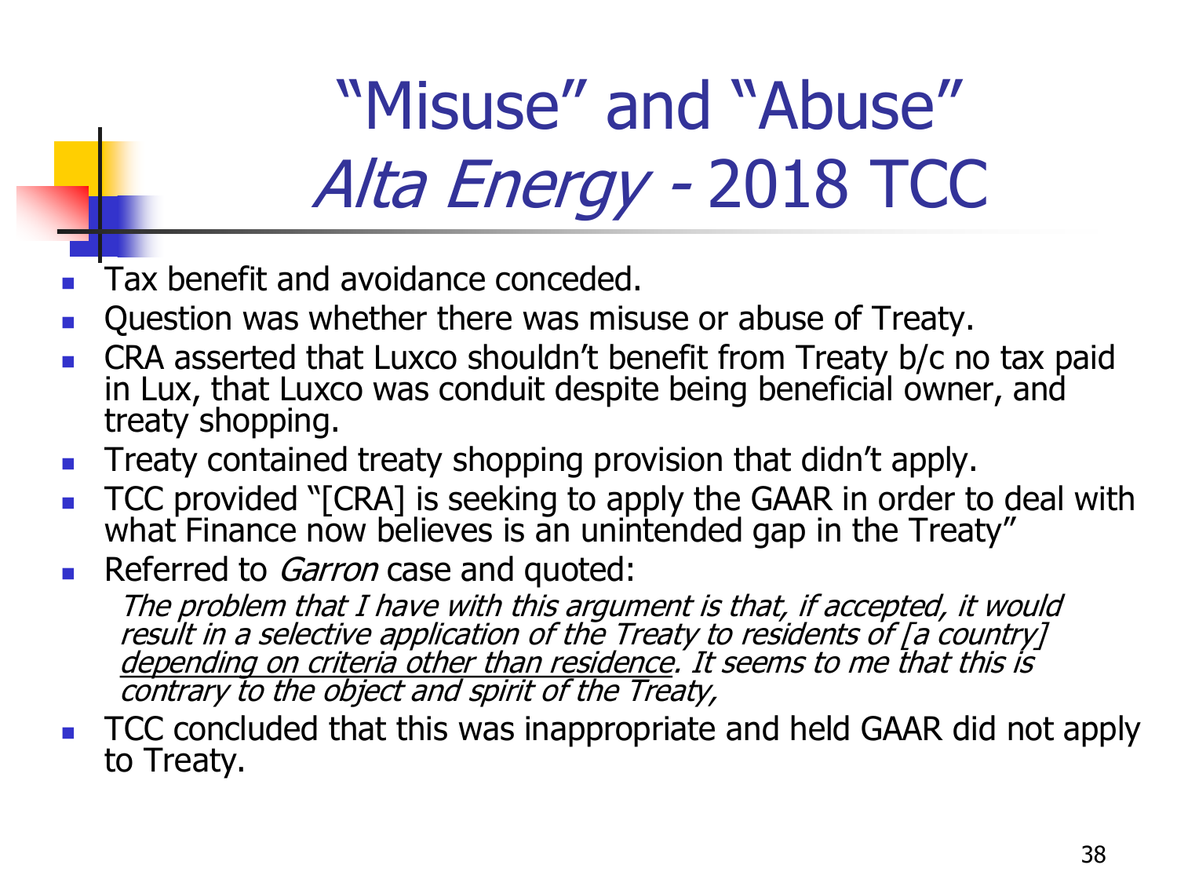# "Misuse" and "Abuse" *Alta Energy* - 2018 TCC

- Tax benefit and avoidance conceded.
- Question was whether there was misuse or abuse of Treaty.
- CRA asserted that Luxco shouldn't benefit from Treaty b/c no tax paid in Lux, that Luxco was conduit despite being beneficial owner, and treaty shopping.
- Treaty contained treaty shopping provision that didn't apply.
- TCC provided "[CRA] is seeking to apply the GAAR in order to deal with what Finance now believes is an unintended gap in the Treaty"
- Referred to *Garron* case and quoted:

  *The problem that I have with this argument is that, if accepted, it would result in a selective application of the Treaty to residents of [a country] <u>depending on criteria other than residence</u>. It seems to me that this is contrary to the object and spirit of the Treaty,*

- TCC concluded that this was inappropriate and held GAAR did not apply to Treaty.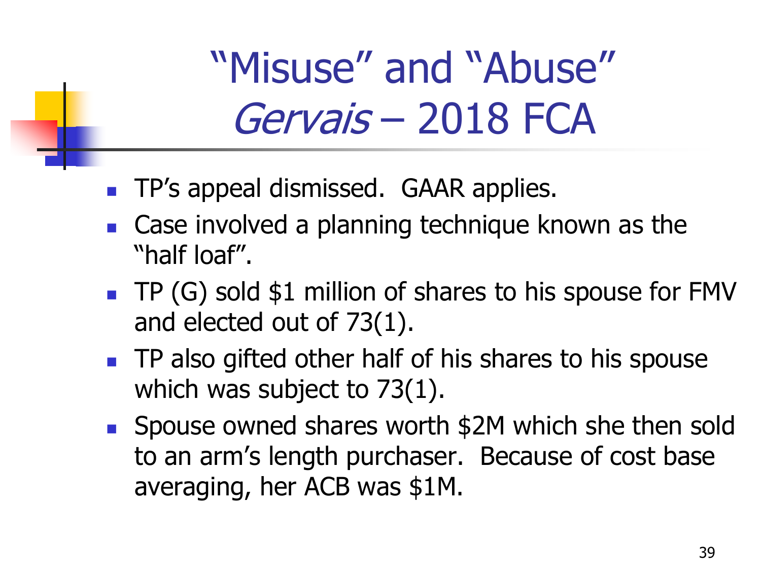# "Misuse" and "Abuse" *Gervais* – 2018 FCA

- TP's appeal dismissed. GAAR applies.
- Case involved a planning technique known as the "half loaf".
- TP (G) sold $1 million of shares to his spouse for FMV and elected out of 73(1).
- TP also gifted other half of his shares to his spouse which was subject to 73(1).
- Spouse owned shares worth $2M which she then sold to an arm's length purchaser. Because of cost base averaging, her ACB was $1M.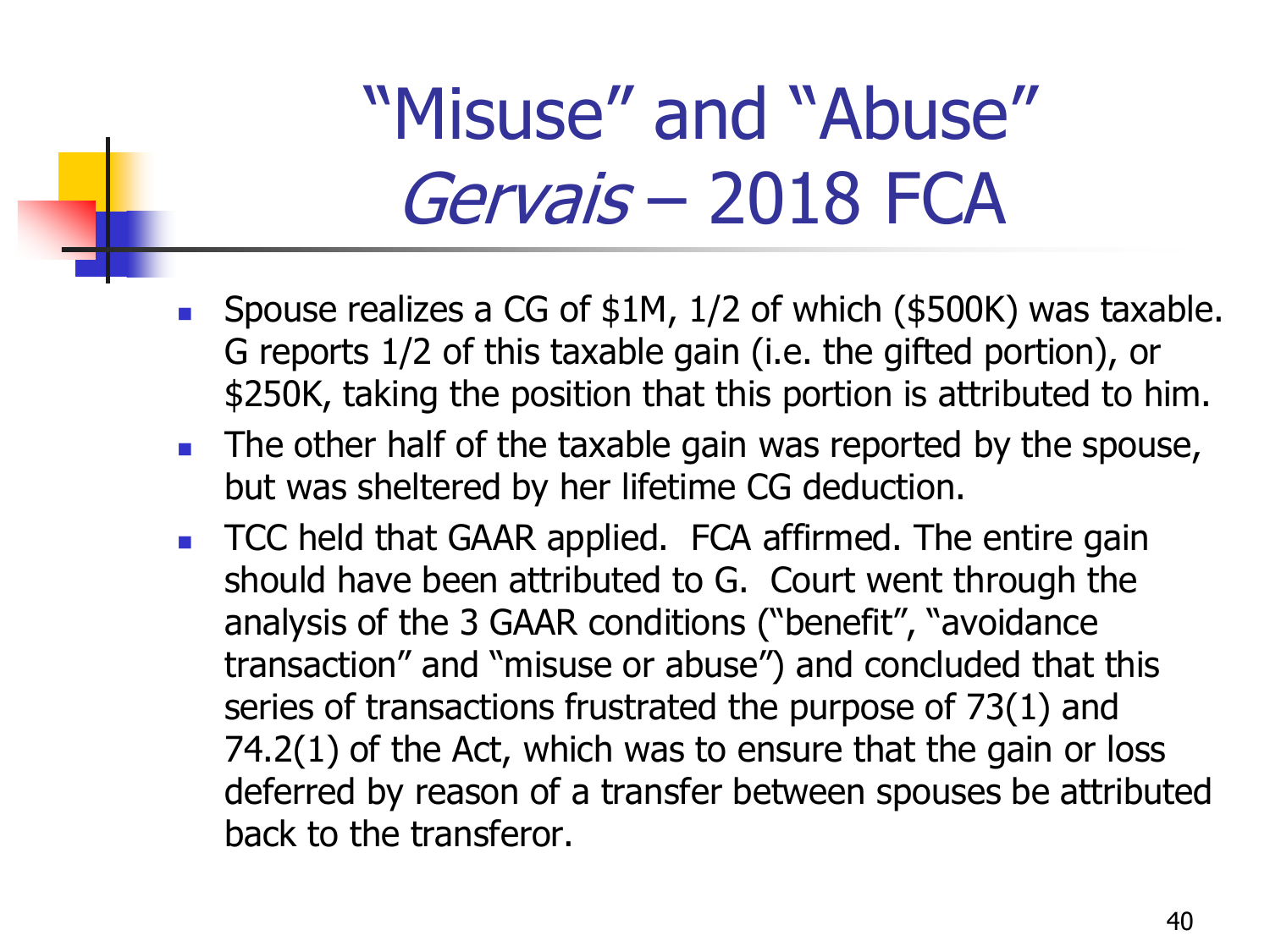# "Misuse" and "Abuse" *Gervais* – 2018 FCA

- Spouse realizes a CG of $1M, 1/2 of which ($500K) was taxable. G reports 1/2 of this taxable gain (i.e. the gifted portion), or $250K, taking the position that this portion is attributed to him.
- The other half of the taxable gain was reported by the spouse, but was sheltered by her lifetime CG deduction.
- TCC held that GAAR applied. FCA affirmed. The entire gain should have been attributed to G. Court went through the analysis of the 3 GAAR conditions ("benefit", "avoidance transaction" and "misuse or abuse") and concluded that this series of transactions frustrated the purpose of 73(1) and 74.2(1) of the Act, which was to ensure that the gain or loss deferred by reason of a transfer between spouses be attributed back to the transferor.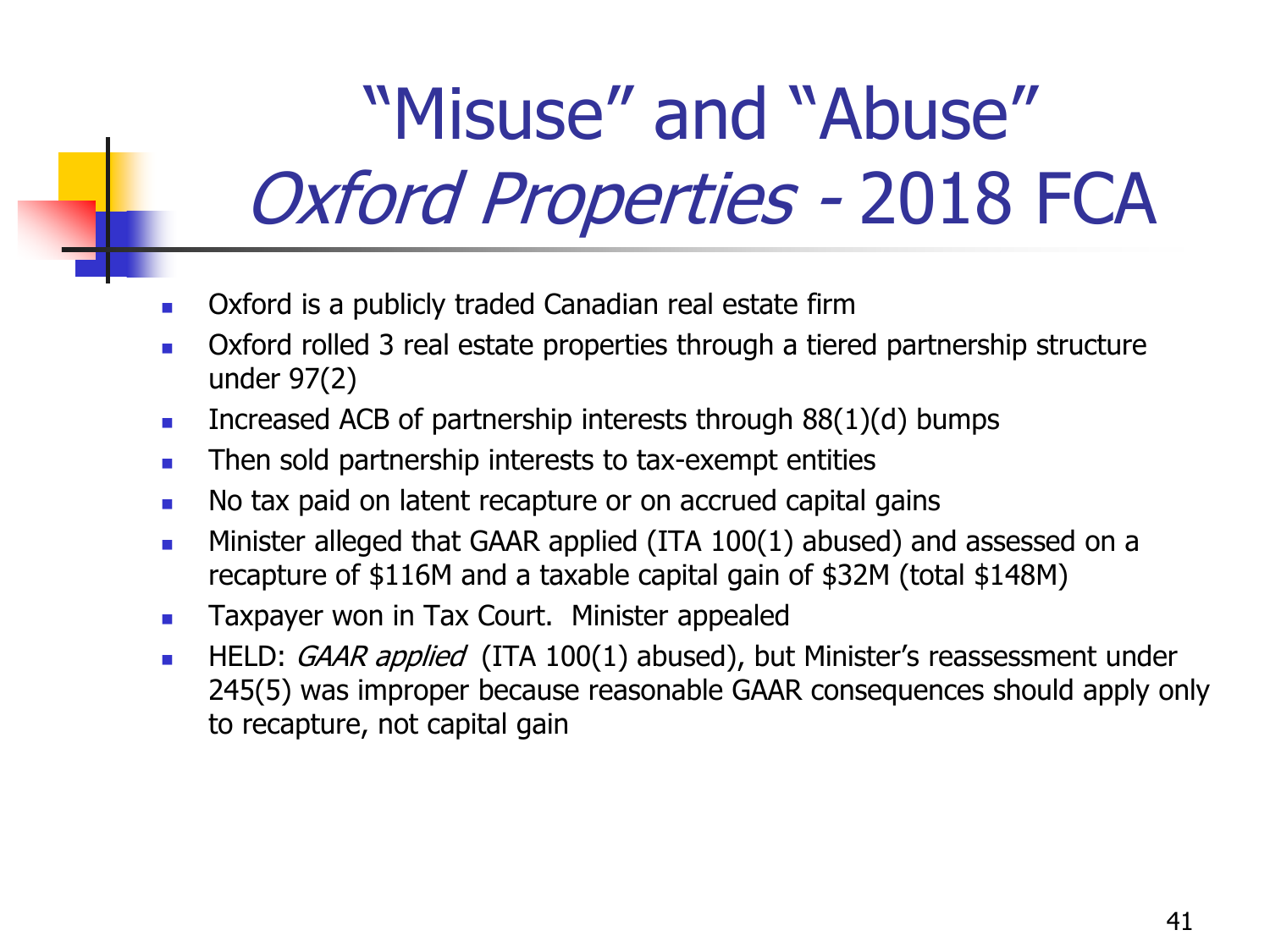# "Misuse" and "Abuse" *Oxford Properties* - 2018 FCA

- Oxford is a publicly traded Canadian real estate firm
- Oxford rolled 3 real estate properties through a tiered partnership structure under 97(2)
- Increased ACB of partnership interests through 88(1)(d) bumps
- Then sold partnership interests to tax-exempt entities
- No tax paid on latent recapture or on accrued capital gains
- Minister alleged that GAAR applied (ITA 100(1) abused) and assessed on a recapture of $116M and a taxable capital gain of $32M (total $148M)
- Taxpayer won in Tax Court. Minister appealed
- HELD: *GAAR applied* (ITA 100(1) abused), but Minister's reassessment under 245(5) was improper because reasonable GAAR consequences should apply only to recapture, not capital gain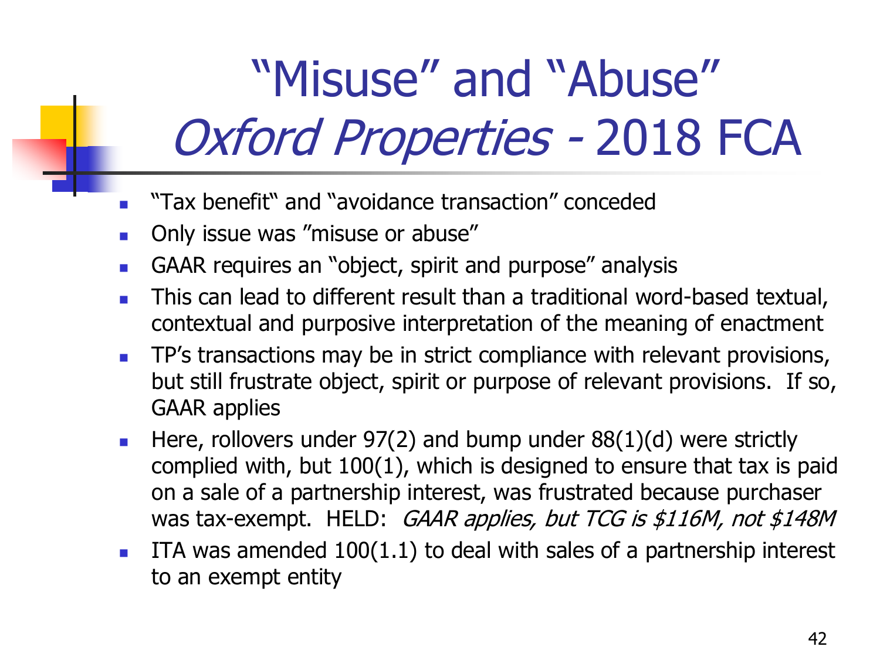# "Misuse" and "Abuse" *Oxford Properties* - 2018 FCA

- "Tax benefit" and "avoidance transaction" conceded
- Only issue was "misuse or abuse"
- GAAR requires an "object, spirit and purpose" analysis
- This can lead to different result than a traditional word-based textual, contextual and purposive interpretation of the meaning of enactment
- TP's transactions may be in strict compliance with relevant provisions, but still frustrate object, spirit or purpose of relevant provisions. If so, GAAR applies
- Here, rollovers under 97(2) and bump under 88(1)(d) were strictly complied with, but 100(1), which is designed to ensure that tax is paid on a sale of a partnership interest, was frustrated because purchaser was tax-exempt. HELD: *GAAR applies, but TCG is $116M, not $148M*
- ITA was amended 100(1.1) to deal with sales of a partnership interest to an exempt entity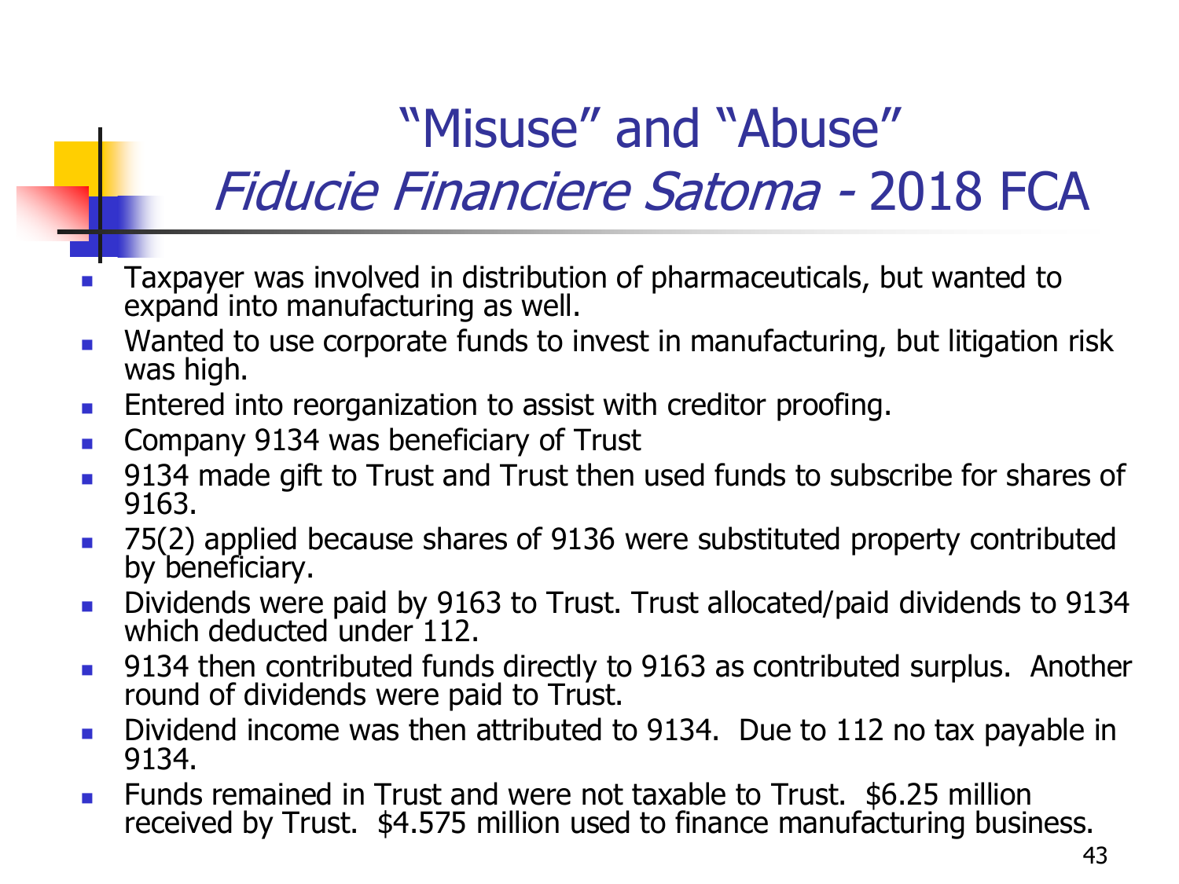# "Misuse" and "Abuse" *Fiducie Financiere Satoma* - 2018 FCA

- Taxpayer was involved in distribution of pharmaceuticals, but wanted to expand into manufacturing as well.
- Wanted to use corporate funds to invest in manufacturing, but litigation risk was high.
- Entered into reorganization to assist with creditor proofing.
- Company 9134 was beneficiary of Trust
- 9134 made gift to Trust and Trust then used funds to subscribe for shares of 9163.
- 75(2) applied because shares of 9136 were substituted property contributed by beneficiary.
- Dividends were paid by 9163 to Trust. Trust allocated/paid dividends to 9134 which deducted under 112.
- 9134 then contributed funds directly to 9163 as contributed surplus. Another round of dividends were paid to Trust.
- Dividend income was then attributed to 9134. Due to 112 no tax payable in 9134.
- Funds remained in Trust and were not taxable to Trust. $6.25 million received by Trust. $4.575 million used to finance manufacturing business.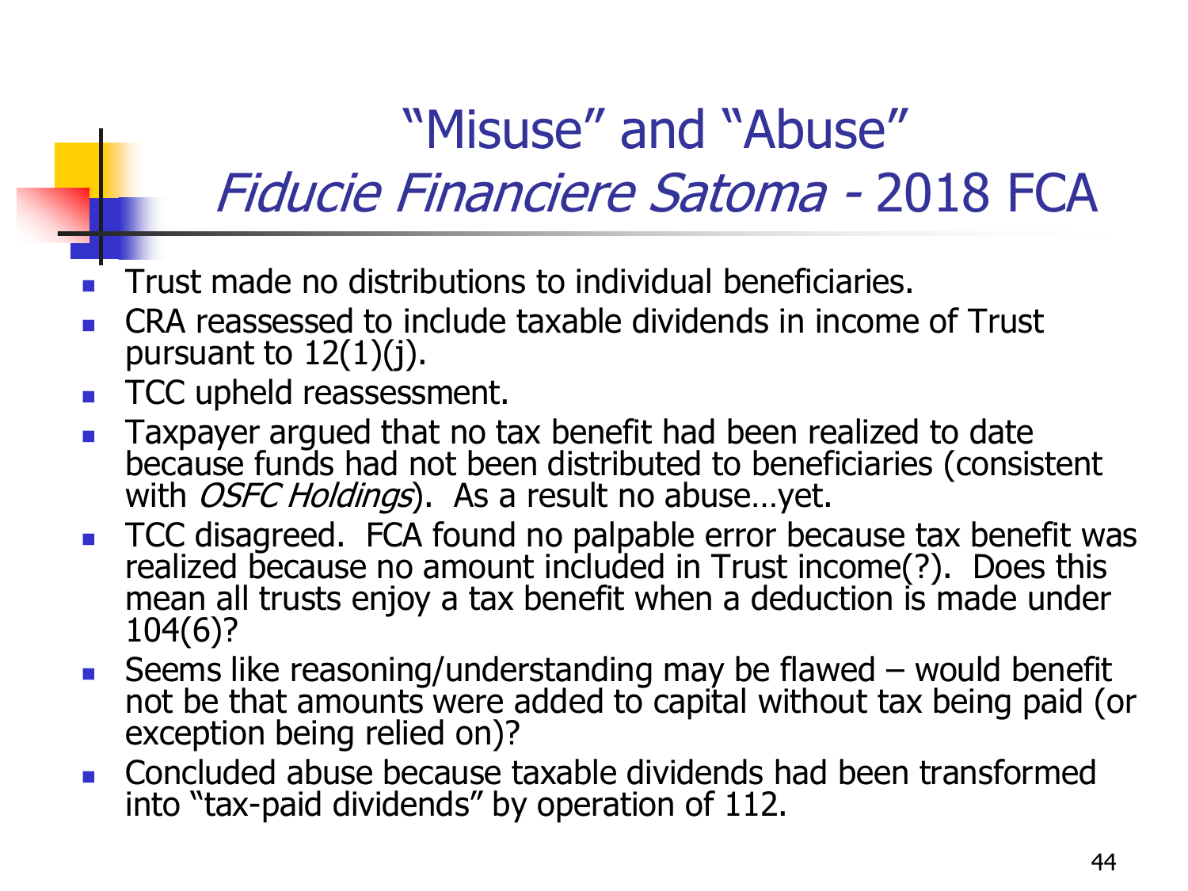# "Misuse" and "Abuse"

## *Fiducie Financiere Satoma* - 2018 FCA

- Trust made no distributions to individual beneficiaries.
- CRA reassessed to include taxable dividends in income of Trust pursuant to 12(1)(j).
- TCC upheld reassessment.
- Taxpayer argued that no tax benefit had been realized to date because funds had not been distributed to beneficiaries (consistent with *OSFC Holdings*). As a result no abuse…yet.
- TCC disagreed. FCA found no palpable error because tax benefit was realized because no amount included in Trust income(?). Does this mean all trusts enjoy a tax benefit when a deduction is made under 104(6)?
- Seems like reasoning/understanding may be flawed – would benefit not be that amounts were added to capital without tax being paid (or exception being relied on)?
- Concluded abuse because taxable dividends had been transformed into "tax-paid dividends" by operation of 112.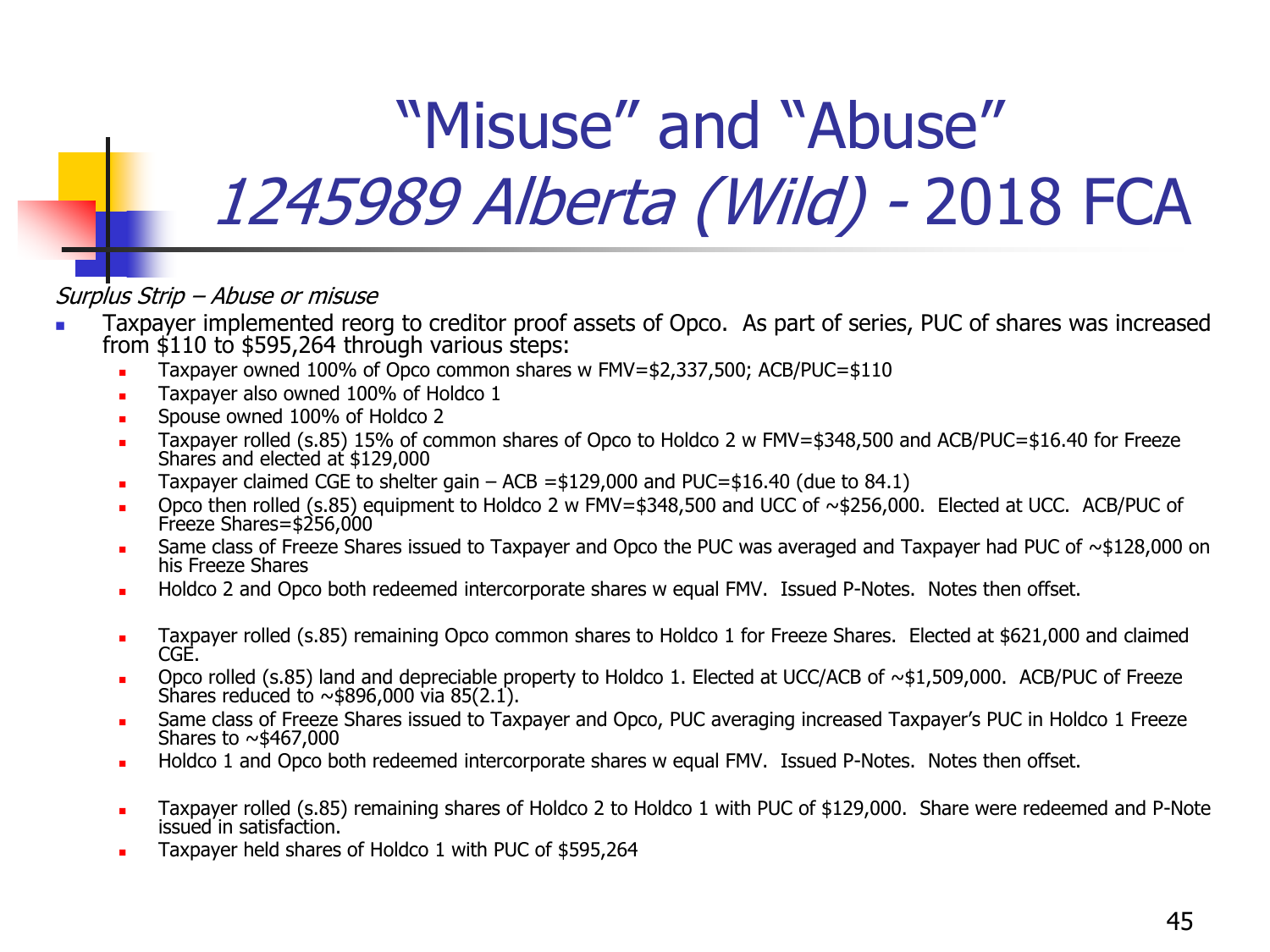# "Misuse" and "Abuse" *1245989 Alberta (Wild)* - 2018 FCA

*Surplus Strip – Abuse or misuse*

- Taxpayer implemented reorg to creditor proof assets of Opco. As part of series, PUC of shares was increased from $110 to $595,264 through various steps:
  - Taxpayer owned 100% of Opco common shares w FMV=$2,337,500; ACB/PUC=$110
  - Taxpayer also owned 100% of Holdco 1
  - Spouse owned 100% of Holdco 2
  - Taxpayer rolled (s.85) 15% of common shares of Opco to Holdco 2 w FMV=$348,500 and ACB/PUC=$16.40 for Freeze Shares and elected at $129,000
  - Taxpayer claimed CGE to shelter gain – ACB =$129,000 and PUC=$16.40 (due to 84.1)
  - Opco then rolled (s.85) equipment to Holdco 2 w FMV=$348,500 and UCC of ~$256,000. Elected at UCC. ACB/PUC of Freeze Shares=$256,000
  - Same class of Freeze Shares issued to Taxpayer and Opco the PUC was averaged and Taxpayer had PUC of ~$128,000 on his Freeze Shares
  - Holdco 2 and Opco both redeemed intercorporate shares w equal FMV. Issued P-Notes. Notes then offset.
  - Taxpayer rolled (s.85) remaining Opco common shares to Holdco 1 for Freeze Shares. Elected at $621,000 and claimed CGE.
  - Opco rolled (s.85) land and depreciable property to Holdco 1. Elected at UCC/ACB of ~$1,509,000. ACB/PUC of Freeze Shares reduced to ~$896,000 via 85(2.1).
  - Same class of Freeze Shares issued to Taxpayer and Opco, PUC averaging increased Taxpayer's PUC in Holdco 1 Freeze Shares to ~$467,000
  - Holdco 1 and Opco both redeemed intercorporate shares w equal FMV. Issued P-Notes. Notes then offset.
  - Taxpayer rolled (s.85) remaining shares of Holdco 2 to Holdco 1 with PUC of $129,000. Share were redeemed and P-Note issued in satisfaction.
  - Taxpayer held shares of Holdco 1 with PUC of $595,264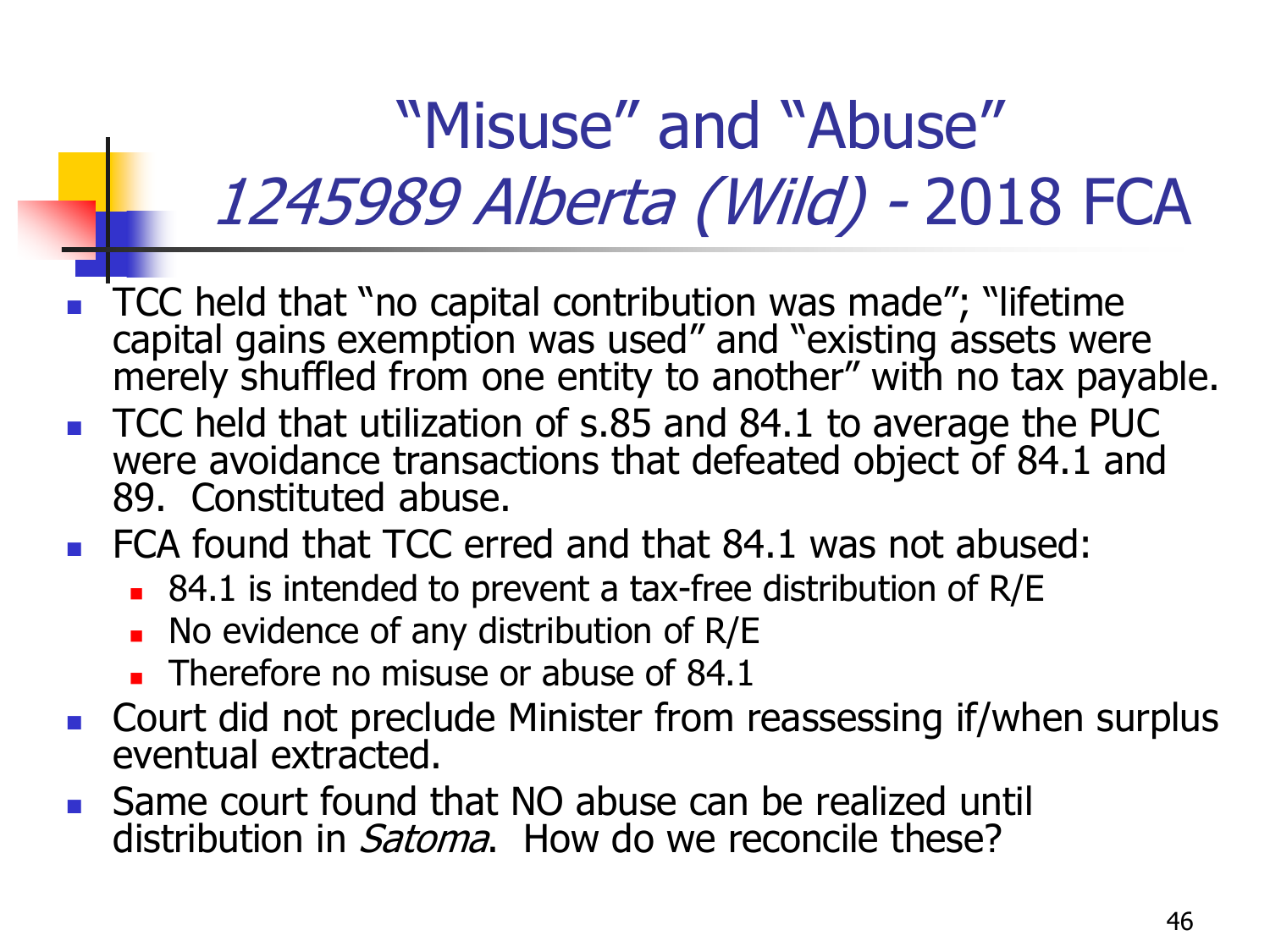# "Misuse" and "Abuse" *1245989 Alberta (Wild)* - 2018 FCA

- TCC held that "no capital contribution was made"; "lifetime capital gains exemption was used" and "existing assets were merely shuffled from one entity to another" with no tax payable.
- TCC held that utilization of s.85 and 84.1 to average the PUC were avoidance transactions that defeated object of 84.1 and 89. Constituted abuse.
- FCA found that TCC erred and that 84.1 was not abused:
  - 84.1 is intended to prevent a tax-free distribution of R/E
  - No evidence of any distribution of R/E
  - Therefore no misuse or abuse of 84.1
- Court did not preclude Minister from reassessing if/when surplus eventual extracted.
- Same court found that NO abuse can be realized until distribution in *Satoma*. How do we reconcile these?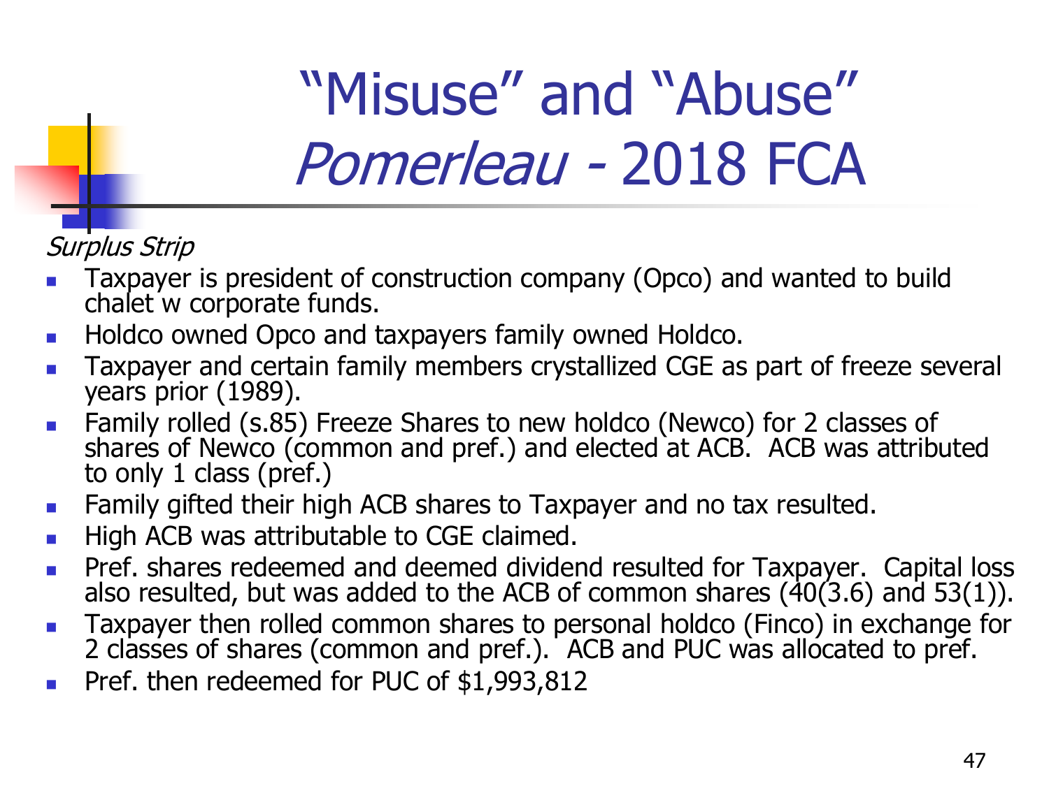# "Misuse" and "Abuse" *Pomerleau* - 2018 FCA

*Surplus Strip*

- Taxpayer is president of construction company (Opco) and wanted to build chalet w corporate funds.
- Holdco owned Opco and taxpayers family owned Holdco.
- Taxpayer and certain family members crystallized CGE as part of freeze several years prior (1989).
- Family rolled (s.85) Freeze Shares to new holdco (Newco) for 2 classes of shares of Newco (common and pref.) and elected at ACB. ACB was attributed to only 1 class (pref.)
- Family gifted their high ACB shares to Taxpayer and no tax resulted.
- High ACB was attributable to CGE claimed.
- Pref. shares redeemed and deemed dividend resulted for Taxpayer. Capital loss also resulted, but was added to the ACB of common shares (40(3.6) and 53(1)).
- Taxpayer then rolled common shares to personal holdco (Finco) in exchange for 2 classes of shares (common and pref.). ACB and PUC was allocated to pref.
- Pref. then redeemed for PUC of $1,993,812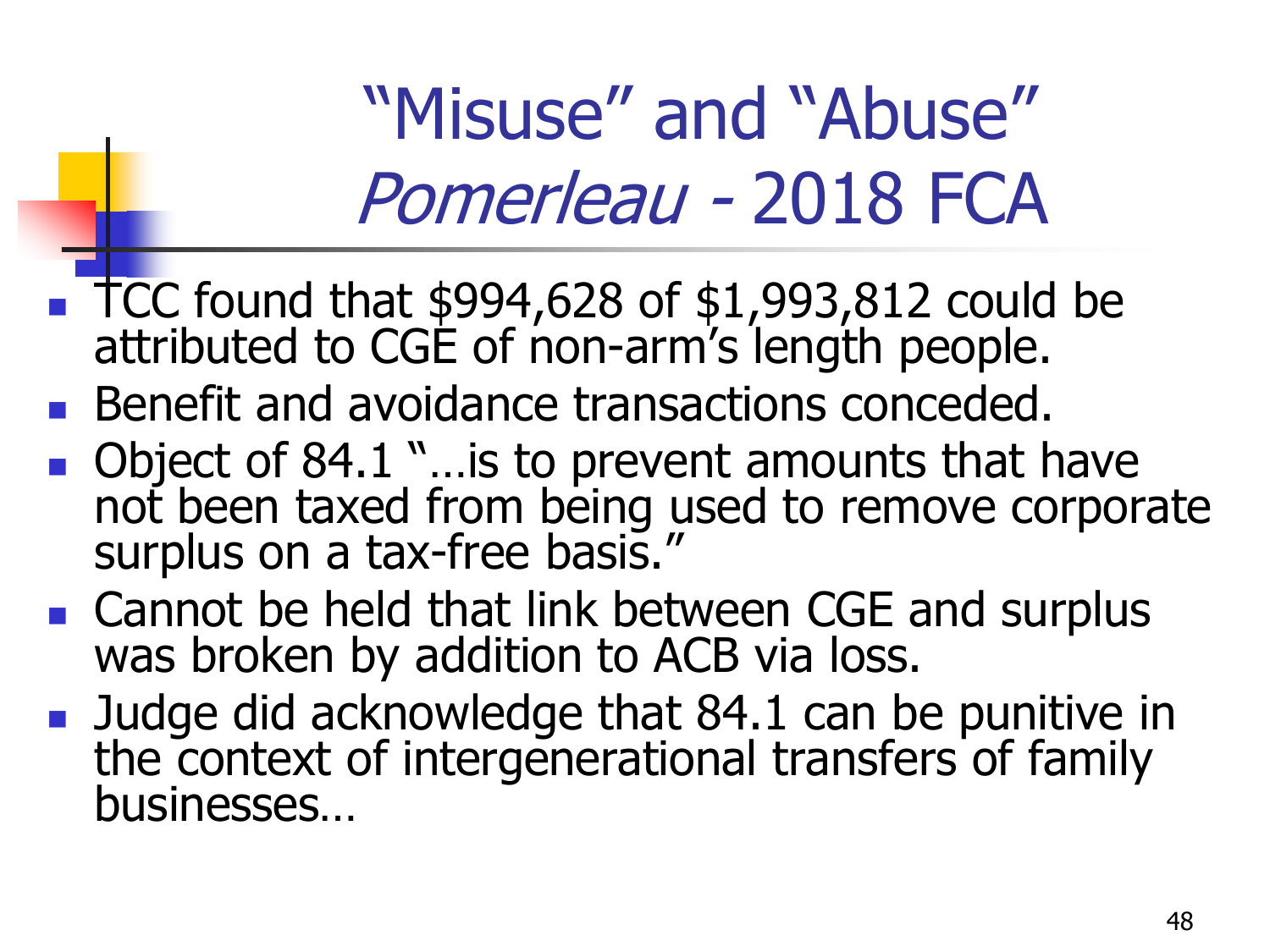# "Misuse" and "Abuse" *Pomerleau* - 2018 FCA

- TCC found that $994,628 of $1,993,812 could be attributed to CGE of non-arm's length people.
- Benefit and avoidance transactions conceded.
- Object of 84.1 "…is to prevent amounts that have not been taxed from being used to remove corporate surplus on a tax-free basis."
- Cannot be held that link between CGE and surplus was broken by addition to ACB via loss.
- Judge did acknowledge that 84.1 can be punitive in the context of intergenerational transfers of family businesses…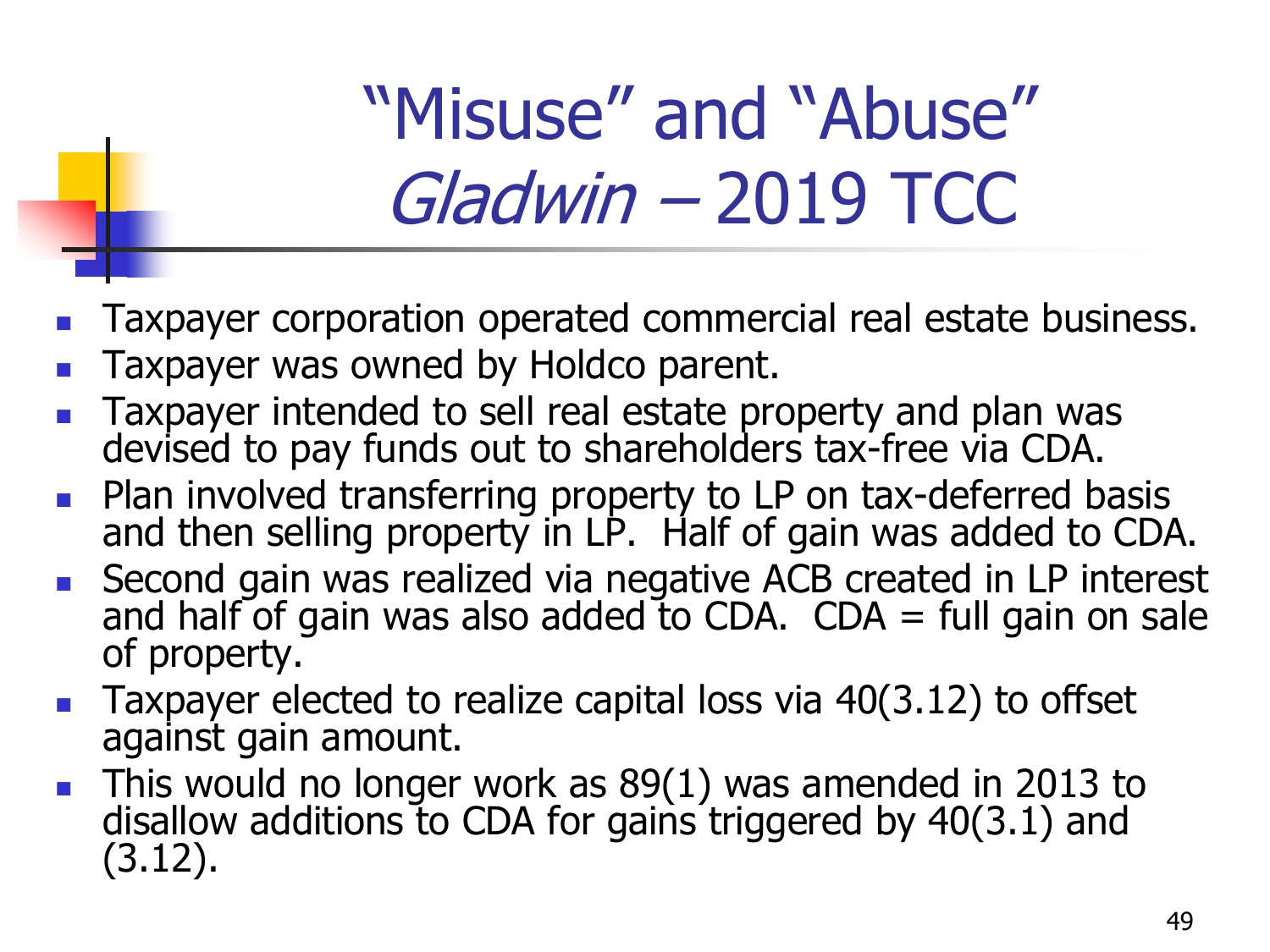# "Misuse" and "Abuse" *Gladwin* – 2019 TCC

- Taxpayer corporation operated commercial real estate business.
- Taxpayer was owned by Holdco parent.
- Taxpayer intended to sell real estate property and plan was devised to pay funds out to shareholders tax-free via CDA.
- Plan involved transferring property to LP on tax-deferred basis and then selling property in LP. Half of gain was added to CDA.
- Second gain was realized via negative ACB created in LP interest and half of gain was also added to CDA. CDA = full gain on sale of property.
- Taxpayer elected to realize capital loss via 40(3.12) to offset against gain amount.
- This would no longer work as 89(1) was amended in 2013 to disallow additions to CDA for gains triggered by 40(3.1) and (3.12).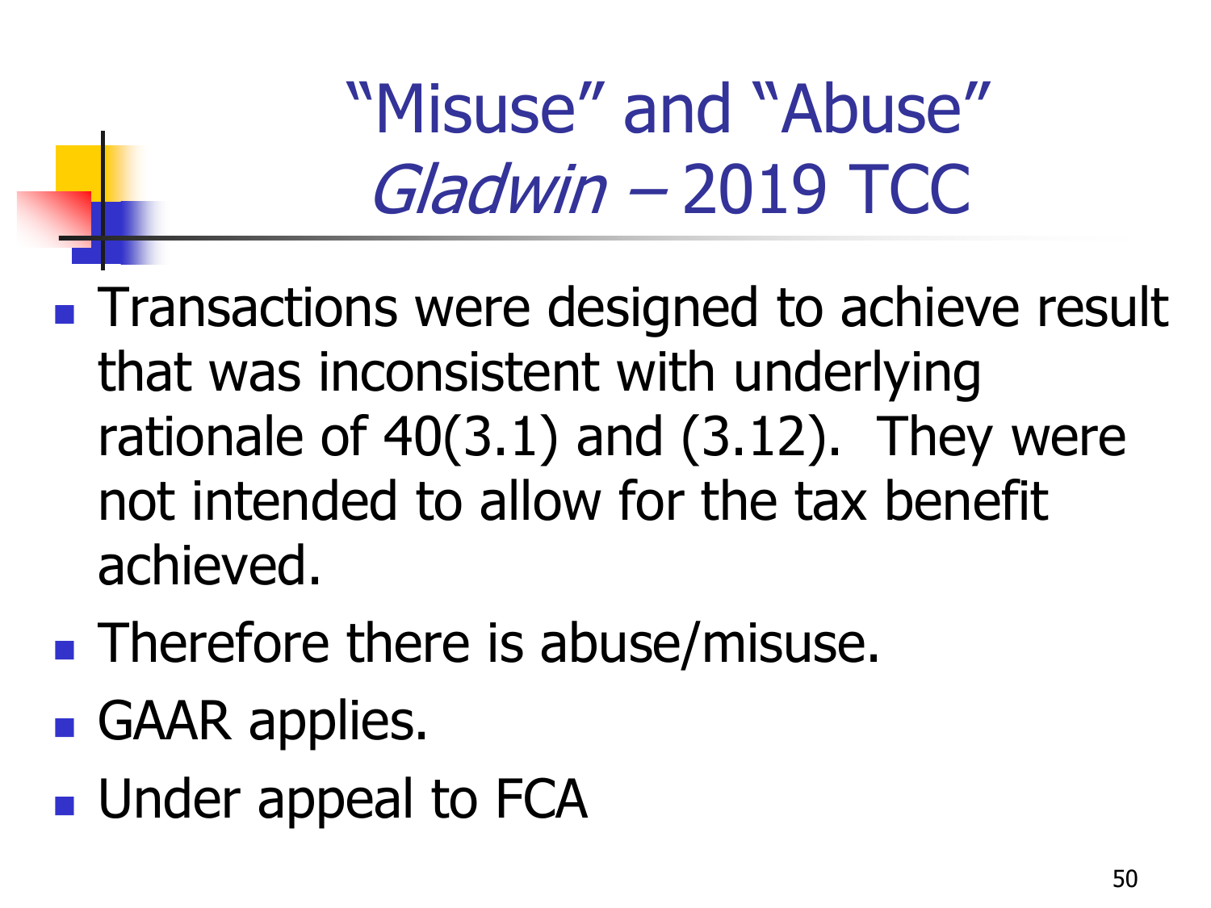# "Misuse" and "Abuse" *Gladwin* – 2019 TCC

- Transactions were designed to achieve result that was inconsistent with underlying rationale of 40(3.1) and (3.12). They were not intended to allow for the tax benefit achieved.
- Therefore there is abuse/misuse.
- GAAR applies.
- Under appeal to FCA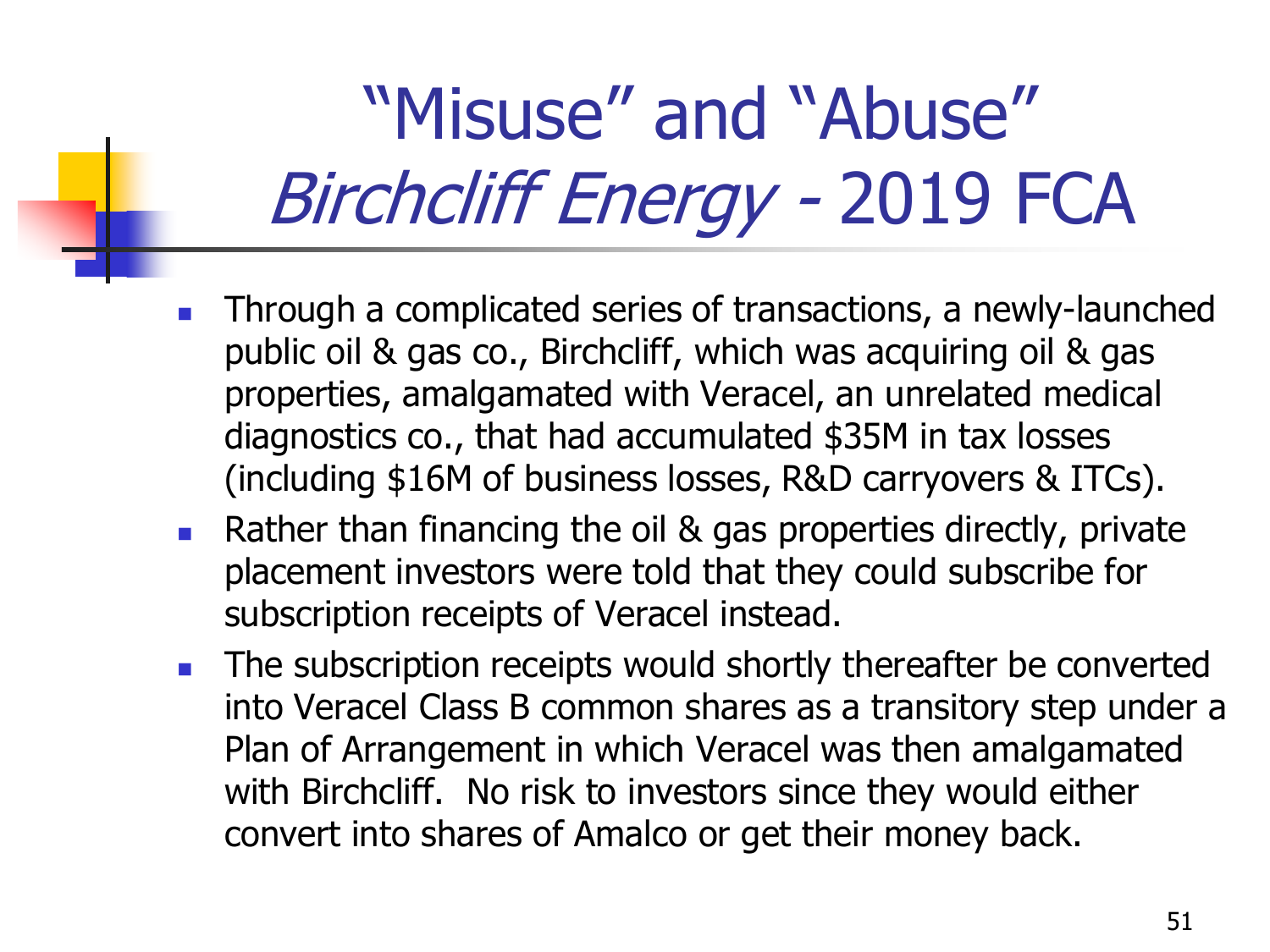# "Misuse" and "Abuse" *Birchcliff Energy* - 2019 FCA

- Through a complicated series of transactions, a newly-launched public oil & gas co., Birchcliff, which was acquiring oil & gas properties, amalgamated with Veracel, an unrelated medical diagnostics co., that had accumulated $35M in tax losses (including $16M of business losses, R&D carryovers & ITCs).
- Rather than financing the oil & gas properties directly, private placement investors were told that they could subscribe for subscription receipts of Veracel instead.
- The subscription receipts would shortly thereafter be converted into Veracel Class B common shares as a transitory step under a Plan of Arrangement in which Veracel was then amalgamated with Birchcliff. No risk to investors since they would either convert into shares of Amalco or get their money back.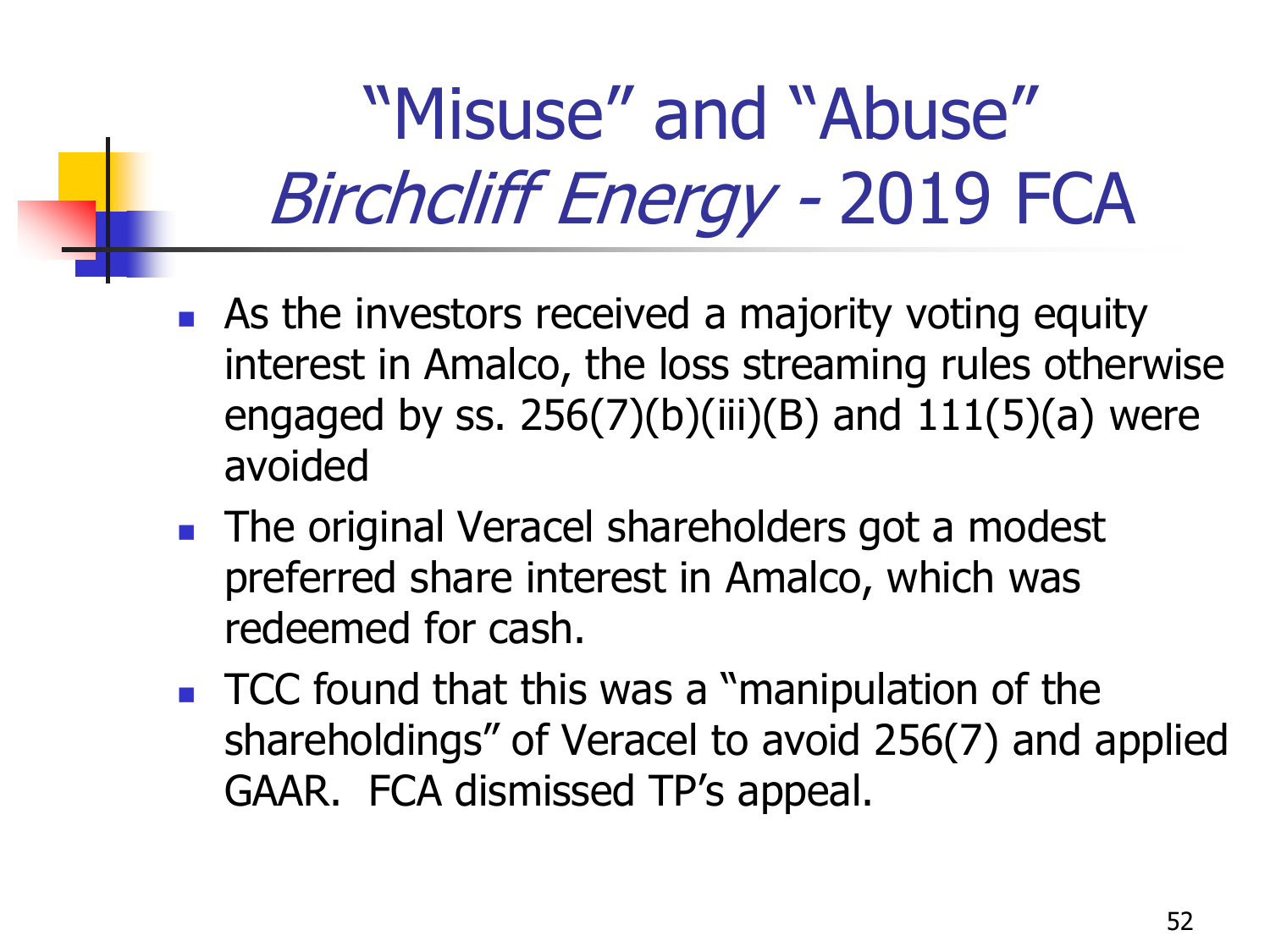# "Misuse" and "Abuse" *Birchcliff Energy* - 2019 FCA

- As the investors received a majority voting equity interest in Amalco, the loss streaming rules otherwise engaged by ss. 256(7)(b)(iii)(B) and 111(5)(a) were avoided
- The original Veracel shareholders got a modest preferred share interest in Amalco, which was redeemed for cash.
- TCC found that this was a "manipulation of the shareholdings" of Veracel to avoid 256(7) and applied GAAR. FCA dismissed TP's appeal.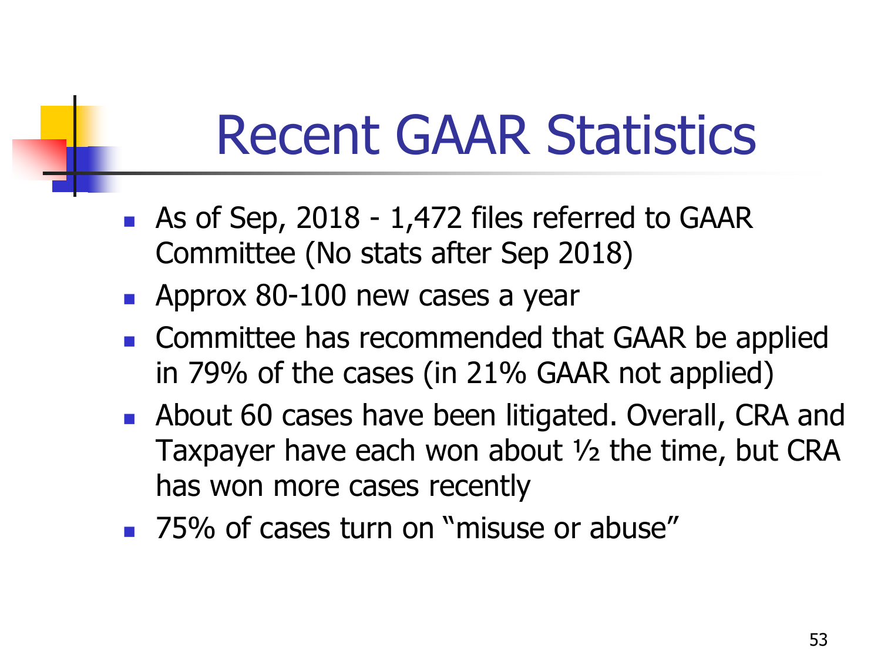# Recent GAAR Statistics

- As of Sep, 2018 - 1,472 files referred to GAAR Committee (No stats after Sep 2018)
- Approx 80-100 new cases a year
- Committee has recommended that GAAR be applied in 79% of the cases (in 21% GAAR not applied)
- About 60 cases have been litigated. Overall, CRA and Taxpayer have each won about ½ the time, but CRA has won more cases recently
- 75% of cases turn on "misuse or abuse"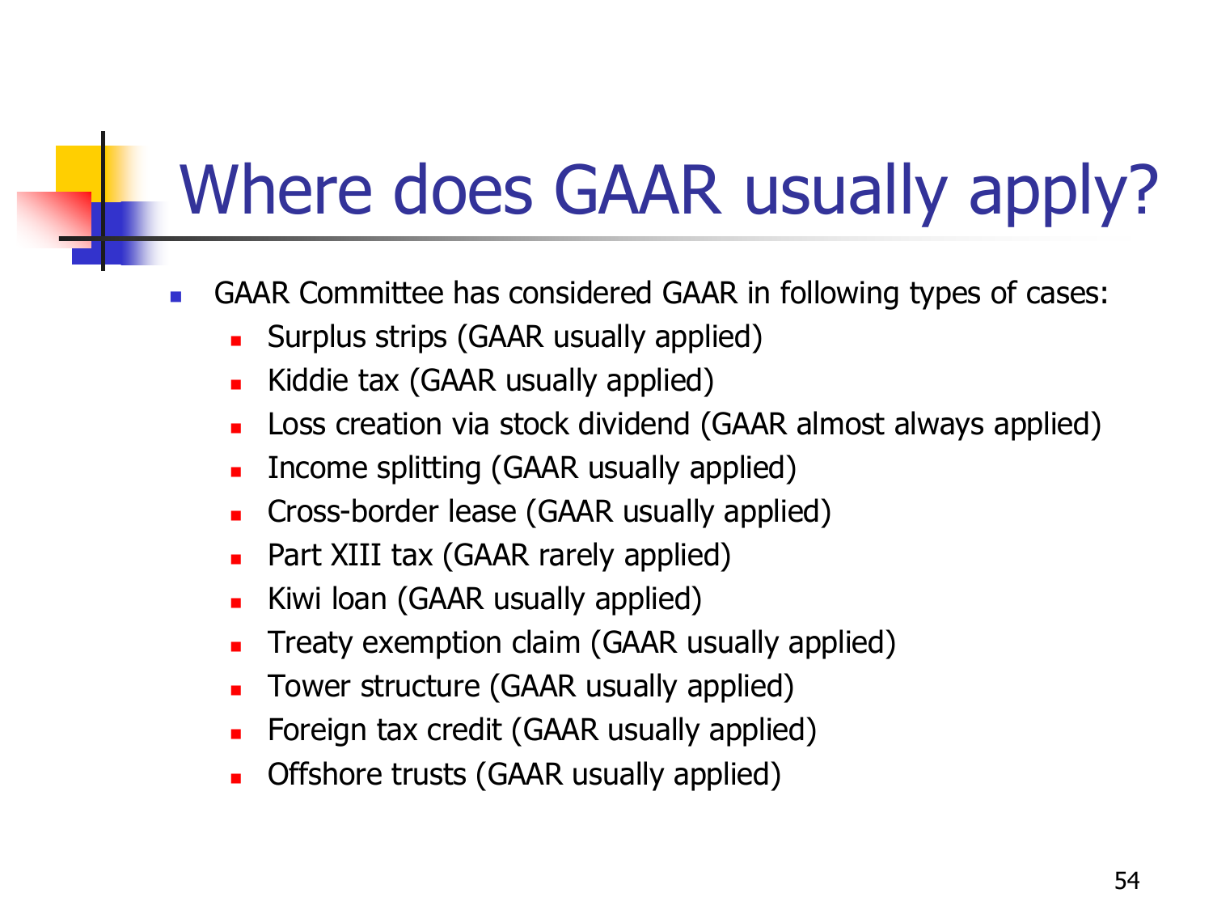# Where does GAAR usually apply?

- GAAR Committee has considered GAAR in following types of cases:
  - Surplus strips (GAAR usually applied)
  - Kiddie tax (GAAR usually applied)
  - Loss creation via stock dividend (GAAR almost always applied)
  - Income splitting (GAAR usually applied)
  - Cross-border lease (GAAR usually applied)
  - Part XIII tax (GAAR rarely applied)
  - Kiwi loan (GAAR usually applied)
  - Treaty exemption claim (GAAR usually applied)
  - Tower structure (GAAR usually applied)
  - Foreign tax credit (GAAR usually applied)
  - Offshore trusts (GAAR usually applied)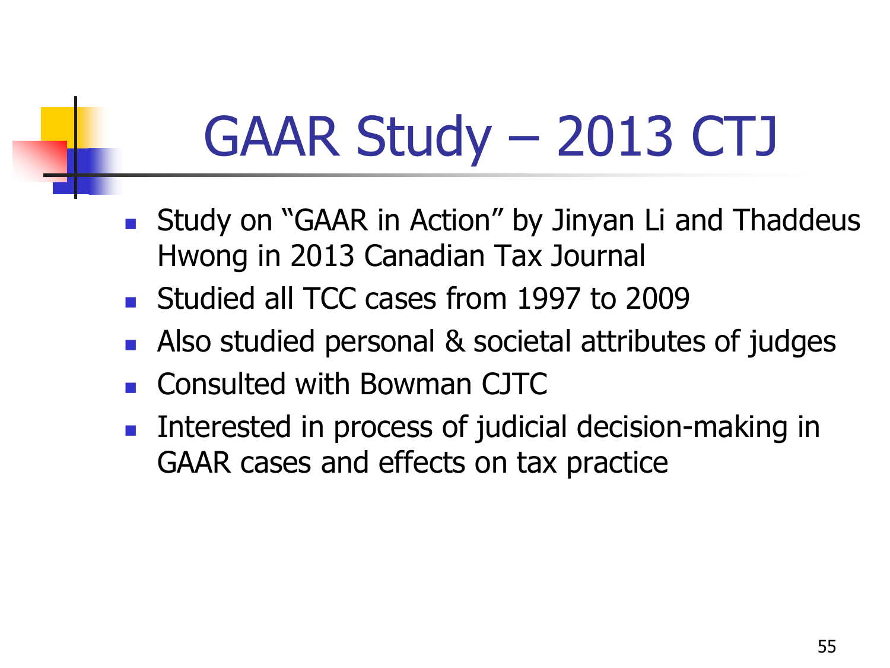# GAAR Study – 2013 CTJ

- Study on "GAAR in Action" by Jinyan Li and Thaddeus Hwong in 2013 Canadian Tax Journal
- Studied all TCC cases from 1997 to 2009
- Also studied personal & societal attributes of judges
- Consulted with Bowman CJTC
- Interested in process of judicial decision-making in GAAR cases and effects on tax practice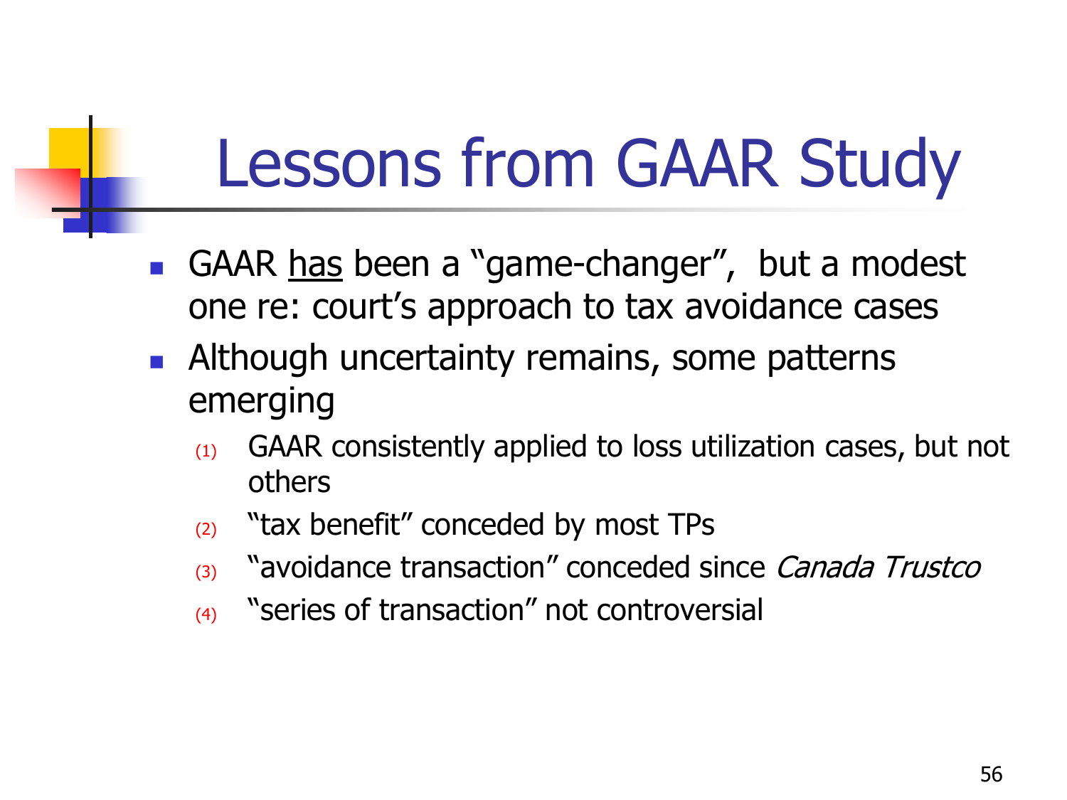# Lessons from GAAR Study

- GAAR <u>has</u> been a "game-changer", but a modest one re: court's approach to tax avoidance cases
- Although uncertainty remains, some patterns emerging
  1. GAAR consistently applied to loss utilization cases, but not others
  2. "tax benefit" conceded by most TPs
  3. "avoidance transaction" conceded since *Canada Trustco*
  4. "series of transaction" not controversial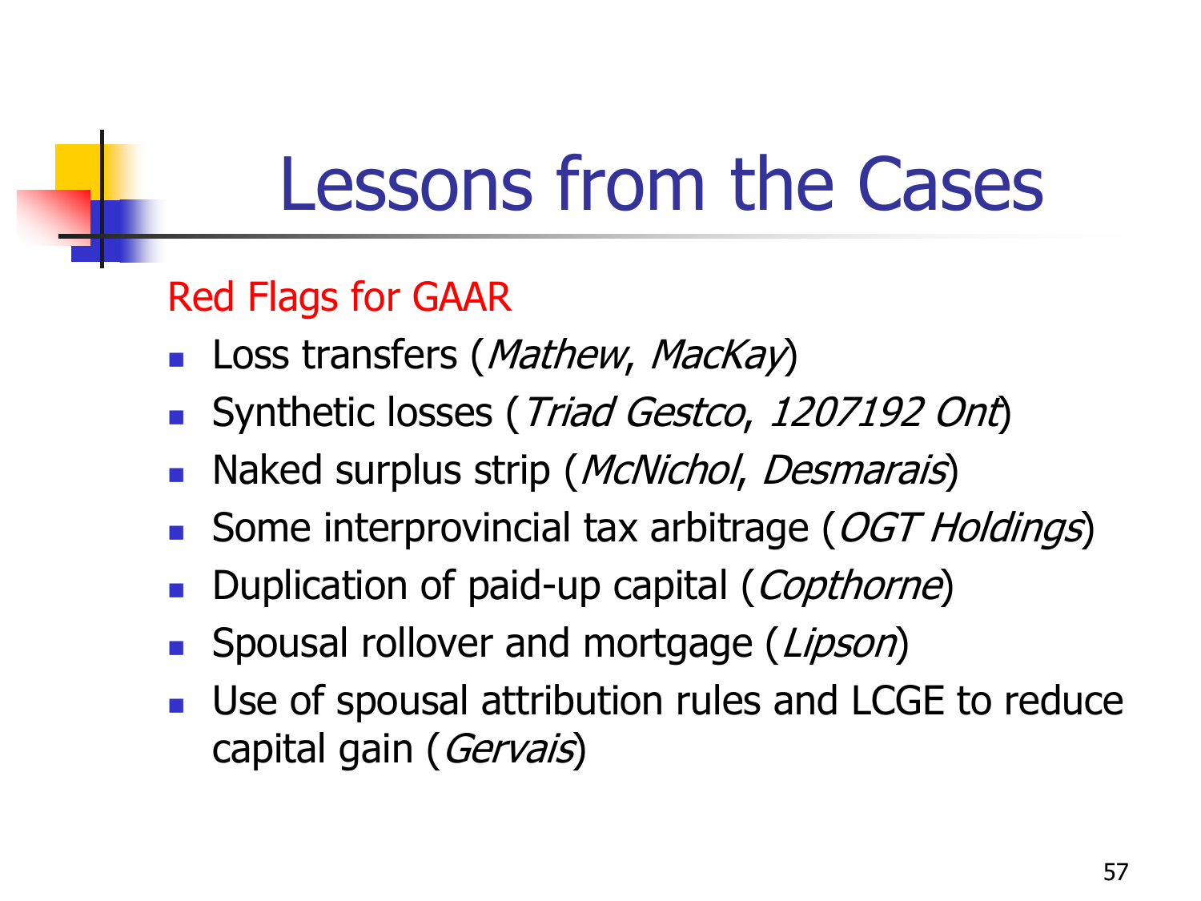# Lessons from the Cases

## Red Flags for GAAR

- Loss transfers (*Mathew*, *MacKay*)
- Synthetic losses (*Triad Gestco*, *1207192 Ont*)
- Naked surplus strip (*McNichol*, *Desmarais*)
- Some interprovincial tax arbitrage (*OGT Holdings*)
- Duplication of paid-up capital (*Copthorne*)
- Spousal rollover and mortgage (*Lipson*)
- Use of spousal attribution rules and LCGE to reduce capital gain (*Gervais*)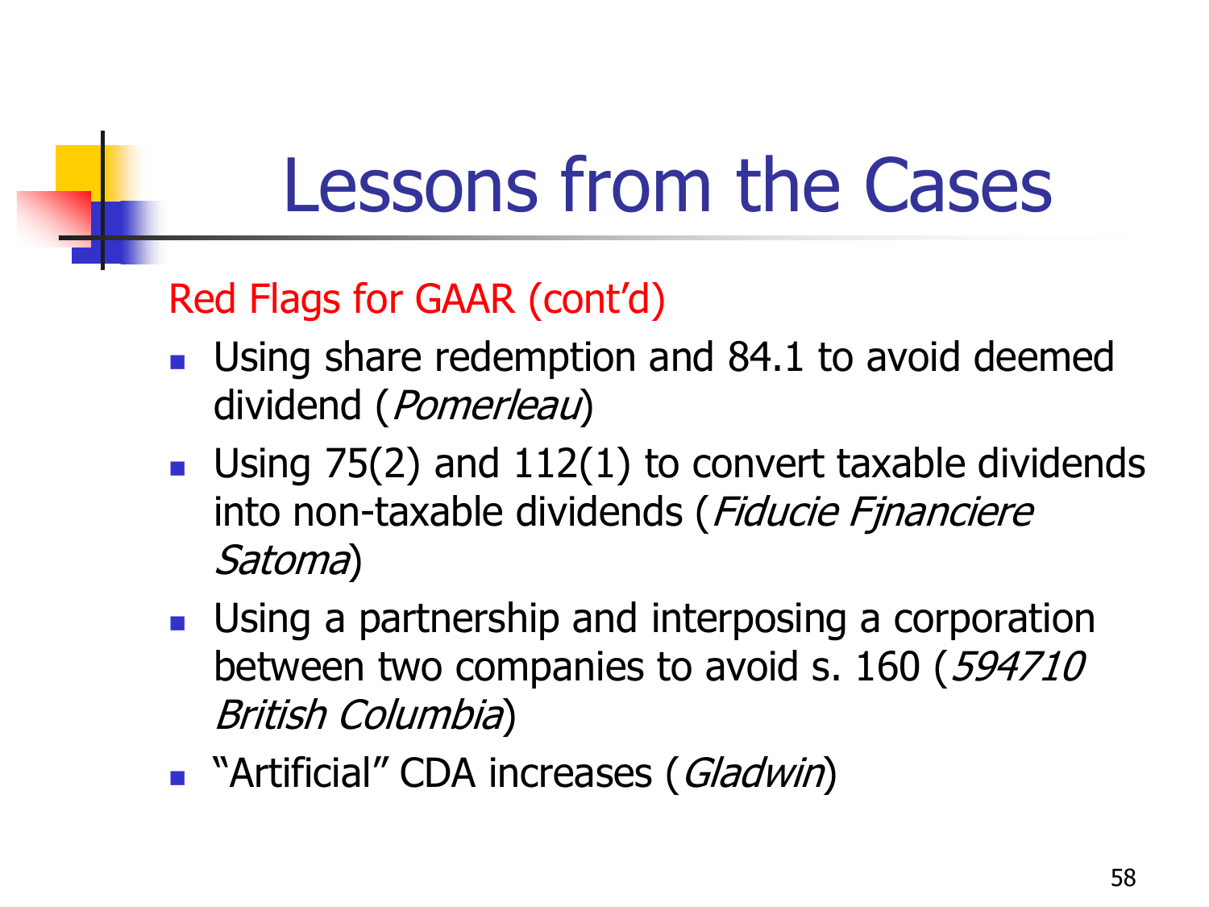# Lessons from the Cases

## Red Flags for GAAR (cont'd)

- Using share redemption and 84.1 to avoid deemed dividend (*Pomerleau*)
- Using 75(2) and 112(1) to convert taxable dividends into non-taxable dividends (*Fiducie Fjnanciere Satoma*)
- Using a partnership and interposing a corporation between two companies to avoid s. 160 (*594710 British Columbia*)
- "Artificial" CDA increases (*Gladwin*)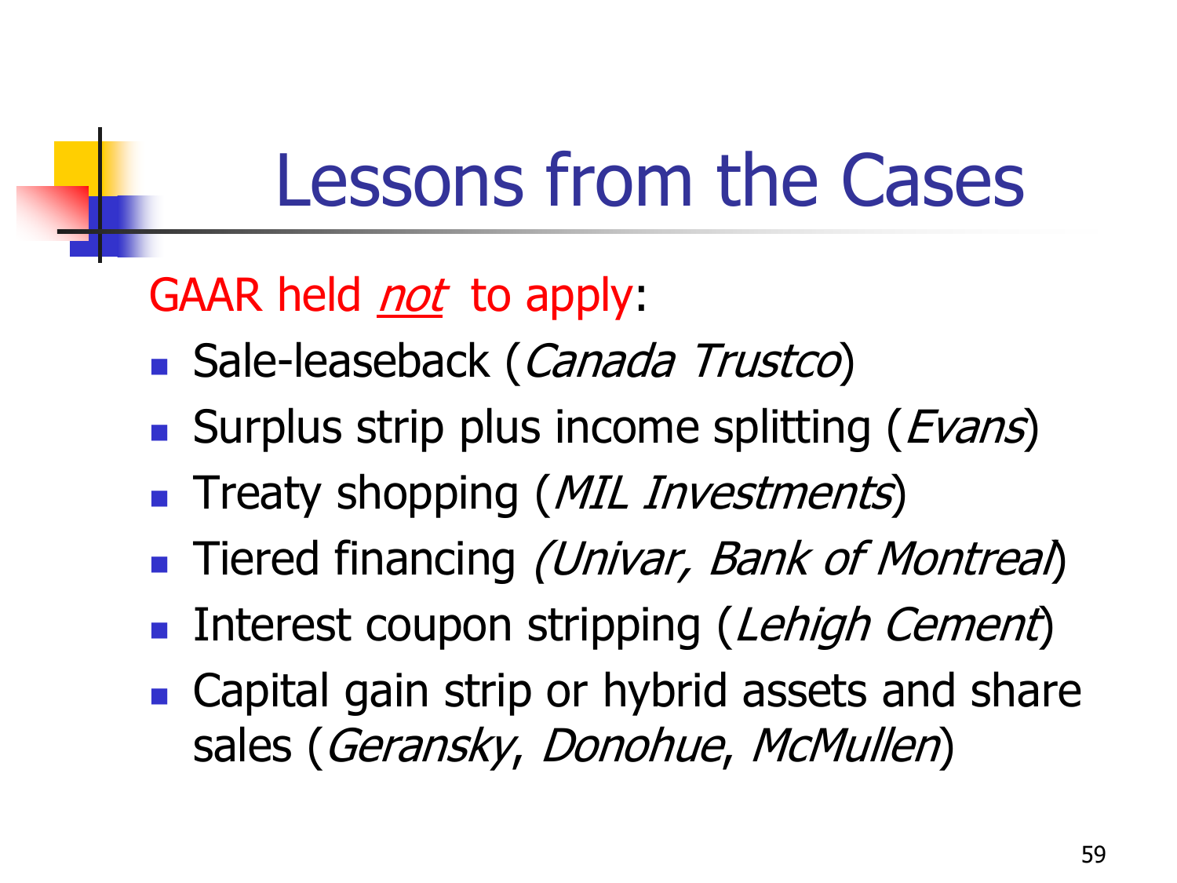# Lessons from the Cases

GAAR held *not* to apply:

- Sale-leaseback (*Canada Trustco*)
- Surplus strip plus income splitting (*Evans*)
- Treaty shopping (*MIL Investments*)
- Tiered financing *(Univar, Bank of Montreal*)
- Interest coupon stripping (*Lehigh Cement*)
- Capital gain strip or hybrid assets and share sales (*Geransky*, *Donohue*, *McMullen*)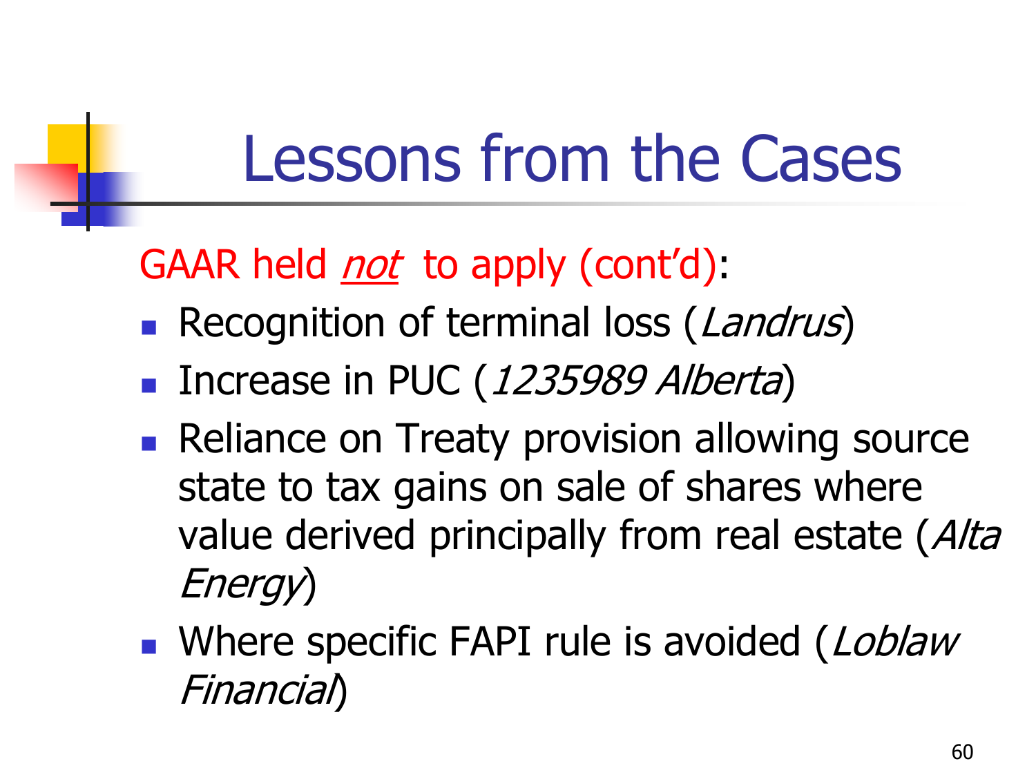# Lessons from the Cases

GAAR held *not* to apply (cont'd):

- Recognition of terminal loss (*Landrus*)
- Increase in PUC (*1235989 Alberta*)
- Reliance on Treaty provision allowing source state to tax gains on sale of shares where value derived principally from real estate (*Alta Energy*)
- Where specific FAPI rule is avoided (*Loblaw Financial*)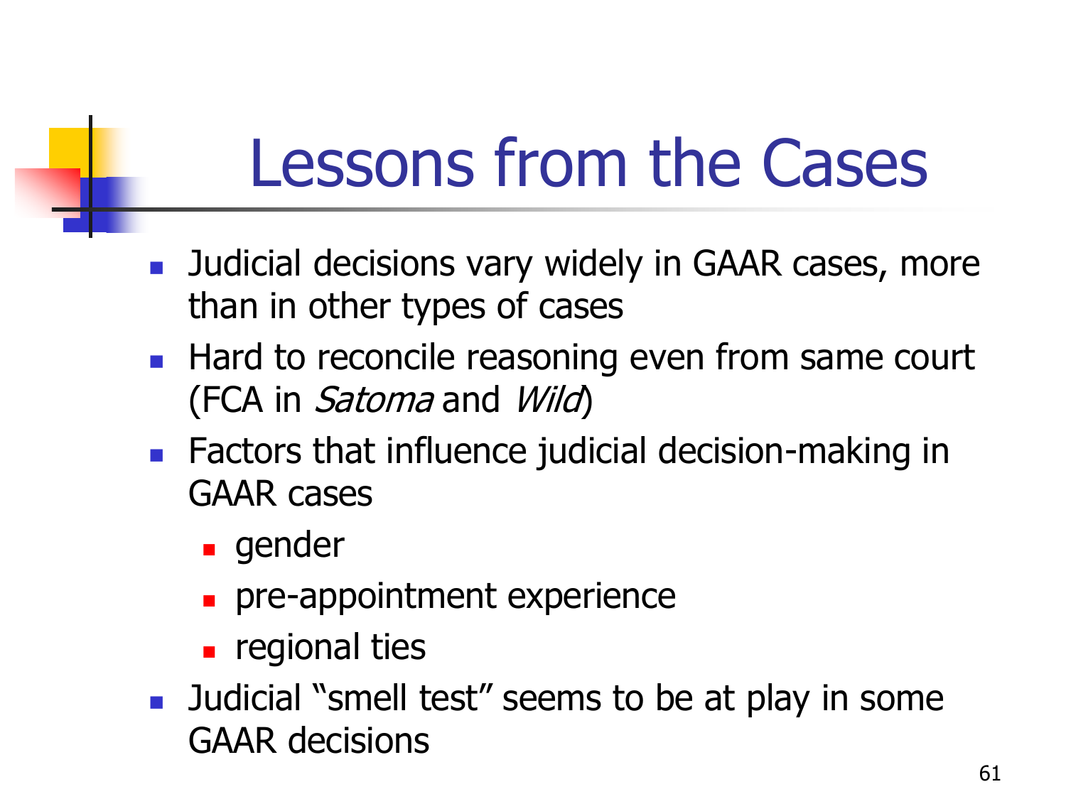# Lessons from the Cases

- Judicial decisions vary widely in GAAR cases, more than in other types of cases
- Hard to reconcile reasoning even from same court (FCA in *Satoma* and *Wild*)
- Factors that influence judicial decision-making in GAAR cases
  - gender
  - pre-appointment experience
  - regional ties
- Judicial "smell test" seems to be at play in some GAAR decisions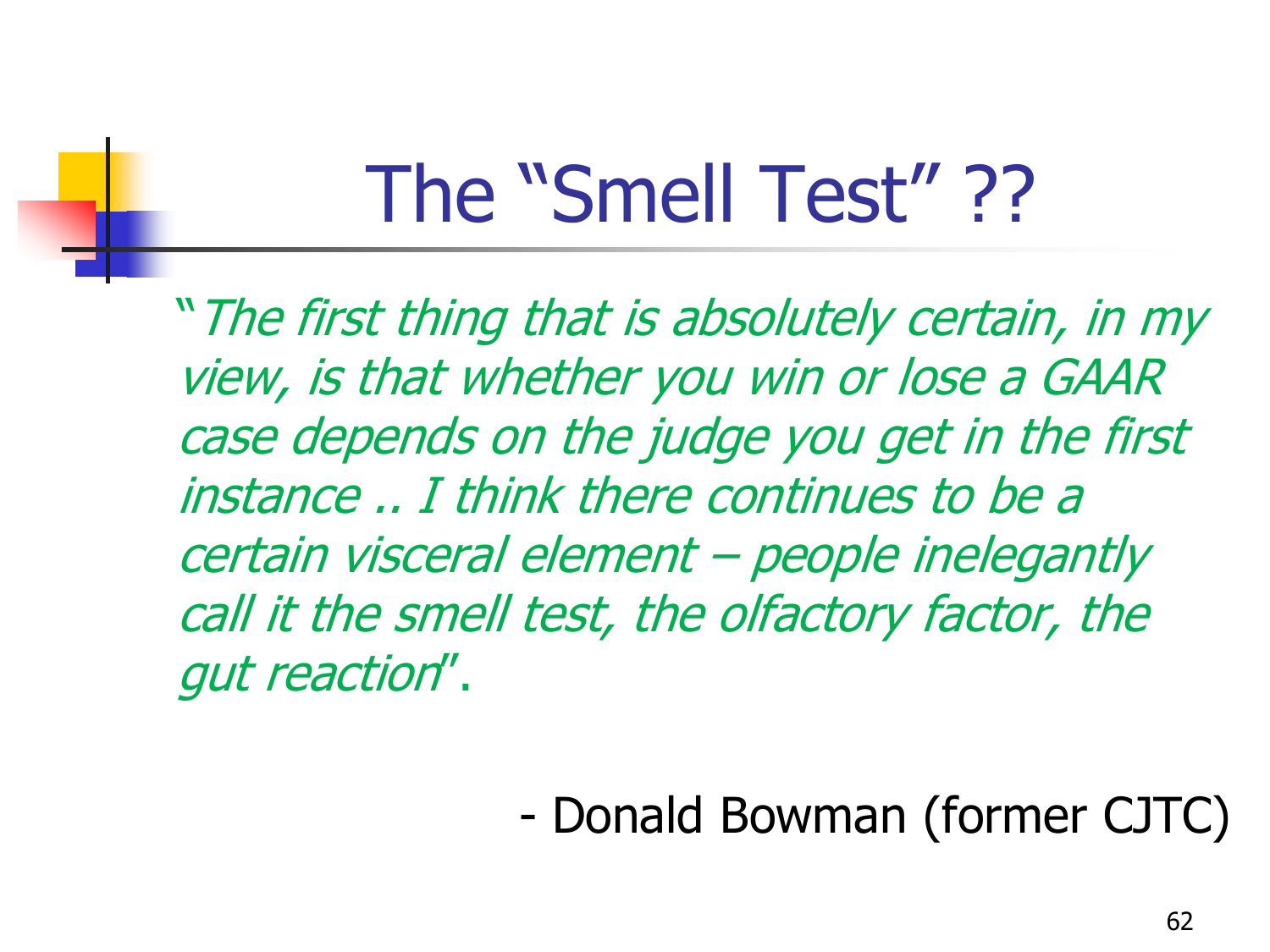# The "Smell Test" ??

"*The first thing that is absolutely certain, in my view, is that whether you win or lose a GAAR case depends on the judge you get in the first instance .. I think there continues to be a certain visceral element – people inelegantly call it the smell test, the olfactory factor, the gut reaction*".

- Donald Bowman (former CJTC)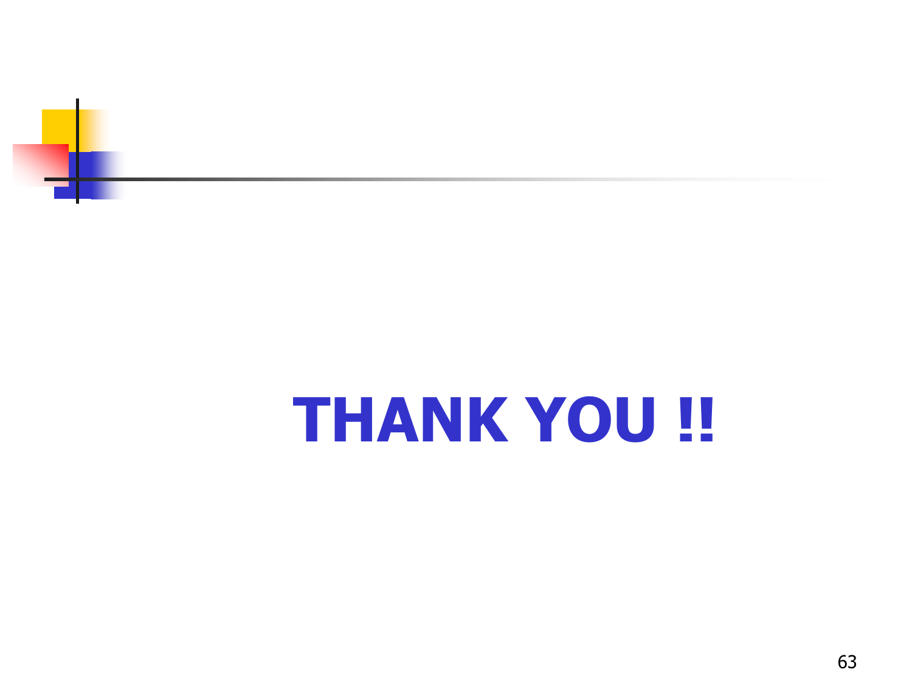# THANK YOU !!